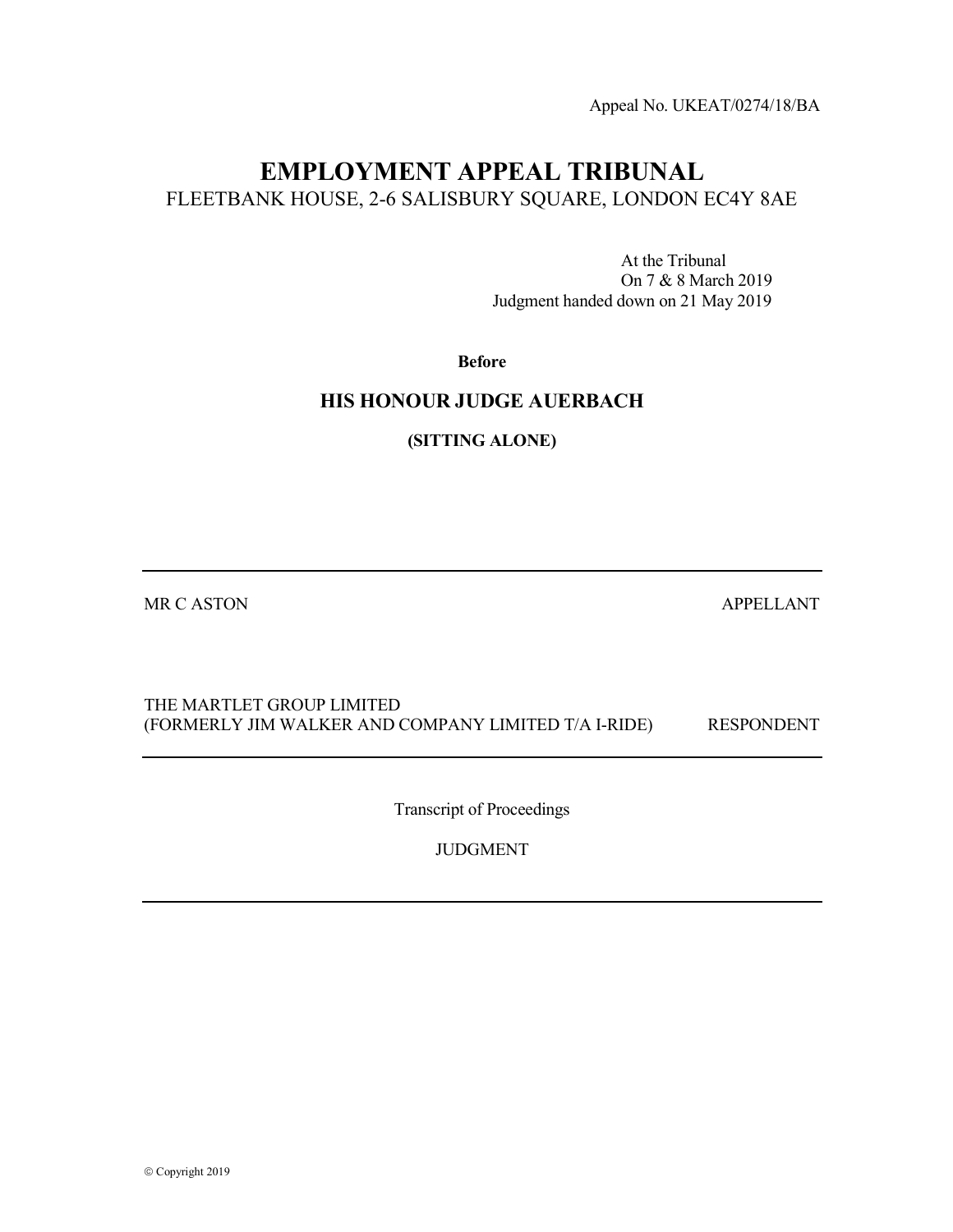Appeal No. UKEAT/0274/18/BA

# EMPLOYMENT APPEAL TRIBUNAL

FLEETBANK HOUSE, 2-6 SALISBURY SQUARE, LONDON EC4Y 8AE

At the Tribunal
On 7 & 8 March 2019
Judgment handed down on 21 May 2019

**Before**

## HIS HONOUR JUDGE AUERBACH

**(SITTING ALONE)**

---

MR C ASTON — APPELLANT

THE MARTLET GROUP LIMITED
(FORMERLY JIM WALKER AND COMPANY LIMITED T/A I-RIDE) — RESPONDENT

---

Transcript of Proceedings

JUDGMENT

---

© Copyright 2019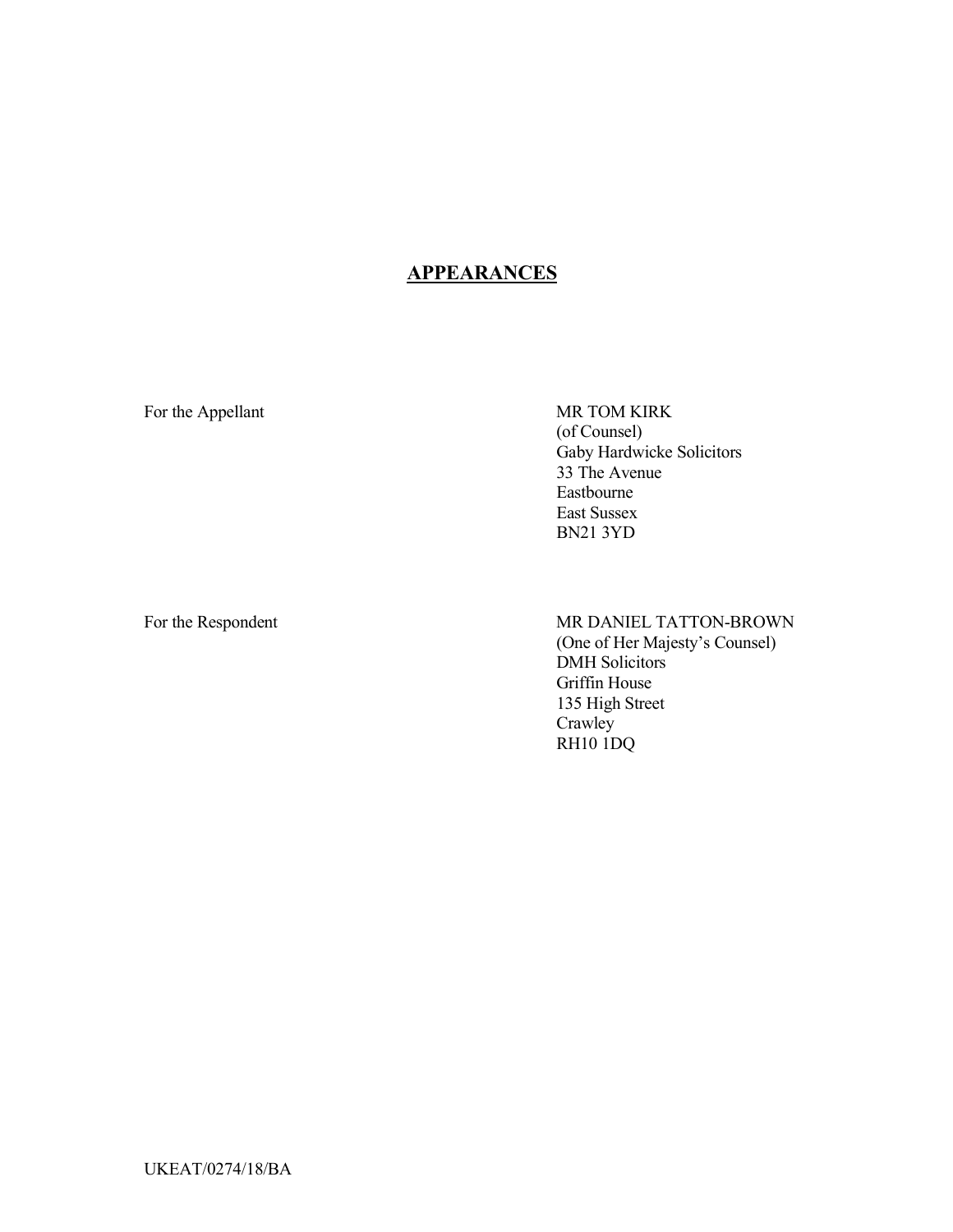## APPEARANCES

| | |
|---|---|
| For the Appellant | MR TOM KIRK<br>(of Counsel)<br>Gaby Hardwicke Solicitors<br>33 The Avenue<br>Eastbourne<br>East Sussex<br>BN21 3YD |
| For the Respondent | MR DANIEL TATTON-BROWN<br>(One of Her Majesty's Counsel)<br>DMH Solicitors<br>Griffin House<br>135 High Street<br>Crawley<br>RH10 1DQ |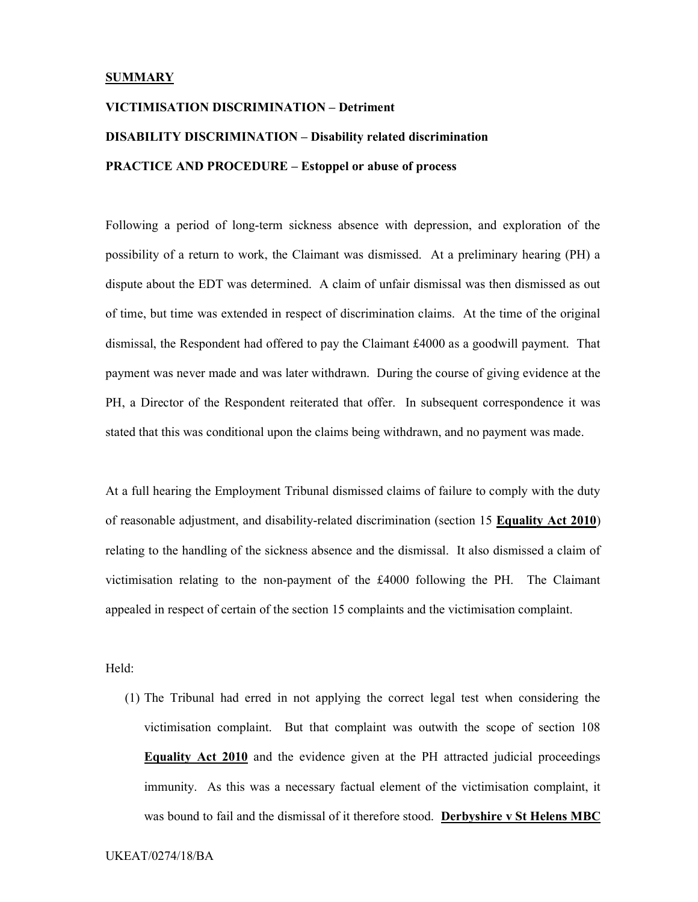## SUMMARY

**VICTIMISATION DISCRIMINATION – Detriment**

**DISABILITY DISCRIMINATION – Disability related discrimination**

**PRACTICE AND PROCEDURE – Estoppel or abuse of process**

Following a period of long-term sickness absence with depression, and exploration of the possibility of a return to work, the Claimant was dismissed. At a preliminary hearing (PH) a dispute about the EDT was determined. A claim of unfair dismissal was then dismissed as out of time, but time was extended in respect of discrimination claims. At the time of the original dismissal, the Respondent had offered to pay the Claimant £4000 as a goodwill payment. That payment was never made and was later withdrawn. During the course of giving evidence at the PH, a Director of the Respondent reiterated that offer. In subsequent correspondence it was stated that this was conditional upon the claims being withdrawn, and no payment was made.

At a full hearing the Employment Tribunal dismissed claims of failure to comply with the duty of reasonable adjustment, and disability-related discrimination (section 15 **Equality Act 2010**) relating to the handling of the sickness absence and the dismissal. It also dismissed a claim of victimisation relating to the non-payment of the £4000 following the PH. The Claimant appealed in respect of certain of the section 15 complaints and the victimisation complaint.

Held:

(1) The Tribunal had erred in not applying the correct legal test when considering the victimisation complaint. But that complaint was outwith the scope of section 108 **Equality Act 2010** and the evidence given at the PH attracted judicial proceedings immunity. As this was a necessary factual element of the victimisation complaint, it was bound to fail and the dismissal of it therefore stood. **Derbyshire v St Helens MBC**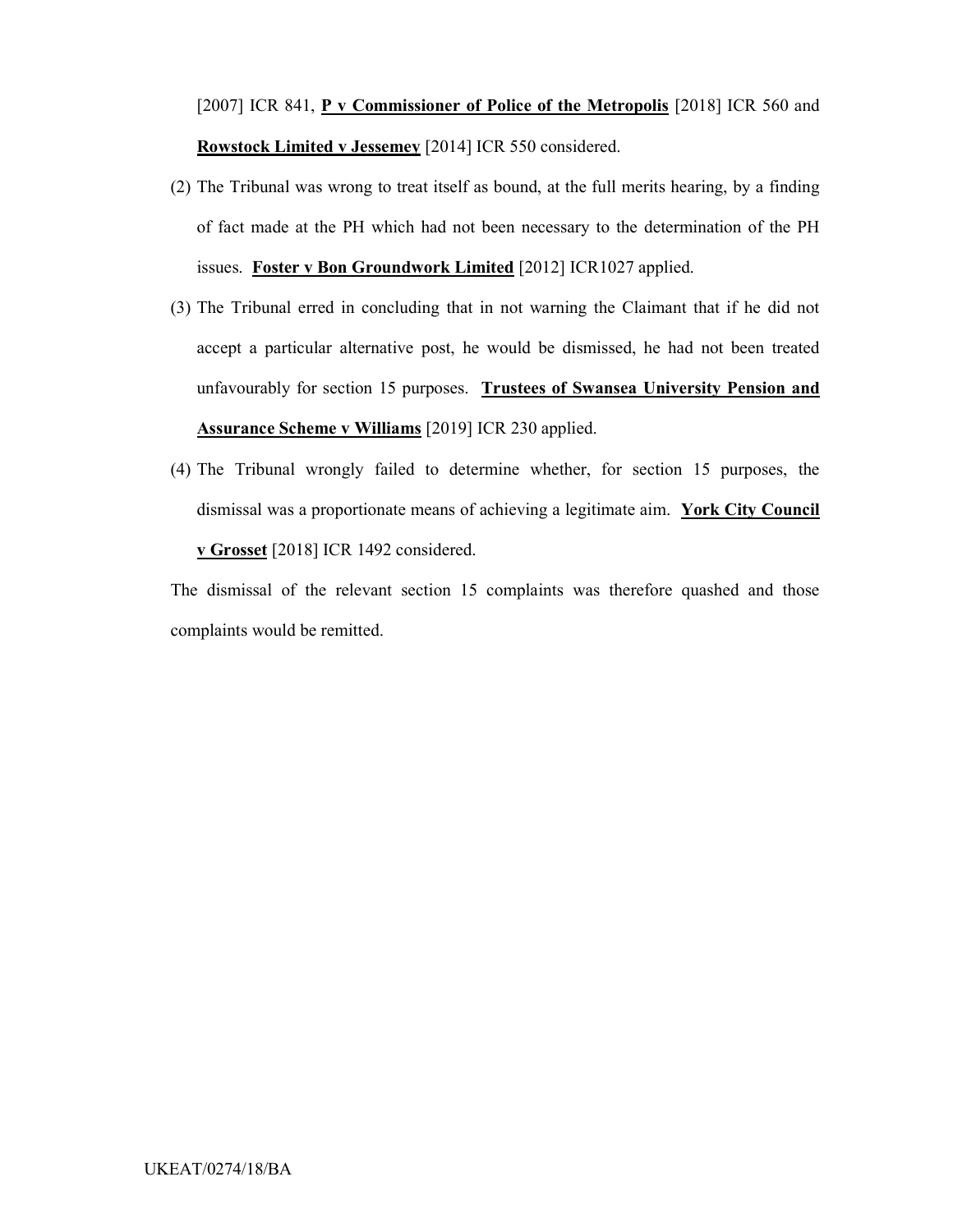[2007] ICR 841, **P v Commissioner of Police of the Metropolis** [2018] ICR 560 and **Rowstock Limited v Jessemey** [2014] ICR 550 considered.

(2) The Tribunal was wrong to treat itself as bound, at the full merits hearing, by a finding of fact made at the PH which had not been necessary to the determination of the PH issues. **Foster v Bon Groundwork Limited** [2012] ICR1027 applied.

(3) The Tribunal erred in concluding that in not warning the Claimant that if he did not accept a particular alternative post, he would be dismissed, he had not been treated unfavourably for section 15 purposes. **Trustees of Swansea University Pension and Assurance Scheme v Williams** [2019] ICR 230 applied.

(4) The Tribunal wrongly failed to determine whether, for section 15 purposes, the dismissal was a proportionate means of achieving a legitimate aim. **York City Council v Grosset** [2018] ICR 1492 considered.

The dismissal of the relevant section 15 complaints was therefore quashed and those complaints would be remitted.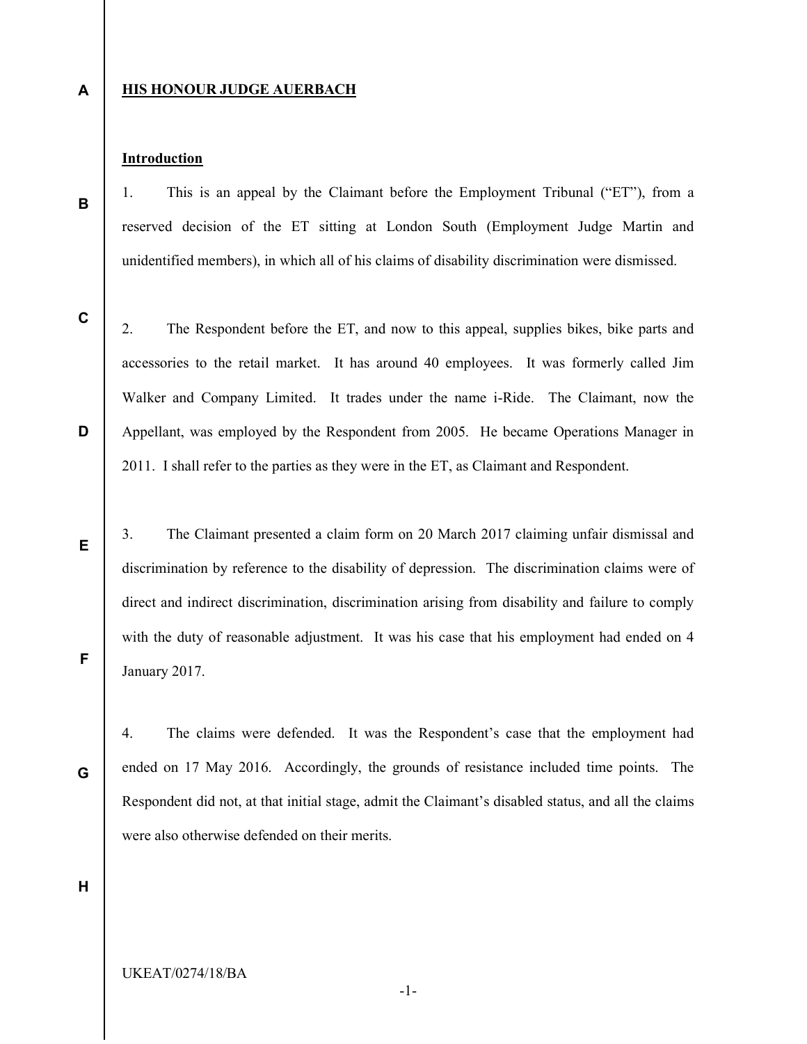**HIS HONOUR JUDGE AUERBACH**

**Introduction**

1. This is an appeal by the Claimant before the Employment Tribunal ("ET"), from a reserved decision of the ET sitting at London South (Employment Judge Martin and unidentified members), in which all of his claims of disability discrimination were dismissed.

2. The Respondent before the ET, and now to this appeal, supplies bikes, bike parts and accessories to the retail market. It has around 40 employees. It was formerly called Jim Walker and Company Limited. It trades under the name i-Ride. The Claimant, now the Appellant, was employed by the Respondent from 2005. He became Operations Manager in 2011. I shall refer to the parties as they were in the ET, as Claimant and Respondent.

3. The Claimant presented a claim form on 20 March 2017 claiming unfair dismissal and discrimination by reference to the disability of depression. The discrimination claims were of direct and indirect discrimination, discrimination arising from disability and failure to comply with the duty of reasonable adjustment. It was his case that his employment had ended on 4 January 2017.

4. The claims were defended. It was the Respondent's case that the employment had ended on 17 May 2016. Accordingly, the grounds of resistance included time points. The Respondent did not, at that initial stage, admit the Claimant's disabled status, and all the claims were also otherwise defended on their merits.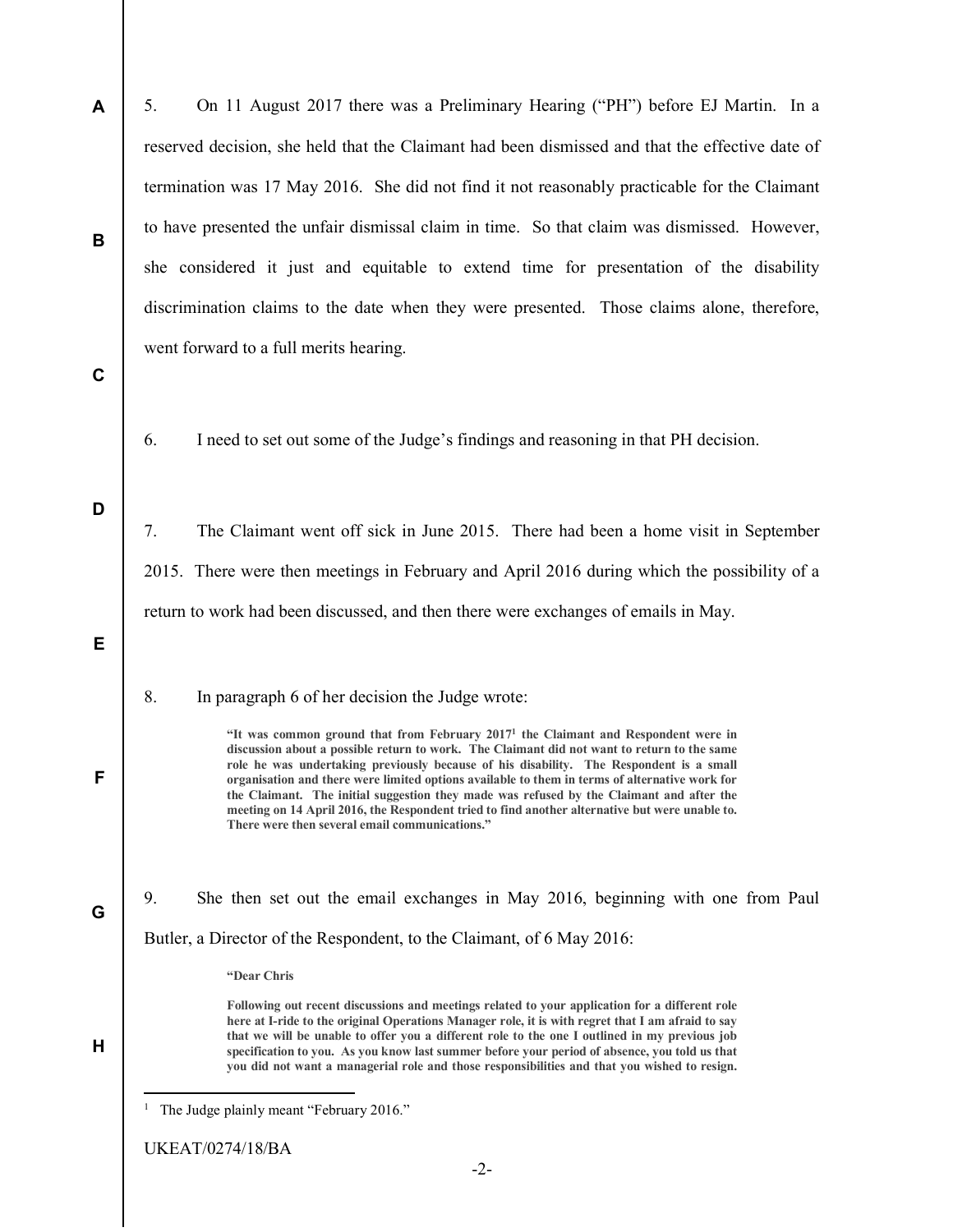5. On 11 August 2017 there was a Preliminary Hearing ("PH") before EJ Martin. In a reserved decision, she held that the Claimant had been dismissed and that the effective date of termination was 17 May 2016. She did not find it not reasonably practicable for the Claimant to have presented the unfair dismissal claim in time. So that claim was dismissed. However, she considered it just and equitable to extend time for presentation of the disability discrimination claims to the date when they were presented. Those claims alone, therefore, went forward to a full merits hearing.

6. I need to set out some of the Judge's findings and reasoning in that PH decision.

7. The Claimant went off sick in June 2015. There had been a home visit in September 2015. There were then meetings in February and April 2016 during which the possibility of a return to work had been discussed, and then there were exchanges of emails in May.

8. In paragraph 6 of her decision the Judge wrote:

> **"It was common ground that from February 2017[1] the Claimant and Respondent were in discussion about a possible return to work. The Claimant did not want to return to the same role he was undertaking previously because of his disability. The Respondent is a small organisation and there were limited options available to them in terms of alternative work for the Claimant. The initial suggestion they made was refused by the Claimant and after the meeting on 14 April 2016, the Respondent tried to find another alternative but were unable to. There were then several email communications."**

9. She then set out the email exchanges in May 2016, beginning with one from Paul Butler, a Director of the Respondent, to the Claimant, of 6 May 2016:

> **"Dear Chris**
>
> **Following out recent discussions and meetings related to your application for a different role here at I-ride to the original Operations Manager role, it is with regret that I am afraid to say that we will be unable to offer you a different role to the one I outlined in my previous job specification to you. As you know last summer before your period of absence, you told us that you did not want a managerial role and those responsibilities and that you wished to resign.**

[1] The Judge plainly meant "February 2016."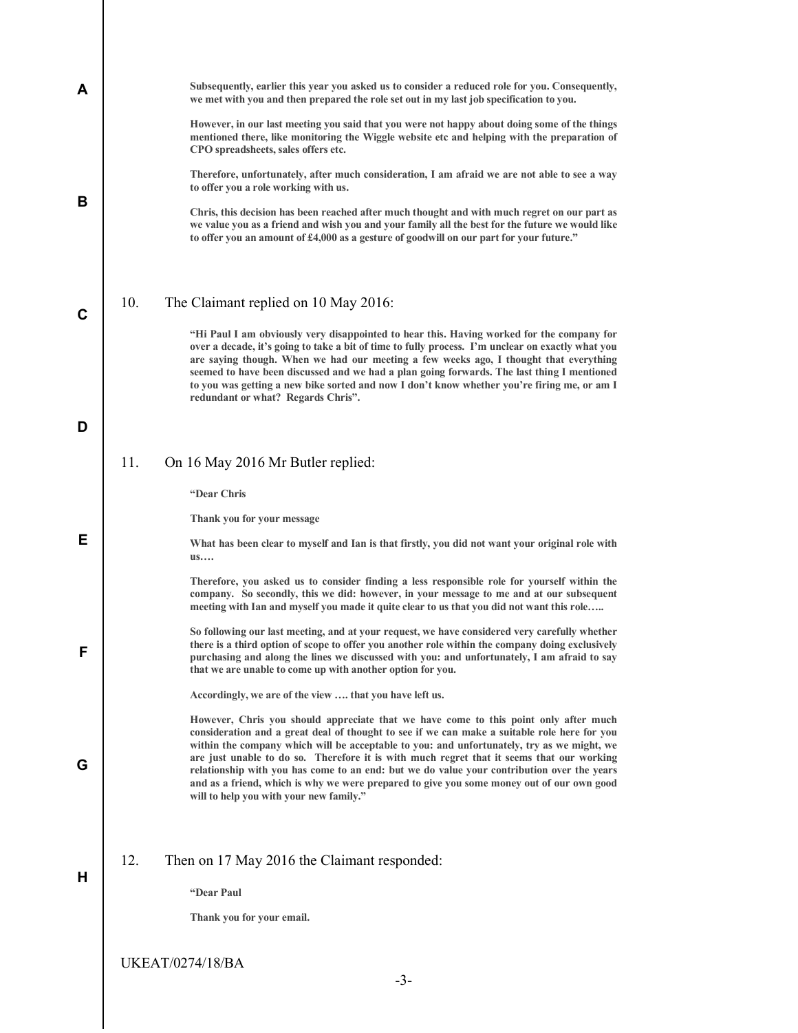**Subsequently, earlier this year you asked us to consider a reduced role for you. Consequently, we met with you and then prepared the role set out in my last job specification to you.**

**However, in our last meeting you said that you were not happy about doing some of the things mentioned there, like monitoring the Wiggle website etc and helping with the preparation of CPO spreadsheets, sales offers etc.**

**Therefore, unfortunately, after much consideration, I am afraid we are not able to see a way to offer you a role working with us.**

**Chris, this decision has been reached after much thought and with much regret on our part as we value you as a friend and wish you and your family all the best for the future we would like to offer you an amount of £4,000 as a gesture of goodwill on our part for your future."**

10. The Claimant replied on 10 May 2016:

**"Hi Paul I am obviously very disappointed to hear this. Having worked for the company for over a decade, it's going to take a bit of time to fully process. I'm unclear on exactly what you are saying though. When we had our meeting a few weeks ago, I thought that everything seemed to have been discussed and we had a plan going forwards. The last thing I mentioned to you was getting a new bike sorted and now I don't know whether you're firing me, or am I redundant or what? Regards Chris".**

11. On 16 May 2016 Mr Butler replied:

**"Dear Chris**

**Thank you for your message**

**What has been clear to myself and Ian is that firstly, you did not want your original role with us….**

**Therefore, you asked us to consider finding a less responsible role for yourself within the company. So secondly, this we did: however, in your message to me and at our subsequent meeting with Ian and myself you made it quite clear to us that you did not want this role…..**

**So following our last meeting, and at your request, we have considered very carefully whether there is a third option of scope to offer you another role within the company doing exclusively purchasing and along the lines we discussed with you: and unfortunately, I am afraid to say that we are unable to come up with another option for you.**

**Accordingly, we are of the view …. that you have left us.**

**However, Chris you should appreciate that we have come to this point only after much consideration and a great deal of thought to see if we can make a suitable role here for you within the company which will be acceptable to you: and unfortunately, try as we might, we are just unable to do so. Therefore it is with much regret that it seems that our working relationship with you has come to an end: but we do value your contribution over the years and as a friend, which is why we were prepared to give you some money out of our own good will to help you with your new family."**

12. Then on 17 May 2016 the Claimant responded:

**"Dear Paul**

**Thank you for your email.**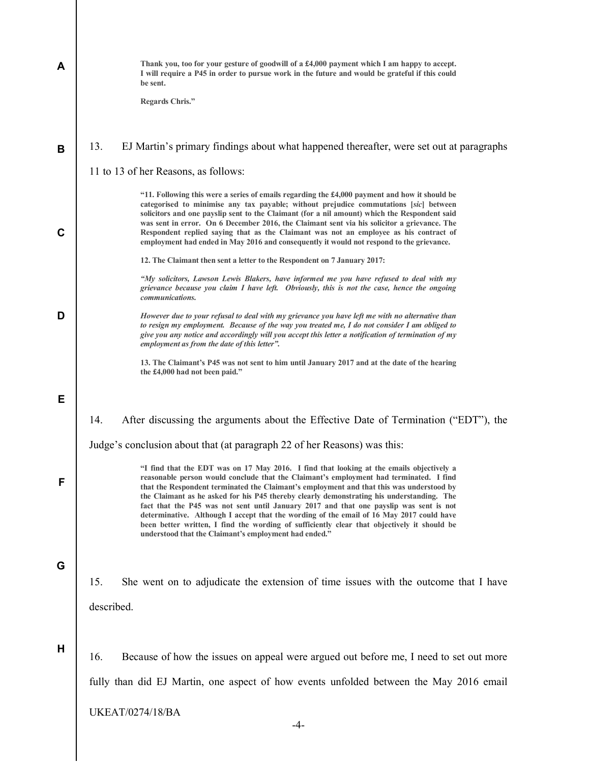> **Thank you, too for your gesture of goodwill of a £4,000 payment which I am happy to accept. I will require a P45 in order to pursue work in the future and would be grateful if this could be sent.**
>
> **Regards Chris."**

13. EJ Martin's primary findings about what happened thereafter, were set out at paragraphs 11 to 13 of her Reasons, as follows:

> **"11. Following this were a series of emails regarding the £4,000 payment and how it should be categorised to minimise any tax payable; without prejudice commutations [*sic*] between solicitors and one payslip sent to the Claimant (for a nil amount) which the Respondent said was sent in error. On 6 December 2016, the Claimant sent via his solicitor a grievance. The Respondent replied saying that as the Claimant was not an employee as his contract of employment had ended in May 2016 and consequently it would not respond to the grievance.**
>
> **12. The Claimant then sent a letter to the Respondent on 7 January 2017:**
>
> ***"My solicitors, Lawson Lewis Blakers, have informed me you have refused to deal with my grievance because you claim I have left. Obviously, this is not the case, hence the ongoing communications.***
>
> ***However due to your refusal to deal with my grievance you have left me with no alternative than to resign my employment. Because of the way you treated me, I do not consider I am obliged to give you any notice and accordingly will you accept this letter a notification of termination of my employment as from the date of this letter".***
>
> **13. The Claimant's P45 was not sent to him until January 2017 and at the date of the hearing the £4,000 had not been paid."**

14. After discussing the arguments about the Effective Date of Termination ("EDT"), the Judge's conclusion about that (at paragraph 22 of her Reasons) was this:

> **"I find that the EDT was on 17 May 2016. I find that looking at the emails objectively a reasonable person would conclude that the Claimant's employment had terminated. I find that the Respondent terminated the Claimant's employment and that this was understood by the Claimant as he asked for his P45 thereby clearly demonstrating his understanding. The fact that the P45 was not sent until January 2017 and that one payslip was sent is not determinative. Although I accept that the wording of the email of 16 May 2017 could have been better written, I find the wording of sufficiently clear that objectively it should be understood that the Claimant's employment had ended."**

15. She went on to adjudicate the extension of time issues with the outcome that I have described.

16. Because of how the issues on appeal were argued out before me, I need to set out more fully than did EJ Martin, one aspect of how events unfolded between the May 2016 email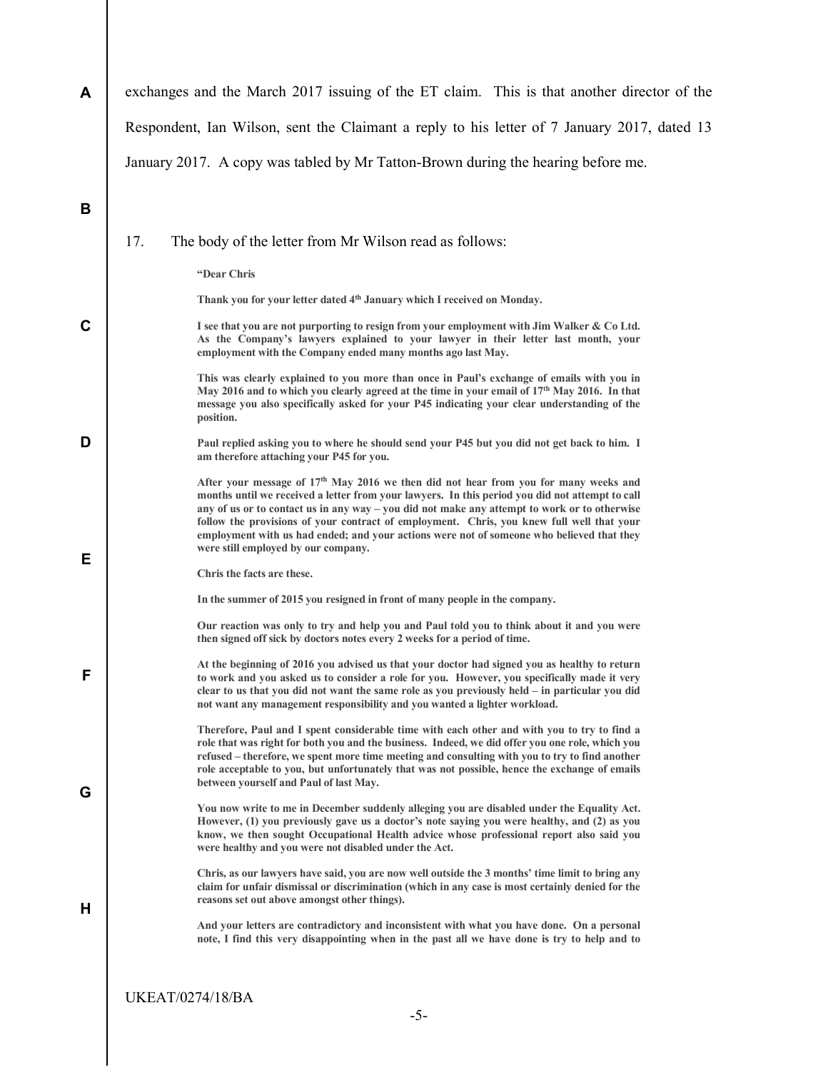exchanges and the March 2017 issuing of the ET claim. This is that another director of the Respondent, Ian Wilson, sent the Claimant a reply to his letter of 7 January 2017, dated 13 January 2017. A copy was tabled by Mr Tatton-Brown during the hearing before me.

17. The body of the letter from Mr Wilson read as follows:

> **"Dear Chris**
>
> **Thank you for your letter dated 4th January which I received on Monday.**
>
> **I see that you are not purporting to resign from your employment with Jim Walker & Co Ltd. As the Company's lawyers explained to your lawyer in their letter last month, your employment with the Company ended many months ago last May.**
>
> **This was clearly explained to you more than once in Paul's exchange of emails with you in May 2016 and to which you clearly agreed at the time in your email of 17th May 2016. In that message you also specifically asked for your P45 indicating your clear understanding of the position.**
>
> **Paul replied asking you to where he should send your P45 but you did not get back to him. I am therefore attaching your P45 for you.**
>
> **After your message of 17th May 2016 we then did not hear from you for many weeks and months until we received a letter from your lawyers. In this period you did not attempt to call any of us or to contact us in any way – you did not make any attempt to work or to otherwise follow the provisions of your contract of employment. Chris, you knew full well that your employment with us had ended; and your actions were not of someone who believed that they were still employed by our company.**
>
> **Chris the facts are these.**
>
> **In the summer of 2015 you resigned in front of many people in the company.**
>
> **Our reaction was only to try and help you and Paul told you to think about it and you were then signed off sick by doctors notes every 2 weeks for a period of time.**
>
> **At the beginning of 2016 you advised us that your doctor had signed you as healthy to return to work and you asked us to consider a role for you. However, you specifically made it very clear to us that you did not want the same role as you previously held – in particular you did not want any management responsibility and you wanted a lighter workload.**
>
> **Therefore, Paul and I spent considerable time with each other and with you to try to find a role that was right for both you and the business. Indeed, we did offer you one role, which you refused – therefore, we spent more time meeting and consulting with you to try to find another role acceptable to you, but unfortunately that was not possible, hence the exchange of emails between yourself and Paul of last May.**
>
> **You now write to me in December suddenly alleging you are disabled under the Equality Act. However, (1) you previously gave us a doctor's note saying you were healthy, and (2) as you know, we then sought Occupational Health advice whose professional report also said you were healthy and you were not disabled under the Act.**
>
> **Chris, as our lawyers have said, you are now well outside the 3 months' time limit to bring any claim for unfair dismissal or discrimination (which in any case is most certainly denied for the reasons set out above amongst other things).**
>
> **And your letters are contradictory and inconsistent with what you have done. On a personal note, I find this very disappointing when in the past all we have done is try to help and to**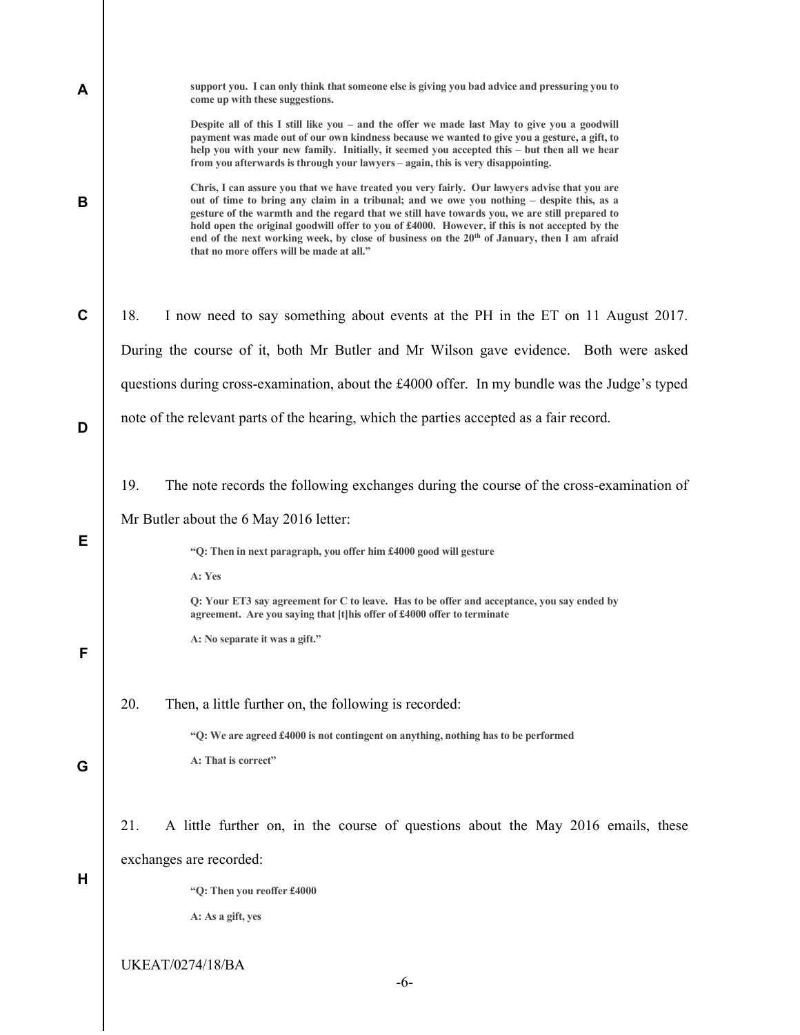> **support you. I can only think that someone else is giving you bad advice and pressuring you to come up with these suggestions.**
>
> **Despite all of this I still like you – and the offer we made last May to give you a goodwill payment was made out of our own kindness because we wanted to give you a gesture, a gift, to help you with your new family. Initially, it seemed you accepted this – but then all we hear from you afterwards is through your lawyers – again, this is very disappointing.**
>
> **Chris, I can assure you that we have treated you very fairly. Our lawyers advise that you are out of time to bring any claim in a tribunal; and we owe you nothing – despite this, as a gesture of the warmth and the regard that we still have towards you, we are still prepared to hold open the original goodwill offer to you of £4000. However, if this is not accepted by the end of the next working week, by close of business on the 20th of January, then I am afraid that no more offers will be made at all."**

18. I now need to say something about events at the PH in the ET on 11 August 2017. During the course of it, both Mr Butler and Mr Wilson gave evidence. Both were asked questions during cross-examination, about the £4000 offer. In my bundle was the Judge's typed note of the relevant parts of the hearing, which the parties accepted as a fair record.

19. The note records the following exchanges during the course of the cross-examination of Mr Butler about the 6 May 2016 letter:

> **"Q: Then in next paragraph, you offer him £4000 good will gesture**
>
> **A: Yes**
>
> **Q: Your ET3 say agreement for C to leave. Has to be offer and acceptance, you say ended by agreement. Are you saying that [t]his offer of £4000 offer to terminate**
>
> **A: No separate it was a gift."**

20. Then, a little further on, the following is recorded:

> **"Q: We are agreed £4000 is not contingent on anything, nothing has to be performed**
>
> **A: That is correct"**

21. A little further on, in the course of questions about the May 2016 emails, these exchanges are recorded:

> **"Q: Then you reoffer £4000**
>
> **A: As a gift, yes**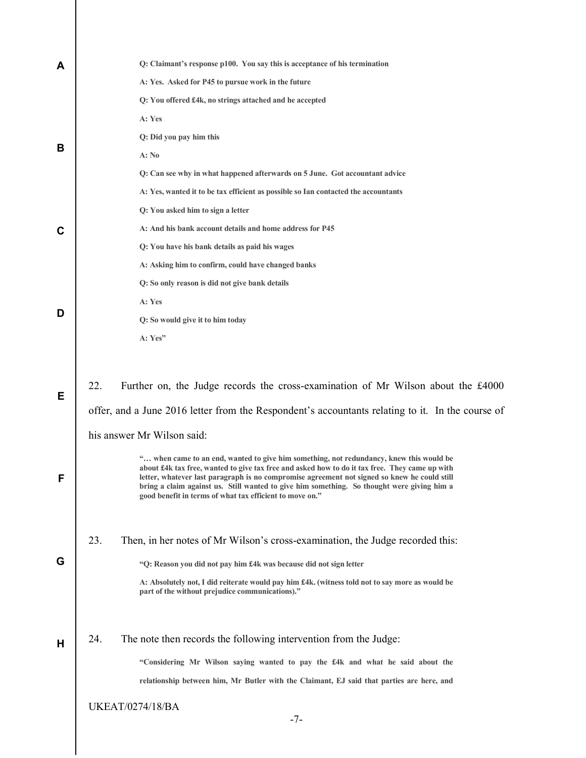> **Q: Claimant's response p100. You say this is acceptance of his termination**
>
> **A: Yes. Asked for P45 to pursue work in the future**
>
> **Q: You offered £4k, no strings attached and he accepted**
>
> **A: Yes**
>
> **Q: Did you pay him this**
>
> **A: No**
>
> **Q: Can see why in what happened afterwards on 5 June. Got accountant advice**
>
> **A: Yes, wanted it to be tax efficient as possible so Ian contacted the accountants**
>
> **Q: You asked him to sign a letter**
>
> **A: And his bank account details and home address for P45**
>
> **Q: You have his bank details as paid his wages**
>
> **A: Asking him to confirm, could have changed banks**
>
> **Q: So only reason is did not give bank details**
>
> **A: Yes**
>
> **Q: So would give it to him today**
>
> **A: Yes"**

22. Further on, the Judge records the cross-examination of Mr Wilson about the £4000 offer, and a June 2016 letter from the Respondent's accountants relating to it. In the course of his answer Mr Wilson said:

> **"… when came to an end, wanted to give him something, not redundancy, knew this would be about £4k tax free, wanted to give tax free and asked how to do it tax free. They came up with letter, whatever last paragraph is no compromise agreement not signed so knew he could still bring a claim against us. Still wanted to give him something. So thought were giving him a good benefit in terms of what tax efficient to move on."**

23. Then, in her notes of Mr Wilson's cross-examination, the Judge recorded this:

> **"Q: Reason you did not pay him £4k was because did not sign letter**
>
> **A: Absolutely not, I did reiterate would pay him £4k. (witness told not to say more as would be part of the without prejudice communications)."**

24. The note then records the following intervention from the Judge:

> **"Considering Mr Wilson saying wanted to pay the £4k and what he said about the relationship between him, Mr Butler with the Claimant, EJ said that parties are here, and**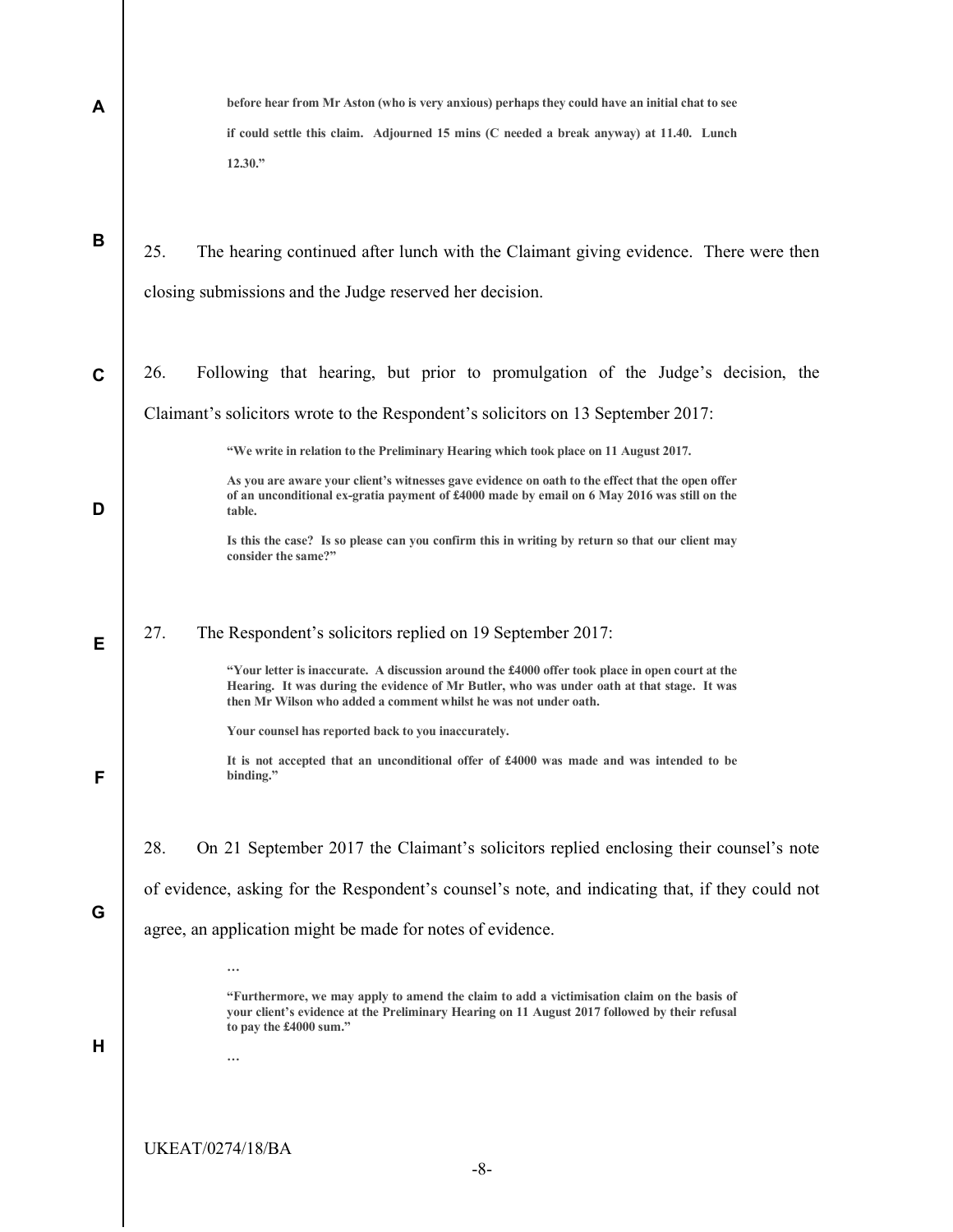**before hear from Mr Aston (who is very anxious) perhaps they could have an initial chat to see if could settle this claim. Adjourned 15 mins (C needed a break anyway) at 11.40. Lunch 12.30."**

25. The hearing continued after lunch with the Claimant giving evidence. There were then closing submissions and the Judge reserved her decision.

26. Following that hearing, but prior to promulgation of the Judge's decision, the Claimant's solicitors wrote to the Respondent's solicitors on 13 September 2017:

> **"We write in relation to the Preliminary Hearing which took place on 11 August 2017.**
>
> **As you are aware your client's witnesses gave evidence on oath to the effect that the open offer of an unconditional ex-gratia payment of £4000 made by email on 6 May 2016 was still on the table.**
>
> **Is this the case? Is so please can you confirm this in writing by return so that our client may consider the same?"**

27. The Respondent's solicitors replied on 19 September 2017:

> **"Your letter is inaccurate. A discussion around the £4000 offer took place in open court at the Hearing. It was during the evidence of Mr Butler, who was under oath at that stage. It was then Mr Wilson who added a comment whilst he was not under oath.**
>
> **Your counsel has reported back to you inaccurately.**
>
> **It is not accepted that an unconditional offer of £4000 was made and was intended to be binding."**

28. On 21 September 2017 the Claimant's solicitors replied enclosing their counsel's note of evidence, asking for the Respondent's counsel's note, and indicating that, if they could not agree, an application might be made for notes of evidence.

> …
>
> **"Furthermore, we may apply to amend the claim to add a victimisation claim on the basis of your client's evidence at the Preliminary Hearing on 11 August 2017 followed by their refusal to pay the £4000 sum."**
>
> …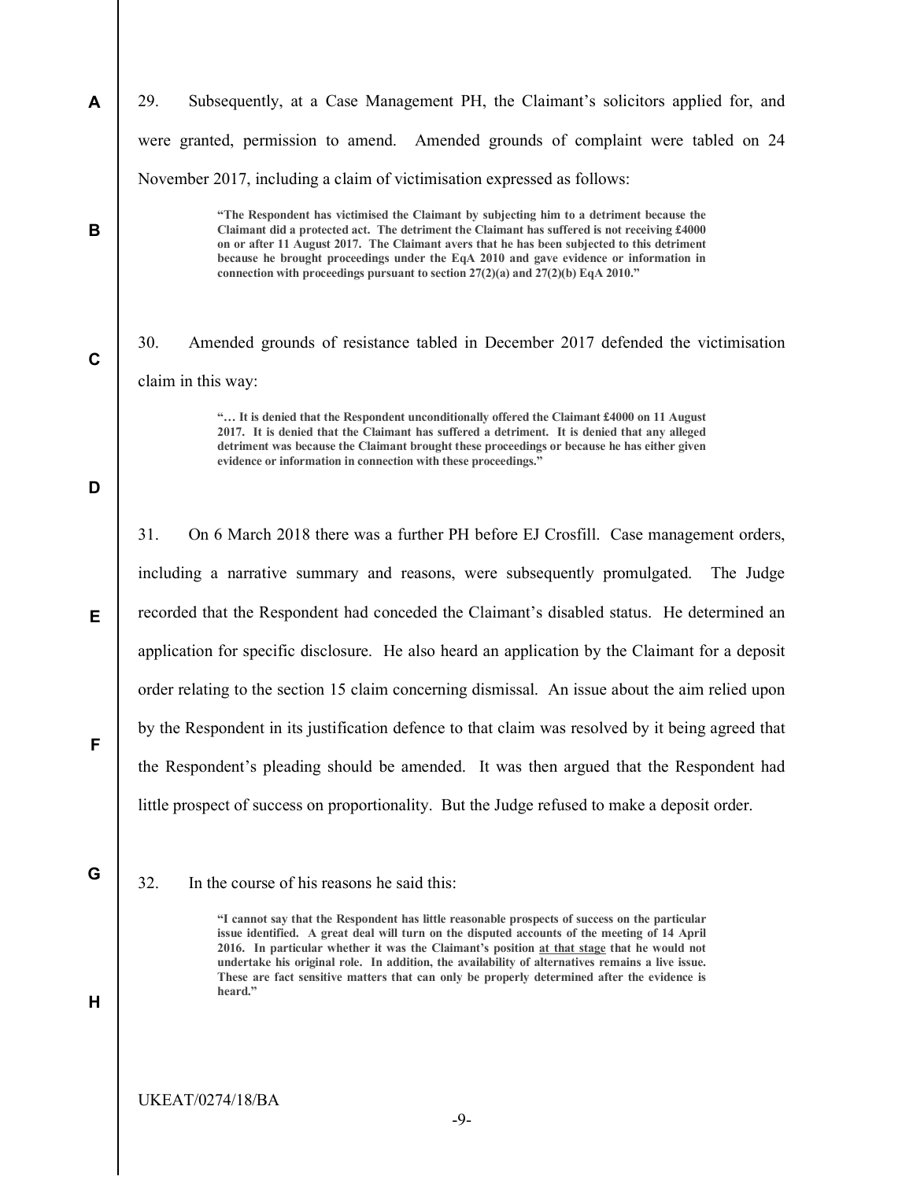29. Subsequently, at a Case Management PH, the Claimant's solicitors applied for, and were granted, permission to amend. Amended grounds of complaint were tabled on 24 November 2017, including a claim of victimisation expressed as follows:

> **"The Respondent has victimised the Claimant by subjecting him to a detriment because the Claimant did a protected act. The detriment the Claimant has suffered is not receiving £4000 on or after 11 August 2017. The Claimant avers that he has been subjected to this detriment because he brought proceedings under the EqA 2010 and gave evidence or information in connection with proceedings pursuant to section 27(2)(a) and 27(2)(b) EqA 2010."**

30. Amended grounds of resistance tabled in December 2017 defended the victimisation claim in this way:

> **"… It is denied that the Respondent unconditionally offered the Claimant £4000 on 11 August 2017. It is denied that the Claimant has suffered a detriment. It is denied that any alleged detriment was because the Claimant brought these proceedings or because he has either given evidence or information in connection with these proceedings."**

31. On 6 March 2018 there was a further PH before EJ Crosfill. Case management orders, including a narrative summary and reasons, were subsequently promulgated. The Judge recorded that the Respondent had conceded the Claimant's disabled status. He determined an application for specific disclosure. He also heard an application by the Claimant for a deposit order relating to the section 15 claim concerning dismissal. An issue about the aim relied upon by the Respondent in its justification defence to that claim was resolved by it being agreed that the Respondent's pleading should be amended. It was then argued that the Respondent had little prospect of success on proportionality. But the Judge refused to make a deposit order.

32. In the course of his reasons he said this:

> **"I cannot say that the Respondent has little reasonable prospects of success on the particular issue identified. A great deal will turn on the disputed accounts of the meeting of 14 April 2016. In particular whether it was the Claimant's position <u>at that stage</u> that he would not undertake his original role. In addition, the availability of alternatives remains a live issue. These are fact sensitive matters that can only be properly determined after the evidence is heard."**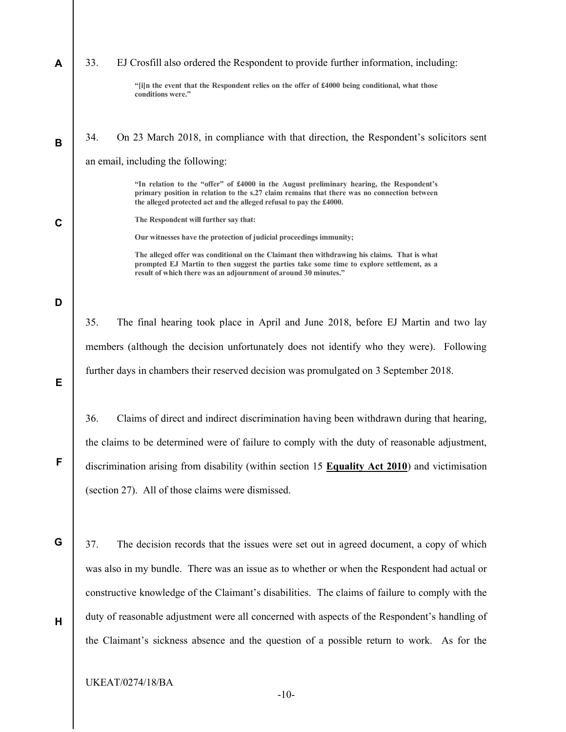33. EJ Crosfill also ordered the Respondent to provide further information, including:

> **"[i]n the event that the Respondent relies on the offer of £4000 being conditional, what those conditions were."**

34. On 23 March 2018, in compliance with that direction, the Respondent's solicitors sent an email, including the following:

> **"In relation to the "offer" of £4000 in the August preliminary hearing, the Respondent's primary position in relation to the s.27 claim remains that there was no connection between the alleged protected act and the alleged refusal to pay the £4000.**
>
> **The Respondent will further say that:**
>
> **Our witnesses have the protection of judicial proceedings immunity;**
>
> **The alleged offer was conditional on the Claimant then withdrawing his claims. That is what prompted EJ Martin to then suggest the parties take some time to explore settlement, as a result of which there was an adjournment of around 30 minutes."**

35. The final hearing took place in April and June 2018, before EJ Martin and two lay members (although the decision unfortunately does not identify who they were). Following further days in chambers their reserved decision was promulgated on 3 September 2018.

36. Claims of direct and indirect discrimination having been withdrawn during that hearing, the claims to be determined were of failure to comply with the duty of reasonable adjustment, discrimination arising from disability (within section 15 **Equality Act 2010**) and victimisation (section 27). All of those claims were dismissed.

37. The decision records that the issues were set out in agreed document, a copy of which was also in my bundle. There was an issue as to whether or when the Respondent had actual or constructive knowledge of the Claimant's disabilities. The claims of failure to comply with the duty of reasonable adjustment were all concerned with aspects of the Respondent's handling of the Claimant's sickness absence and the question of a possible return to work. As for the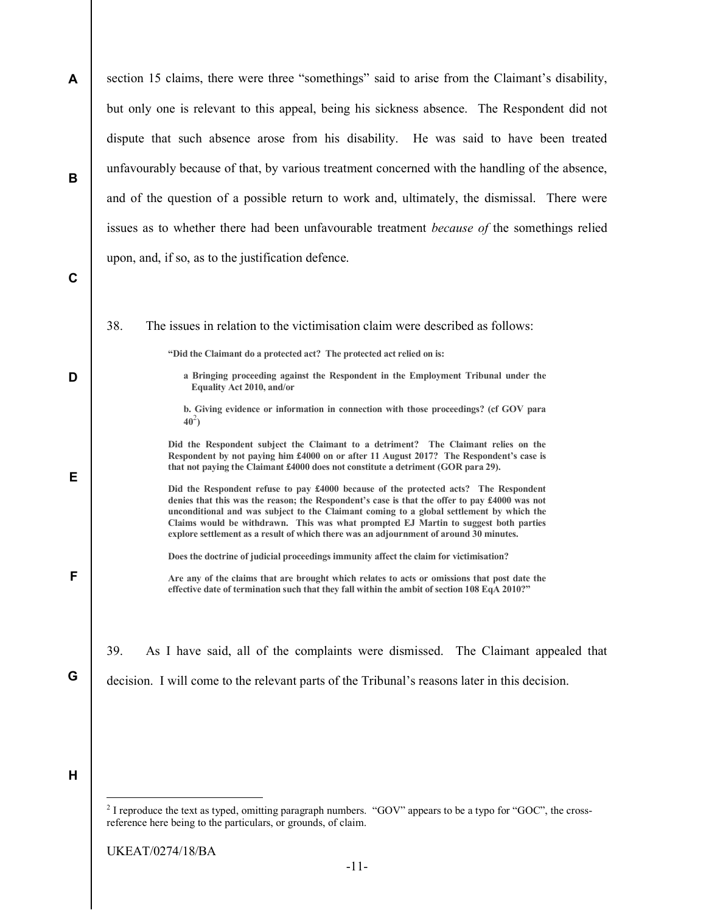section 15 claims, there were three "somethings" said to arise from the Claimant's disability, but only one is relevant to this appeal, being his sickness absence. The Respondent did not dispute that such absence arose from his disability. He was said to have been treated unfavourably because of that, by various treatment concerned with the handling of the absence, and of the question of a possible return to work and, ultimately, the dismissal. There were issues as to whether there had been unfavourable treatment *because of* the somethings relied upon, and, if so, as to the justification defence.

38. The issues in relation to the victimisation claim were described as follows:

> **"Did the Claimant do a protected act? The protected act relied on is:**
>
> **a Bringing proceeding against the Respondent in the Employment Tribunal under the Equality Act 2010, and/or**
>
> **b. Giving evidence or information in connection with those proceedings? (cf GOV para 40[2])**
>
> **Did the Respondent subject the Claimant to a detriment? The Claimant relies on the Respondent by not paying him £4000 on or after 11 August 2017? The Respondent's case is that not paying the Claimant £4000 does not constitute a detriment (GOR para 29).**
>
> **Did the Respondent refuse to pay £4000 because of the protected acts? The Respondent denies that this was the reason; the Respondent's case is that the offer to pay £4000 was not unconditional and was subject to the Claimant coming to a global settlement by which the Claims would be withdrawn. This was what prompted EJ Martin to suggest both parties explore settlement as a result of which there was an adjournment of around 30 minutes.**
>
> **Does the doctrine of judicial proceedings immunity affect the claim for victimisation?**
>
> **Are any of the claims that are brought which relates to acts or omissions that post date the effective date of termination such that they fall within the ambit of section 108 EqA 2010?"**

39. As I have said, all of the complaints were dismissed. The Claimant appealed that decision. I will come to the relevant parts of the Tribunal's reasons later in this decision.

[2] I reproduce the text as typed, omitting paragraph numbers. "GOV" appears to be a typo for "GOC", the cross-reference here being to the particulars, or grounds, of claim.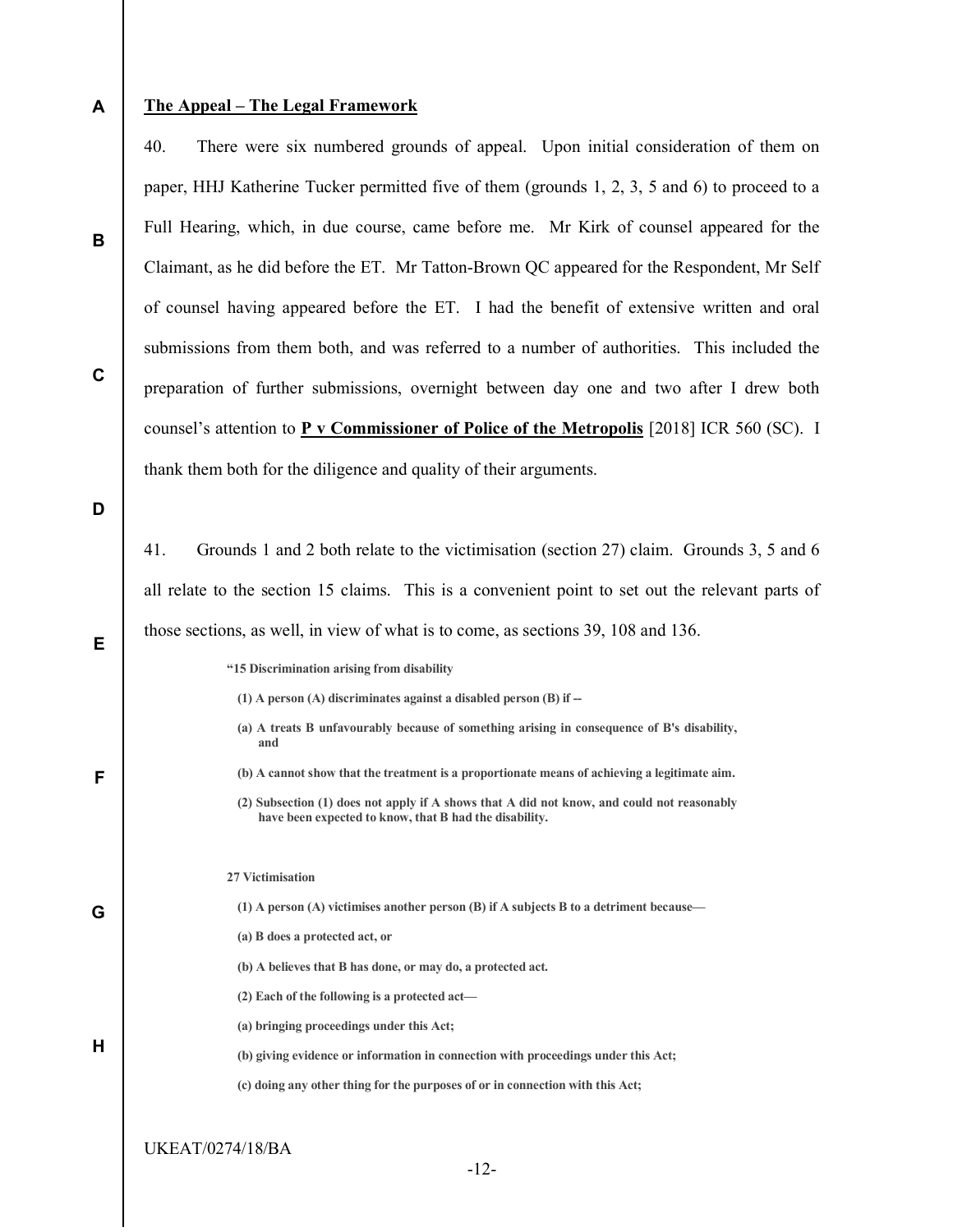**The Appeal – The Legal Framework**

40. There were six numbered grounds of appeal. Upon initial consideration of them on paper, HHJ Katherine Tucker permitted five of them (grounds 1, 2, 3, 5 and 6) to proceed to a Full Hearing, which, in due course, came before me. Mr Kirk of counsel appeared for the Claimant, as he did before the ET. Mr Tatton-Brown QC appeared for the Respondent, Mr Self of counsel having appeared before the ET. I had the benefit of extensive written and oral submissions from them both, and was referred to a number of authorities. This included the preparation of further submissions, overnight between day one and two after I drew both counsel's attention to **P v Commissioner of Police of the Metropolis** [2018] ICR 560 (SC). I thank them both for the diligence and quality of their arguments.

41. Grounds 1 and 2 both relate to the victimisation (section 27) claim. Grounds 3, 5 and 6 all relate to the section 15 claims. This is a convenient point to set out the relevant parts of those sections, as well, in view of what is to come, as sections 39, 108 and 136.

> **"15 Discrimination arising from disability**
>
> **(1) A person (A) discriminates against a disabled person (B) if --**
>
> **(a) A treats B unfavourably because of something arising in consequence of B's disability, and**
>
> **(b) A cannot show that the treatment is a proportionate means of achieving a legitimate aim.**
>
> **(2) Subsection (1) does not apply if A shows that A did not know, and could not reasonably have been expected to know, that B had the disability.**
>
> **27 Victimisation**
>
> **(1) A person (A) victimises another person (B) if A subjects B to a detriment because—**
>
> **(a) B does a protected act, or**
>
> **(b) A believes that B has done, or may do, a protected act.**
>
> **(2) Each of the following is a protected act—**
>
> **(a) bringing proceedings under this Act;**
>
> **(b) giving evidence or information in connection with proceedings under this Act;**
>
> **(c) doing any other thing for the purposes of or in connection with this Act;**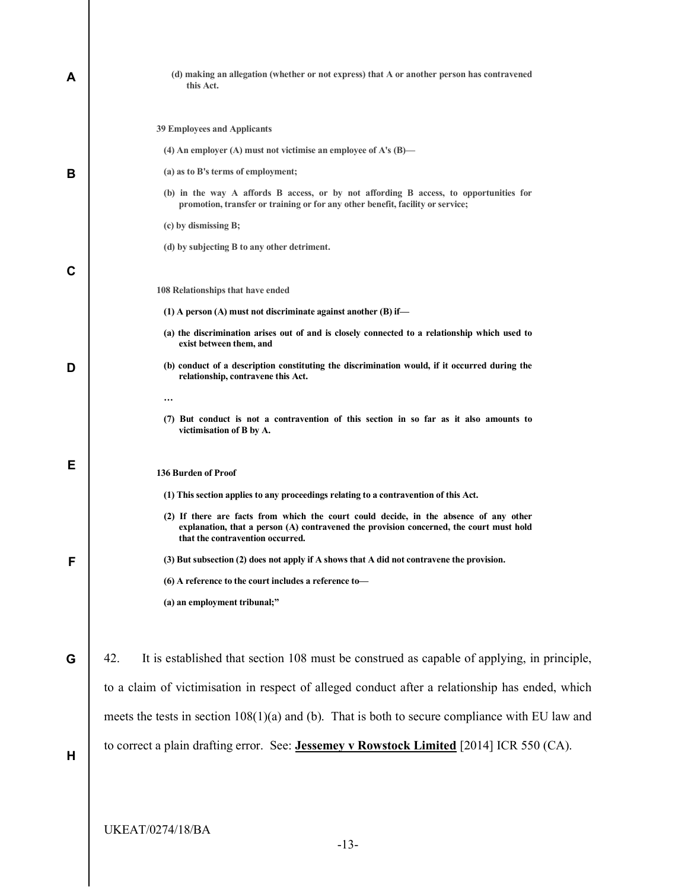**(d) making an allegation (whether or not express) that A or another person has contravened this Act.**

**39 Employees and Applicants**

**(4) An employer (A) must not victimise an employee of A's (B)—**

**(a) as to B's terms of employment;**

**(b) in the way A affords B access, or by not affording B access, to opportunities for promotion, transfer or training or for any other benefit, facility or service;**

**(c) by dismissing B;**

**(d) by subjecting B to any other detriment.**

**108 Relationships that have ended**

**(1) A person (A) must not discriminate against another (B) if—**

**(a) the discrimination arises out of and is closely connected to a relationship which used to exist between them, and**

**(b) conduct of a description constituting the discrimination would, if it occurred during the relationship, contravene this Act.**

**…**

**(7) But conduct is not a contravention of this section in so far as it also amounts to victimisation of B by A.**

**136 Burden of Proof**

**(1) This section applies to any proceedings relating to a contravention of this Act.**

**(2) If there are facts from which the court could decide, in the absence of any other explanation, that a person (A) contravened the provision concerned, the court must hold that the contravention occurred.**

**(3) But subsection (2) does not apply if A shows that A did not contravene the provision.**

**(6) A reference to the court includes a reference to—**

**(a) an employment tribunal;"**

42. It is established that section 108 must be construed as capable of applying, in principle, to a claim of victimisation in respect of alleged conduct after a relationship has ended, which meets the tests in section 108(1)(a) and (b). That is both to secure compliance with EU law and to correct a plain drafting error. See: **Jessemey v Rowstock Limited** [2014] ICR 550 (CA).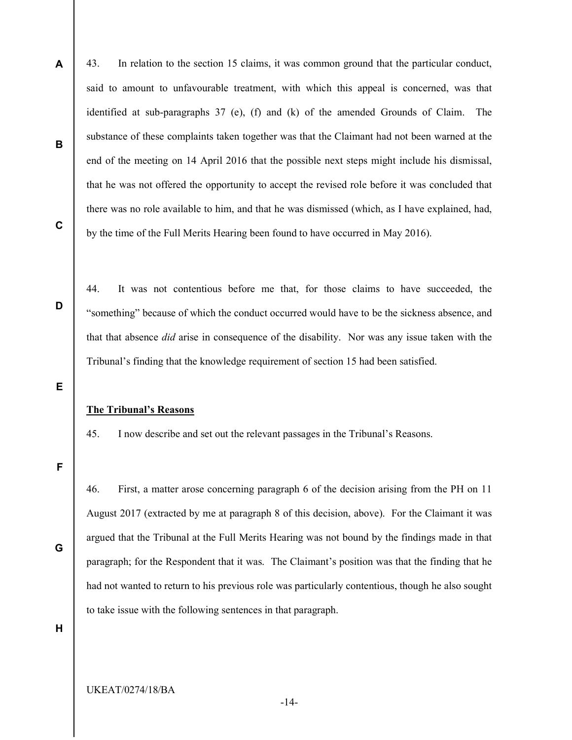43. In relation to the section 15 claims, it was common ground that the particular conduct, said to amount to unfavourable treatment, with which this appeal is concerned, was that identified at sub-paragraphs 37 (e), (f) and (k) of the amended Grounds of Claim. The substance of these complaints taken together was that the Claimant had not been warned at the end of the meeting on 14 April 2016 that the possible next steps might include his dismissal, that he was not offered the opportunity to accept the revised role before it was concluded that there was no role available to him, and that he was dismissed (which, as I have explained, had, by the time of the Full Merits Hearing been found to have occurred in May 2016).

44. It was not contentious before me that, for those claims to have succeeded, the "something" because of which the conduct occurred would have to be the sickness absence, and that that absence *did* arise in consequence of the disability. Nor was any issue taken with the Tribunal's finding that the knowledge requirement of section 15 had been satisfied.

**The Tribunal's Reasons**

45. I now describe and set out the relevant passages in the Tribunal's Reasons.

46. First, a matter arose concerning paragraph 6 of the decision arising from the PH on 11 August 2017 (extracted by me at paragraph 8 of this decision, above). For the Claimant it was argued that the Tribunal at the Full Merits Hearing was not bound by the findings made in that paragraph; for the Respondent that it was. The Claimant's position was that the finding that he had not wanted to return to his previous role was particularly contentious, though he also sought to take issue with the following sentences in that paragraph.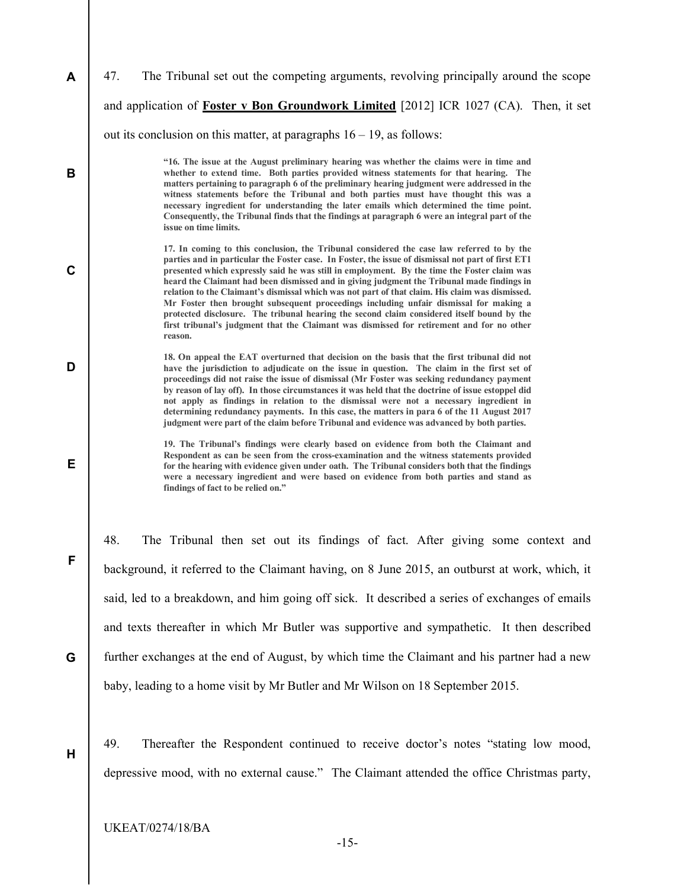47. The Tribunal set out the competing arguments, revolving principally around the scope and application of **Foster v Bon Groundwork Limited** [2012] ICR 1027 (CA). Then, it set out its conclusion on this matter, at paragraphs 16 – 19, as follows:

> **"16. The issue at the August preliminary hearing was whether the claims were in time and whether to extend time. Both parties provided witness statements for that hearing. The matters pertaining to paragraph 6 of the preliminary hearing judgment were addressed in the witness statements before the Tribunal and both parties must have thought this was a necessary ingredient for understanding the later emails which determined the time point. Consequently, the Tribunal finds that the findings at paragraph 6 were an integral part of the issue on time limits.**
>
> **17. In coming to this conclusion, the Tribunal considered the case law referred to by the parties and in particular the Foster case. In Foster, the issue of dismissal not part of first ET1 presented which expressly said he was still in employment. By the time the Foster claim was heard the Claimant had been dismissed and in giving judgment the Tribunal made findings in relation to the Claimant's dismissal which was not part of that claim. His claim was dismissed. Mr Foster then brought subsequent proceedings including unfair dismissal for making a protected disclosure. The tribunal hearing the second claim considered itself bound by the first tribunal's judgment that the Claimant was dismissed for retirement and for no other reason.**
>
> **18. On appeal the EAT overturned that decision on the basis that the first tribunal did not have the jurisdiction to adjudicate on the issue in question. The claim in the first set of proceedings did not raise the issue of dismissal (Mr Foster was seeking redundancy payment by reason of lay off). In those circumstances it was held that the doctrine of issue estoppel did not apply as findings in relation to the dismissal were not a necessary ingredient in determining redundancy payments. In this case, the matters in para 6 of the 11 August 2017 judgment were part of the claim before Tribunal and evidence was advanced by both parties.**
>
> **19. The Tribunal's findings were clearly based on evidence from both the Claimant and Respondent as can be seen from the cross-examination and the witness statements provided for the hearing with evidence given under oath. The Tribunal considers both that the findings were a necessary ingredient and were based on evidence from both parties and stand as findings of fact to be relied on."**

48. The Tribunal then set out its findings of fact. After giving some context and background, it referred to the Claimant having, on 8 June 2015, an outburst at work, which, it said, led to a breakdown, and him going off sick. It described a series of exchanges of emails and texts thereafter in which Mr Butler was supportive and sympathetic. It then described further exchanges at the end of August, by which time the Claimant and his partner had a new baby, leading to a home visit by Mr Butler and Mr Wilson on 18 September 2015.

49. Thereafter the Respondent continued to receive doctor's notes "stating low mood, depressive mood, with no external cause." The Claimant attended the office Christmas party,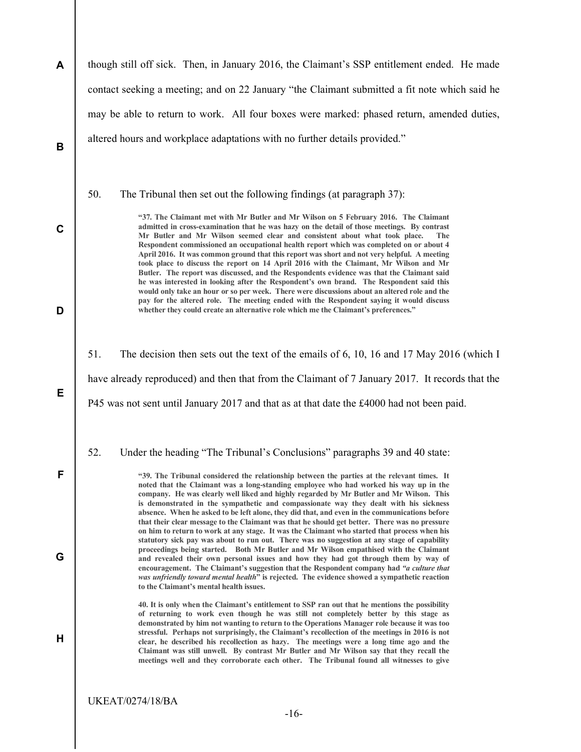though still off sick. Then, in January 2016, the Claimant's SSP entitlement ended. He made contact seeking a meeting; and on 22 January "the Claimant submitted a fit note which said he may be able to return to work. All four boxes were marked: phased return, amended duties, altered hours and workplace adaptations with no further details provided."

50. The Tribunal then set out the following findings (at paragraph 37):

> **"37. The Claimant met with Mr Butler and Mr Wilson on 5 February 2016. The Claimant admitted in cross-examination that he was hazy on the detail of those meetings. By contrast Mr Butler and Mr Wilson seemed clear and consistent about what took place. The Respondent commissioned an occupational health report which was completed on or about 4 April 2016. It was common ground that this report was short and not very helpful. A meeting took place to discuss the report on 14 April 2016 with the Claimant, Mr Wilson and Mr Butler. The report was discussed, and the Respondents evidence was that the Claimant said he was interested in looking after the Respondent's own brand. The Respondent said this would only take an hour or so per week. There were discussions about an altered role and the pay for the altered role. The meeting ended with the Respondent saying it would discuss whether they could create an alternative role which me the Claimant's preferences."**

51. The decision then sets out the text of the emails of 6, 10, 16 and 17 May 2016 (which I have already reproduced) and then that from the Claimant of 7 January 2017. It records that the P45 was not sent until January 2017 and that as at that date the £4000 had not been paid.

52. Under the heading "The Tribunal's Conclusions" paragraphs 39 and 40 state:

> **"39. The Tribunal considered the relationship between the parties at the relevant times. It noted that the Claimant was a long-standing employee who had worked his way up in the company. He was clearly well liked and highly regarded by Mr Butler and Mr Wilson. This is demonstrated in the sympathetic and compassionate way they dealt with his sickness absence. When he asked to be left alone, they did that, and even in the communications before that their clear message to the Claimant was that he should get better. There was no pressure on him to return to work at any stage. It was the Claimant who started that process when his statutory sick pay was about to run out. There was no suggestion at any stage of capability proceedings being started. Both Mr Butler and Mr Wilson empathised with the Claimant and revealed their own personal issues and how they had got through them by way of encouragement. The Claimant's suggestion that the Respondent company had *"a culture that was unfriendly toward mental health"* is rejected. The evidence showed a sympathetic reaction to the Claimant's mental health issues.**
>
> **40. It is only when the Claimant's entitlement to SSP ran out that he mentions the possibility of returning to work even though he was still not completely better by this stage as demonstrated by him not wanting to return to the Operations Manager role because it was too stressful. Perhaps not surprisingly, the Claimant's recollection of the meetings in 2016 is not clear, he described his recollection as hazy. The meetings were a long time ago and the Claimant was still unwell. By contrast Mr Butler and Mr Wilson say that they recall the meetings well and they corroborate each other. The Tribunal found all witnesses to give**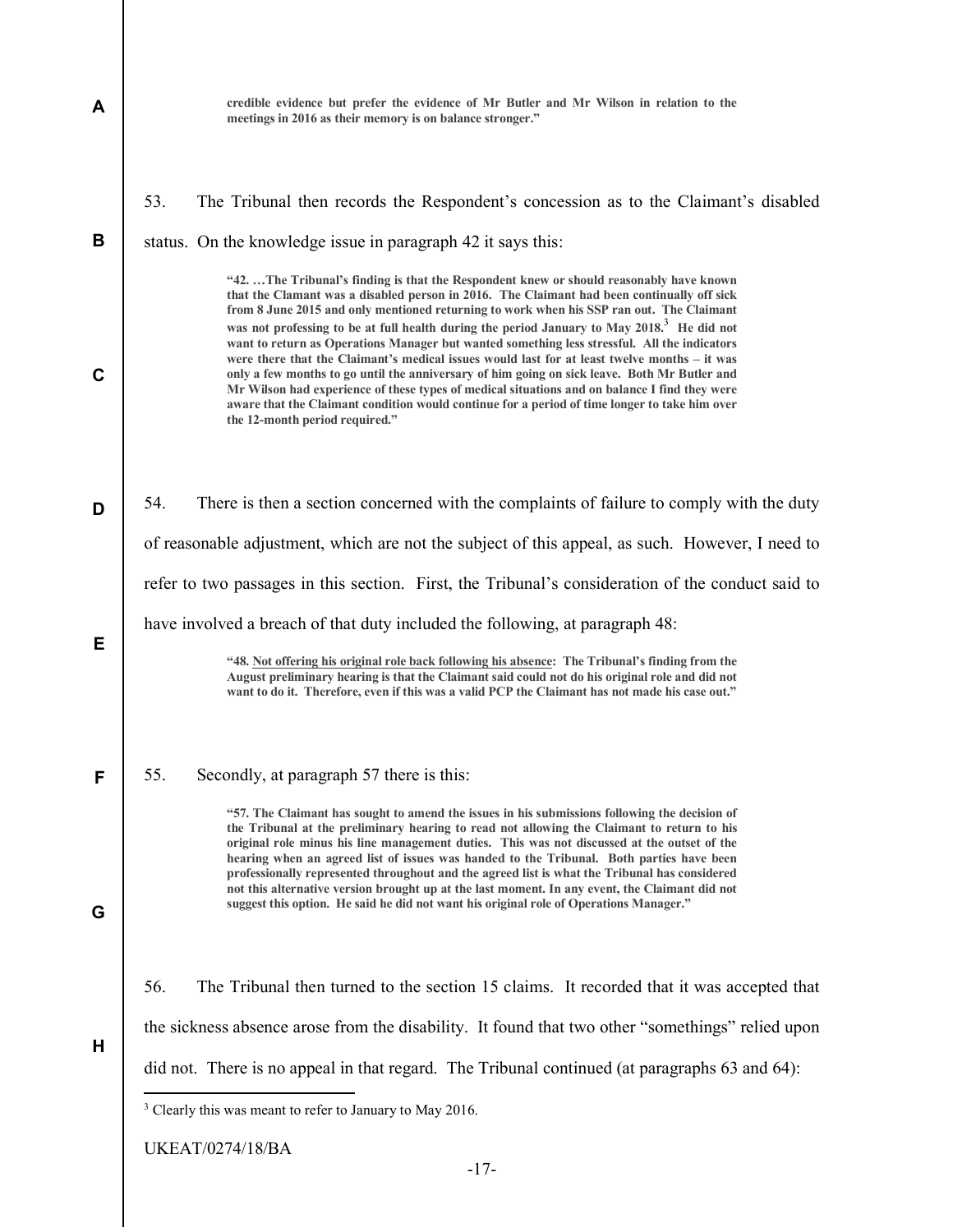credible evidence but prefer the evidence of Mr Butler and Mr Wilson in relation to the meetings in 2016 as their memory is on balance stronger."

53. The Tribunal then records the Respondent's concession as to the Claimant's disabled status. On the knowledge issue in paragraph 42 it says this:

> **"42. …The Tribunal's finding is that the Respondent knew or should reasonably have known that the Clamant was a disabled person in 2016. The Claimant had been continually off sick from 8 June 2015 and only mentioned returning to work when his SSP ran out. The Claimant was not professing to be at full health during the period January to May 2018.[3] He did not want to return as Operations Manager but wanted something less stressful. All the indicators were there that the Claimant's medical issues would last for at least twelve months – it was only a few months to go until the anniversary of him going on sick leave. Both Mr Butler and Mr Wilson had experience of these types of medical situations and on balance I find they were aware that the Claimant condition would continue for a period of time longer to take him over the 12-month period required."**

54. There is then a section concerned with the complaints of failure to comply with the duty of reasonable adjustment, which are not the subject of this appeal, as such. However, I need to refer to two passages in this section. First, the Tribunal's consideration of the conduct said to have involved a breach of that duty included the following, at paragraph 48:

> **"48. Not offering his original role back following his absence: The Tribunal's finding from the August preliminary hearing is that the Claimant said could not do his original role and did not want to do it. Therefore, even if this was a valid PCP the Claimant has not made his case out."**

55. Secondly, at paragraph 57 there is this:

> **"57. The Claimant has sought to amend the issues in his submissions following the decision of the Tribunal at the preliminary hearing to read not allowing the Claimant to return to his original role minus his line management duties. This was not discussed at the outset of the hearing when an agreed list of issues was handed to the Tribunal. Both parties have been professionally represented throughout and the agreed list is what the Tribunal has considered not this alternative version brought up at the last moment. In any event, the Claimant did not suggest this option. He said he did not want his original role of Operations Manager."**

56. The Tribunal then turned to the section 15 claims. It recorded that it was accepted that the sickness absence arose from the disability. It found that two other "somethings" relied upon did not. There is no appeal in that regard. The Tribunal continued (at paragraphs 63 and 64):

---

[3] Clearly this was meant to refer to January to May 2016.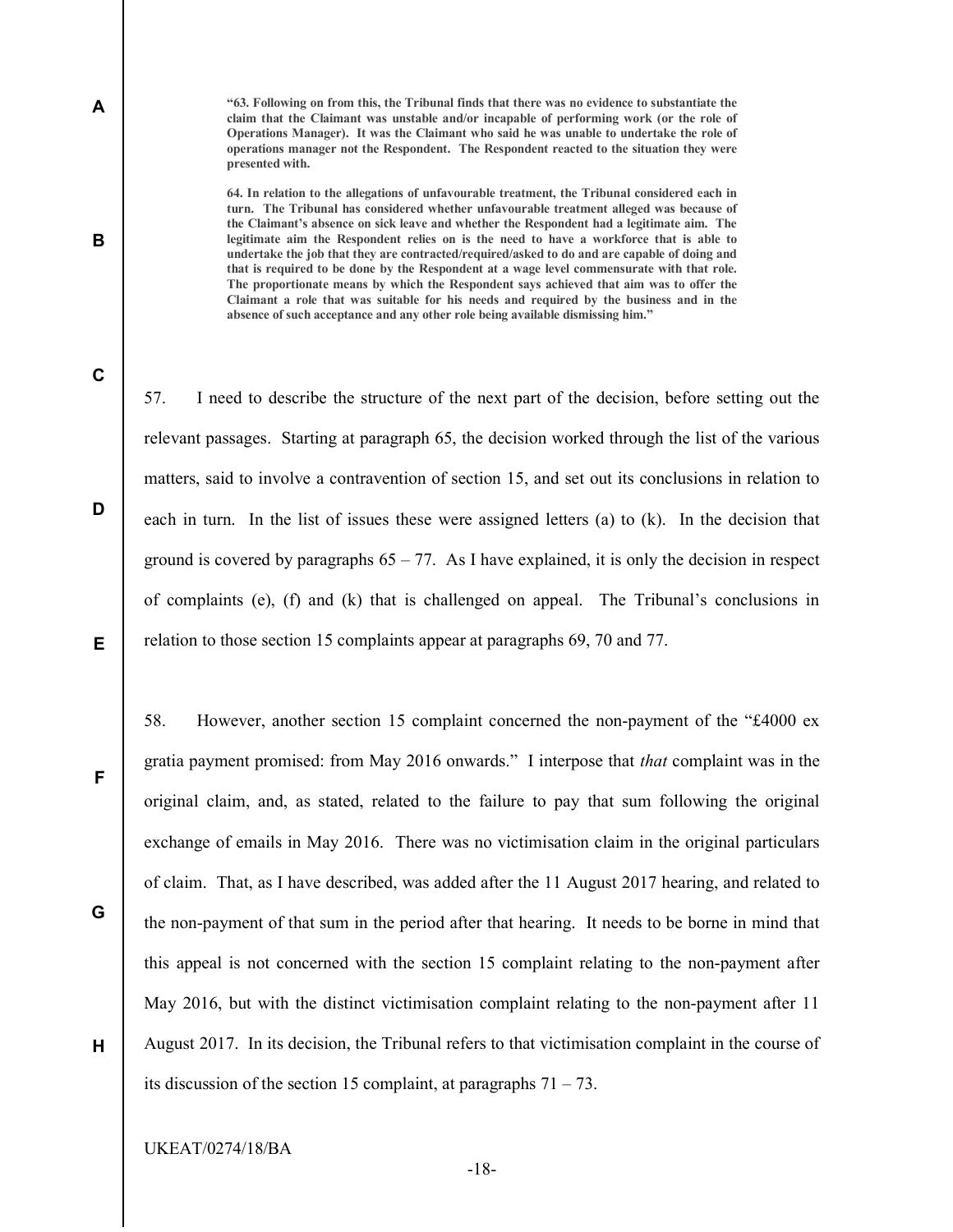> **"63. Following on from this, the Tribunal finds that there was no evidence to substantiate the claim that the Claimant was unstable and/or incapable of performing work (or the role of Operations Manager). It was the Claimant who said he was unable to undertake the role of operations manager not the Respondent. The Respondent reacted to the situation they were presented with.**
>
> **64. In relation to the allegations of unfavourable treatment, the Tribunal considered each in turn. The Tribunal has considered whether unfavourable treatment alleged was because of the Claimant's absence on sick leave and whether the Respondent had a legitimate aim. The legitimate aim the Respondent relies on is the need to have a workforce that is able to undertake the job that they are contracted/required/asked to do and are capable of doing and that is required to be done by the Respondent at a wage level commensurate with that role. The proportionate means by which the Respondent says achieved that aim was to offer the Claimant a role that was suitable for his needs and required by the business and in the absence of such acceptance and any other role being available dismissing him."**

57. I need to describe the structure of the next part of the decision, before setting out the relevant passages. Starting at paragraph 65, the decision worked through the list of the various matters, said to involve a contravention of section 15, and set out its conclusions in relation to each in turn. In the list of issues these were assigned letters (a) to (k). In the decision that ground is covered by paragraphs 65 – 77. As I have explained, it is only the decision in respect of complaints (e), (f) and (k) that is challenged on appeal. The Tribunal's conclusions in relation to those section 15 complaints appear at paragraphs 69, 70 and 77.

58. However, another section 15 complaint concerned the non-payment of the "£4000 ex gratia payment promised: from May 2016 onwards." I interpose that *that* complaint was in the original claim, and, as stated, related to the failure to pay that sum following the original exchange of emails in May 2016. There was no victimisation claim in the original particulars of claim. That, as I have described, was added after the 11 August 2017 hearing, and related to the non-payment of that sum in the period after that hearing. It needs to be borne in mind that this appeal is not concerned with the section 15 complaint relating to the non-payment after May 2016, but with the distinct victimisation complaint relating to the non-payment after 11 August 2017. In its decision, the Tribunal refers to that victimisation complaint in the course of its discussion of the section 15 complaint, at paragraphs 71 – 73.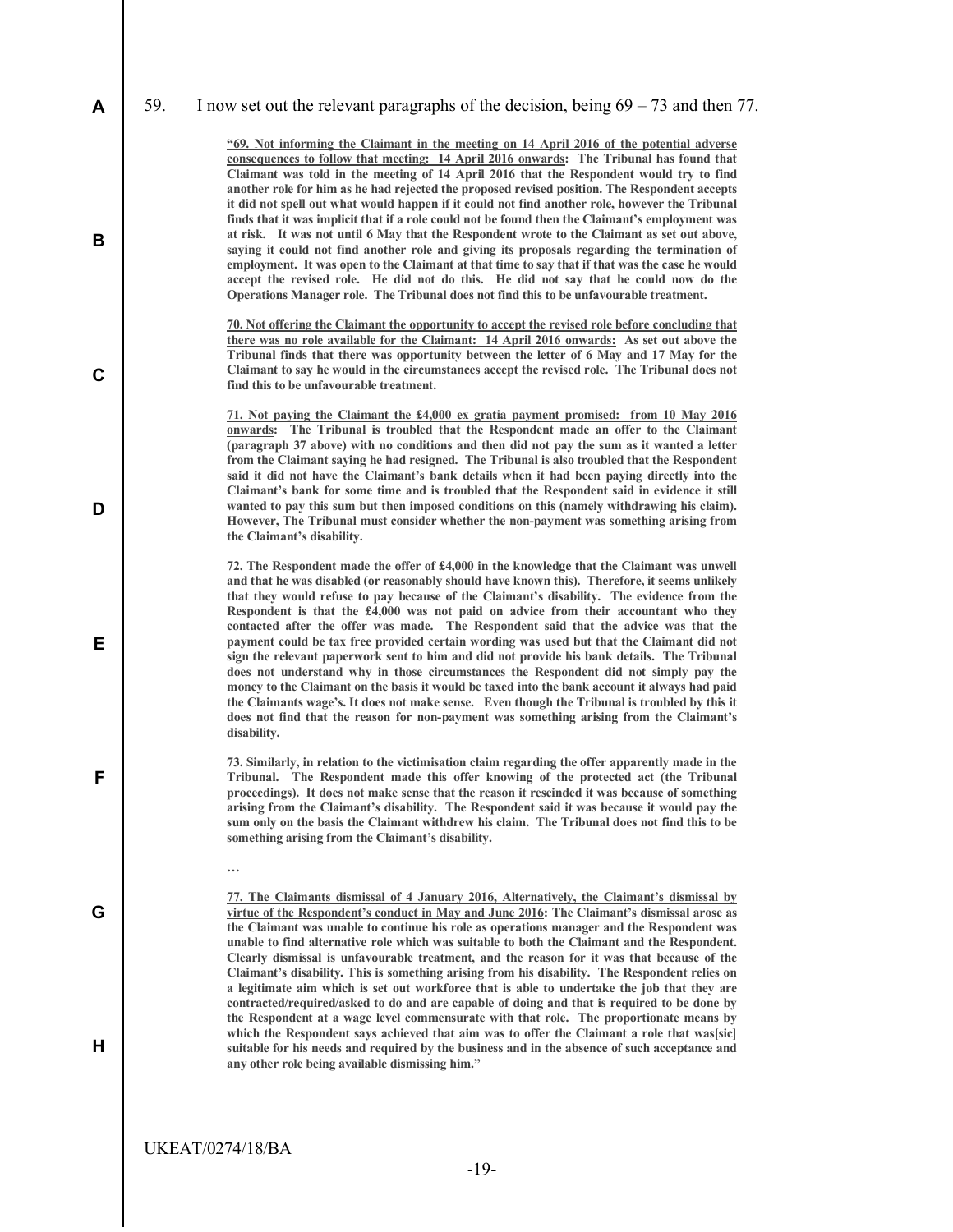59. I now set out the relevant paragraphs of the decision, being 69 – 73 and then 77.

> **"69. <u>Not informing the Claimant in the meeting on 14 April 2016 of the potential adverse consequences to follow that meeting: 14 April 2016 onwards</u>: The Tribunal has found that Claimant was told in the meeting of 14 April 2016 that the Respondent would try to find another role for him as he had rejected the proposed revised position. The Respondent accepts it did not spell out what would happen if it could not find another role, however the Tribunal finds that it was implicit that if a role could not be found then the Claimant's employment was at risk. It was not until 6 May that the Respondent wrote to the Claimant as set out above, saying it could not find another role and giving its proposals regarding the termination of employment. It was open to the Claimant at that time to say that if that was the case he would accept the revised role. He did not do this. He did not say that he could now do the Operations Manager role. The Tribunal does not find this to be unfavourable treatment.**
>
> **70. <u>Not offering the Claimant the opportunity to accept the revised role before concluding that there was no role available for the Claimant: 14 April 2016 onwards:</u> As set out above the Tribunal finds that there was opportunity between the letter of 6 May and 17 May for the Claimant to say he would in the circumstances accept the revised role. The Tribunal does not find this to be unfavourable treatment.**
>
> **71. <u>Not paying the Claimant the £4,000 ex gratia payment promised: from 10 May 2016 onwards</u>: The Tribunal is troubled that the Respondent made an offer to the Claimant (paragraph 37 above) with no conditions and then did not pay the sum as it wanted a letter from the Claimant saying he had resigned. The Tribunal is also troubled that the Respondent said it did not have the Claimant's bank details when it had been paying directly into the Claimant's bank for some time and is troubled that the Respondent said in evidence it still wanted to pay this sum but then imposed conditions on this (namely withdrawing his claim). However, The Tribunal must consider whether the non-payment was something arising from the Claimant's disability.**
>
> **72. The Respondent made the offer of £4,000 in the knowledge that the Claimant was unwell and that he was disabled (or reasonably should have known this). Therefore, it seems unlikely that they would refuse to pay because of the Claimant's disability. The evidence from the Respondent is that the £4,000 was not paid on advice from their accountant who they contacted after the offer was made. The Respondent said that the advice was that the payment could be tax free provided certain wording was used but that the Claimant did not sign the relevant paperwork sent to him and did not provide his bank details. The Tribunal does not understand why in those circumstances the Respondent did not simply pay the money to the Claimant on the basis it would be taxed into the bank account it always had paid the Claimants wage's. It does not make sense. Even though the Tribunal is troubled by this it does not find that the reason for non-payment was something arising from the Claimant's disability.**
>
> **73. Similarly, in relation to the victimisation claim regarding the offer apparently made in the Tribunal. The Respondent made this offer knowing of the protected act (the Tribunal proceedings). It does not make sense that the reason it rescinded it was because of something arising from the Claimant's disability. The Respondent said it was because it would pay the sum only on the basis the Claimant withdrew his claim. The Tribunal does not find this to be something arising from the Claimant's disability.**
>
> **…**
>
> **77. <u>The Claimants dismissal of 4 January 2016, Alternatively, the Claimant's dismissal by virtue of the Respondent's conduct in May and June 2016</u>: The Claimant's dismissal arose as the Claimant was unable to continue his role as operations manager and the Respondent was unable to find alternative role which was suitable to both the Claimant and the Respondent. Clearly dismissal is unfavourable treatment, and the reason for it was that because of the Claimant's disability. This is something arising from his disability. The Respondent relies on a legitimate aim which is set out workforce that is able to undertake the job that they are contracted/required/asked to do and are capable of doing and that is required to be done by the Respondent at a wage level commensurate with that role. The proportionate means by which the Respondent says achieved that aim was to offer the Claimant a role that was[sic] suitable for his needs and required by the business and in the absence of such acceptance and any other role being available dismissing him."**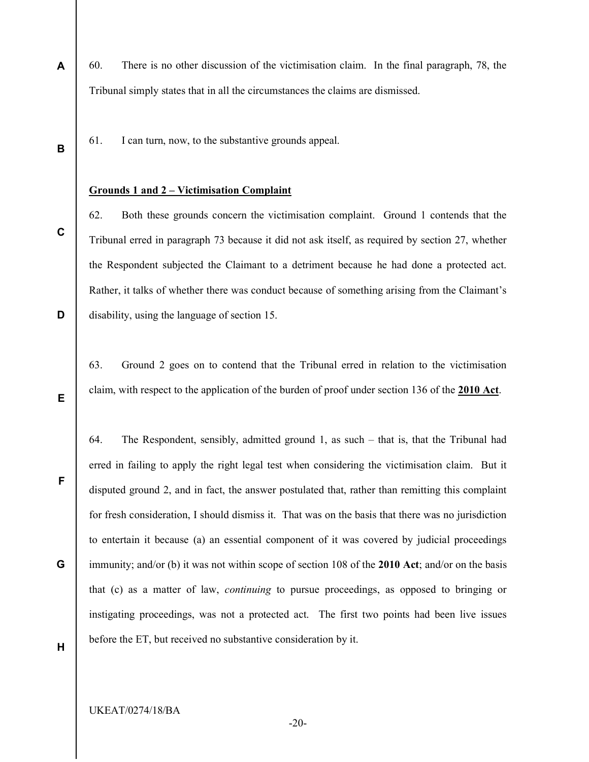60. There is no other discussion of the victimisation claim. In the final paragraph, 78, the Tribunal simply states that in all the circumstances the claims are dismissed.

61. I can turn, now, to the substantive grounds appeal.

**Grounds 1 and 2 – Victimisation Complaint**

62. Both these grounds concern the victimisation complaint. Ground 1 contends that the Tribunal erred in paragraph 73 because it did not ask itself, as required by section 27, whether the Respondent subjected the Claimant to a detriment because he had done a protected act. Rather, it talks of whether there was conduct because of something arising from the Claimant's disability, using the language of section 15.

63. Ground 2 goes on to contend that the Tribunal erred in relation to the victimisation claim, with respect to the application of the burden of proof under section 136 of the **2010 Act**.

64. The Respondent, sensibly, admitted ground 1, as such – that is, that the Tribunal had erred in failing to apply the right legal test when considering the victimisation claim. But it disputed ground 2, and in fact, the answer postulated that, rather than remitting this complaint for fresh consideration, I should dismiss it. That was on the basis that there was no jurisdiction to entertain it because (a) an essential component of it was covered by judicial proceedings immunity; and/or (b) it was not within scope of section 108 of the **2010 Act**; and/or on the basis that (c) as a matter of law, *continuing* to pursue proceedings, as opposed to bringing or instigating proceedings, was not a protected act. The first two points had been live issues before the ET, but received no substantive consideration by it.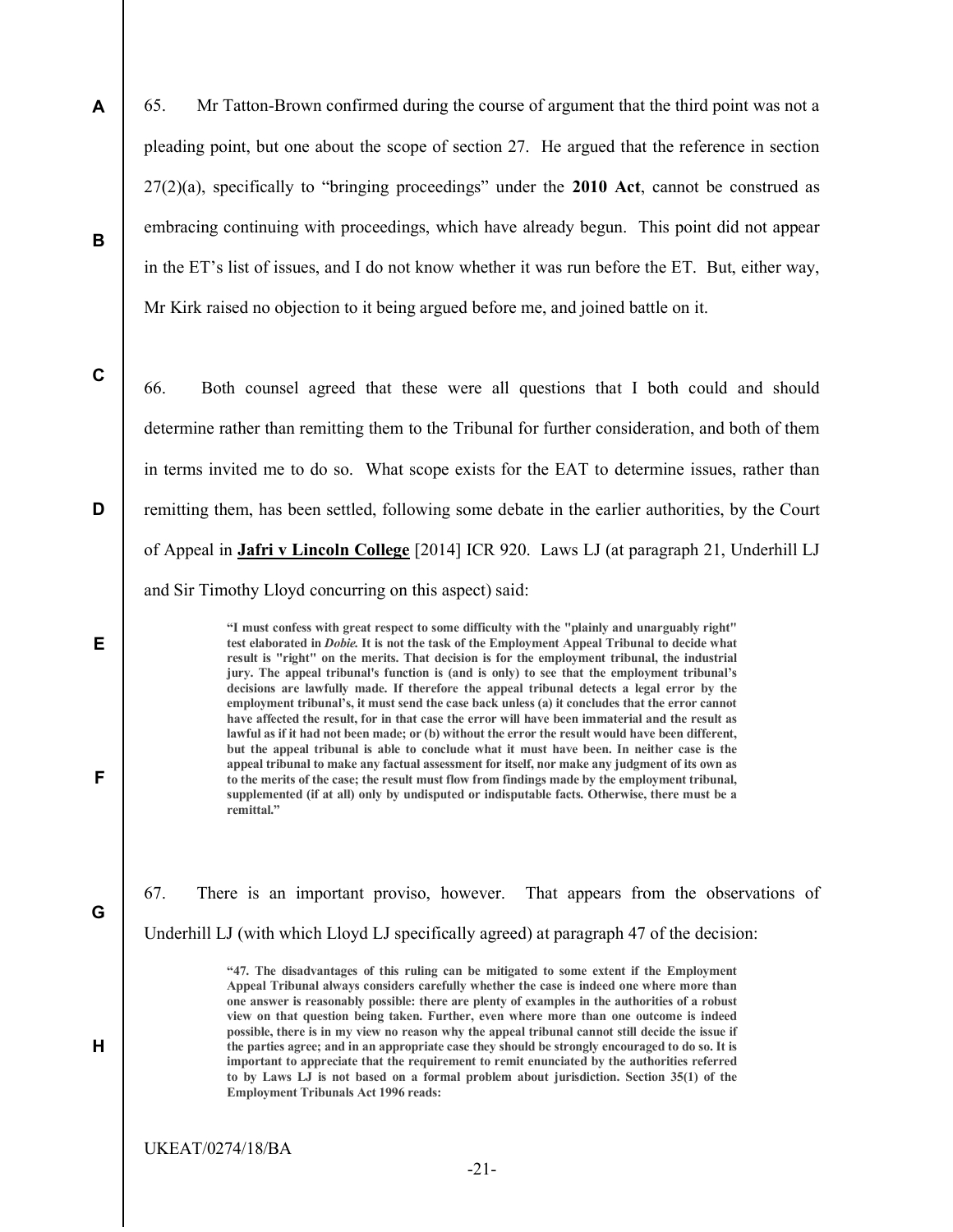65. Mr Tatton-Brown confirmed during the course of argument that the third point was not a pleading point, but one about the scope of section 27. He argued that the reference in section 27(2)(a), specifically to "bringing proceedings" under the **2010 Act**, cannot be construed as embracing continuing with proceedings, which have already begun. This point did not appear in the ET's list of issues, and I do not know whether it was run before the ET. But, either way, Mr Kirk raised no objection to it being argued before me, and joined battle on it.

66. Both counsel agreed that these were all questions that I both could and should determine rather than remitting them to the Tribunal for further consideration, and both of them in terms invited me to do so. What scope exists for the EAT to determine issues, rather than remitting them, has been settled, following some debate in the earlier authorities, by the Court of Appeal in **Jafri v Lincoln College** [2014] ICR 920. Laws LJ (at paragraph 21, Underhill LJ and Sir Timothy Lloyd concurring on this aspect) said:

> **"I must confess with great respect to some difficulty with the "plainly and unarguably right" test elaborated in *Dobie*. It is not the task of the Employment Appeal Tribunal to decide what result is "right" on the merits. That decision is for the employment tribunal, the industrial jury. The appeal tribunal's function is (and is only) to see that the employment tribunal's decisions are lawfully made. If therefore the appeal tribunal detects a legal error by the employment tribunal's, it must send the case back unless (a) it concludes that the error cannot have affected the result, for in that case the error will have been immaterial and the result as lawful as if it had not been made; or (b) without the error the result would have been different, but the appeal tribunal is able to conclude what it must have been. In neither case is the appeal tribunal to make any factual assessment for itself, nor make any judgment of its own as to the merits of the case; the result must flow from findings made by the employment tribunal, supplemented (if at all) only by undisputed or indisputable facts. Otherwise, there must be a remittal."**

67. There is an important proviso, however. That appears from the observations of Underhill LJ (with which Lloyd LJ specifically agreed) at paragraph 47 of the decision:

> **"47. The disadvantages of this ruling can be mitigated to some extent if the Employment Appeal Tribunal always considers carefully whether the case is indeed one where more than one answer is reasonably possible: there are plenty of examples in the authorities of a robust view on that question being taken. Further, even where more than one outcome is indeed possible, there is in my view no reason why the appeal tribunal cannot still decide the issue if the parties agree; and in an appropriate case they should be strongly encouraged to do so. It is important to appreciate that the requirement to remit enunciated by the authorities referred to by Laws LJ is not based on a formal problem about jurisdiction. Section 35(1) of the Employment Tribunals Act 1996 reads:**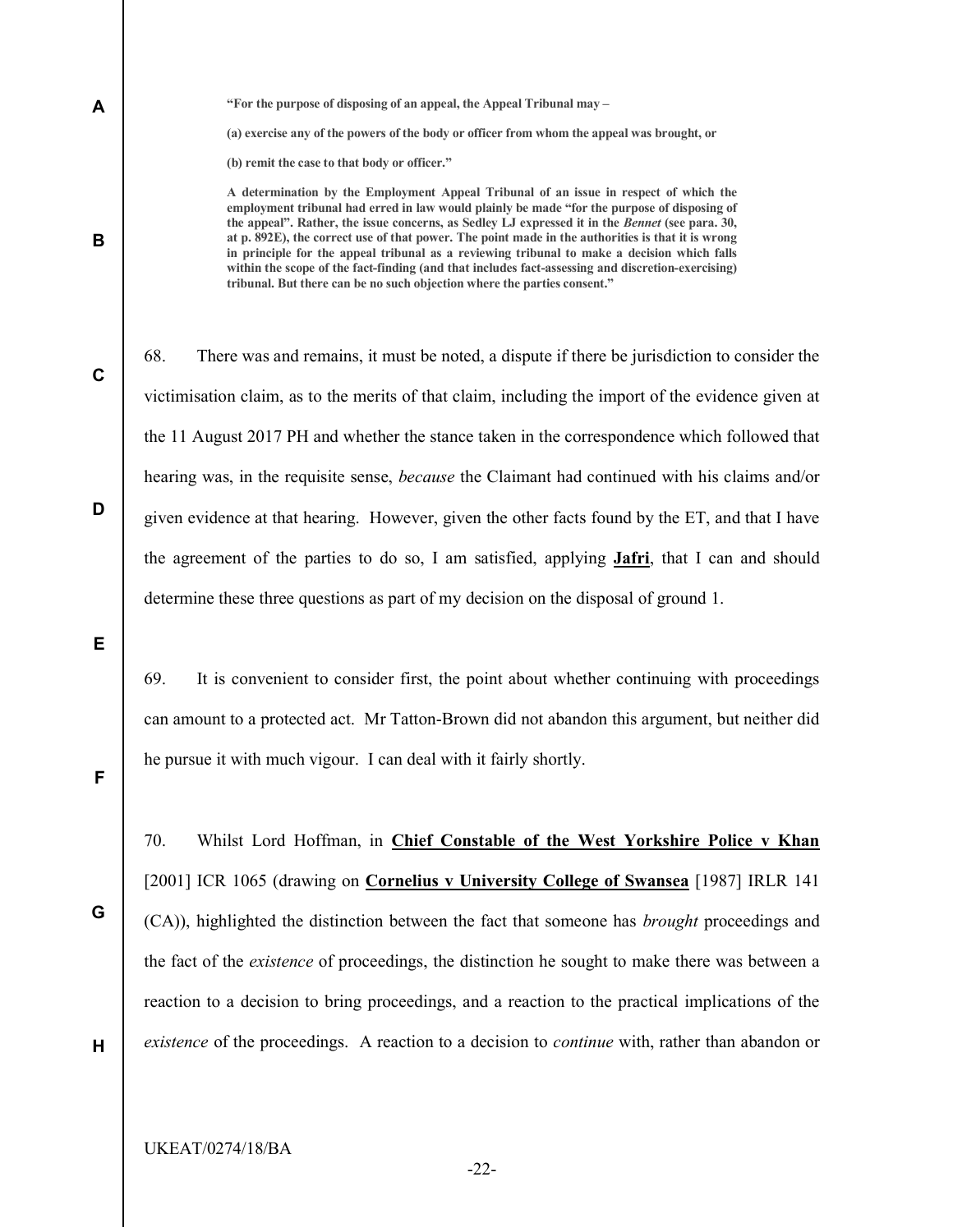**"For the purpose of disposing of an appeal, the Appeal Tribunal may –**

**(a) exercise any of the powers of the body or officer from whom the appeal was brought, or**

**(b) remit the case to that body or officer."**

**A determination by the Employment Appeal Tribunal of an issue in respect of which the employment tribunal had erred in law would plainly be made "for the purpose of disposing of the appeal". Rather, the issue concerns, as Sedley LJ expressed it in the *Bennet* (see para. 30, at p. 892E), the correct use of that power. The point made in the authorities is that it is wrong in principle for the appeal tribunal as a reviewing tribunal to make a decision which falls within the scope of the fact-finding (and that includes fact-assessing and discretion-exercising) tribunal. But there can be no such objection where the parties consent."**

68. There was and remains, it must be noted, a dispute if there be jurisdiction to consider the victimisation claim, as to the merits of that claim, including the import of the evidence given at the 11 August 2017 PH and whether the stance taken in the correspondence which followed that hearing was, in the requisite sense, *because* the Claimant had continued with his claims and/or given evidence at that hearing. However, given the other facts found by the ET, and that I have the agreement of the parties to do so, I am satisfied, applying **Jafri**, that I can and should determine these three questions as part of my decision on the disposal of ground 1.

69. It is convenient to consider first, the point about whether continuing with proceedings can amount to a protected act. Mr Tatton-Brown did not abandon this argument, but neither did he pursue it with much vigour. I can deal with it fairly shortly.

70. Whilst Lord Hoffman, in **Chief Constable of the West Yorkshire Police v Khan** [2001] ICR 1065 (drawing on **Cornelius v University College of Swansea** [1987] IRLR 141 (CA)), highlighted the distinction between the fact that someone has *brought* proceedings and the fact of the *existence* of proceedings, the distinction he sought to make there was between a reaction to a decision to bring proceedings, and a reaction to the practical implications of the *existence* of the proceedings. A reaction to a decision to *continue* with, rather than abandon or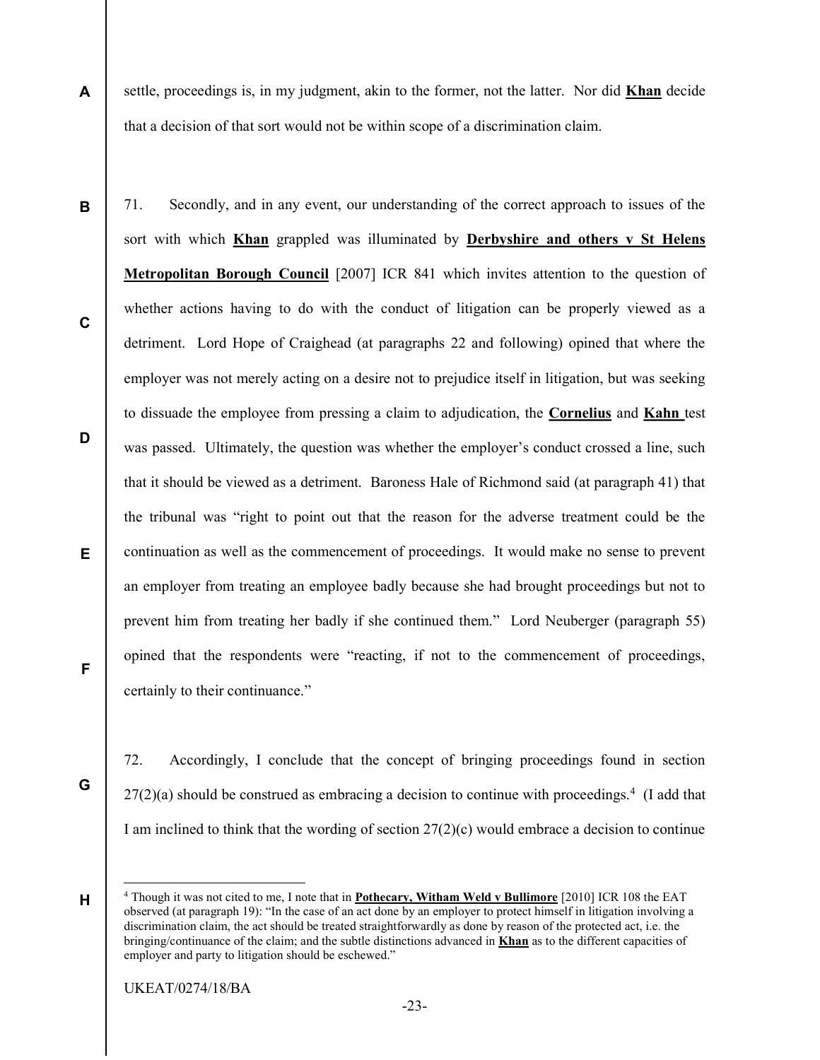settle, proceedings is, in my judgment, akin to the former, not the latter. Nor did **Khan** decide that a decision of that sort would not be within scope of a discrimination claim.

71. Secondly, and in any event, our understanding of the correct approach to issues of the sort with which **Khan** grappled was illuminated by **Derbyshire and others v St Helens Metropolitan Borough Council** [2007] ICR 841 which invites attention to the question of whether actions having to do with the conduct of litigation can be properly viewed as a detriment. Lord Hope of Craighead (at paragraphs 22 and following) opined that where the employer was not merely acting on a desire not to prejudice itself in litigation, but was seeking to dissuade the employee from pressing a claim to adjudication, the **Cornelius** and **Kahn** test was passed. Ultimately, the question was whether the employer's conduct crossed a line, such that it should be viewed as a detriment. Baroness Hale of Richmond said (at paragraph 41) that the tribunal was "right to point out that the reason for the adverse treatment could be the continuation as well as the commencement of proceedings. It would make no sense to prevent an employer from treating an employee badly because she had brought proceedings but not to prevent him from treating her badly if she continued them." Lord Neuberger (paragraph 55) opined that the respondents were "reacting, if not to the commencement of proceedings, certainly to their continuance."

72. Accordingly, I conclude that the concept of bringing proceedings found in section 27(2)(a) should be construed as embracing a decision to continue with proceedings.[4] (I add that I am inclined to think that the wording of section 27(2)(c) would embrace a decision to continue

[4] Though it was not cited to me, I note that in **Pothecary, Witham Weld v Bullimore** [2010] ICR 108 the EAT observed (at paragraph 19): "In the case of an act done by an employer to protect himself in litigation involving a discrimination claim, the act should be treated straightforwardly as done by reason of the protected act, i.e. the bringing/continuance of the claim; and the subtle distinctions advanced in **Khan** as to the different capacities of employer and party to litigation should be eschewed."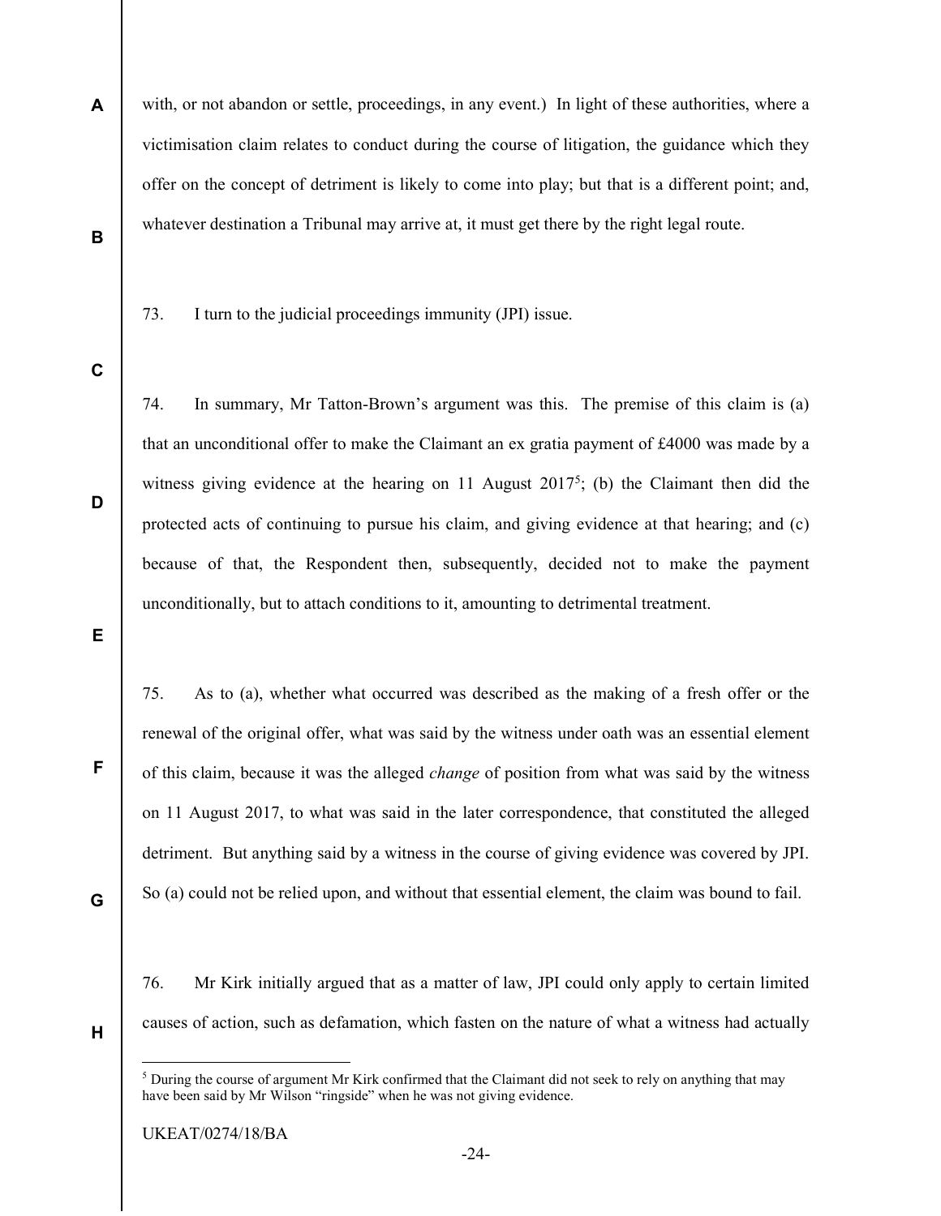with, or not abandon or settle, proceedings, in any event.) In light of these authorities, where a victimisation claim relates to conduct during the course of litigation, the guidance which they offer on the concept of detriment is likely to come into play; but that is a different point; and, whatever destination a Tribunal may arrive at, it must get there by the right legal route.

73. I turn to the judicial proceedings immunity (JPI) issue.

74. In summary, Mr Tatton-Brown's argument was this. The premise of this claim is (a) that an unconditional offer to make the Claimant an ex gratia payment of £4000 was made by a witness giving evidence at the hearing on 11 August 2017[5]; (b) the Claimant then did the protected acts of continuing to pursue his claim, and giving evidence at that hearing; and (c) because of that, the Respondent then, subsequently, decided not to make the payment unconditionally, but to attach conditions to it, amounting to detrimental treatment.

75. As to (a), whether what occurred was described as the making of a fresh offer or the renewal of the original offer, what was said by the witness under oath was an essential element of this claim, because it was the alleged *change* of position from what was said by the witness on 11 August 2017, to what was said in the later correspondence, that constituted the alleged detriment. But anything said by a witness in the course of giving evidence was covered by JPI. So (a) could not be relied upon, and without that essential element, the claim was bound to fail.

76. Mr Kirk initially argued that as a matter of law, JPI could only apply to certain limited causes of action, such as defamation, which fasten on the nature of what a witness had actually

[5] During the course of argument Mr Kirk confirmed that the Claimant did not seek to rely on anything that may have been said by Mr Wilson "ringside" when he was not giving evidence.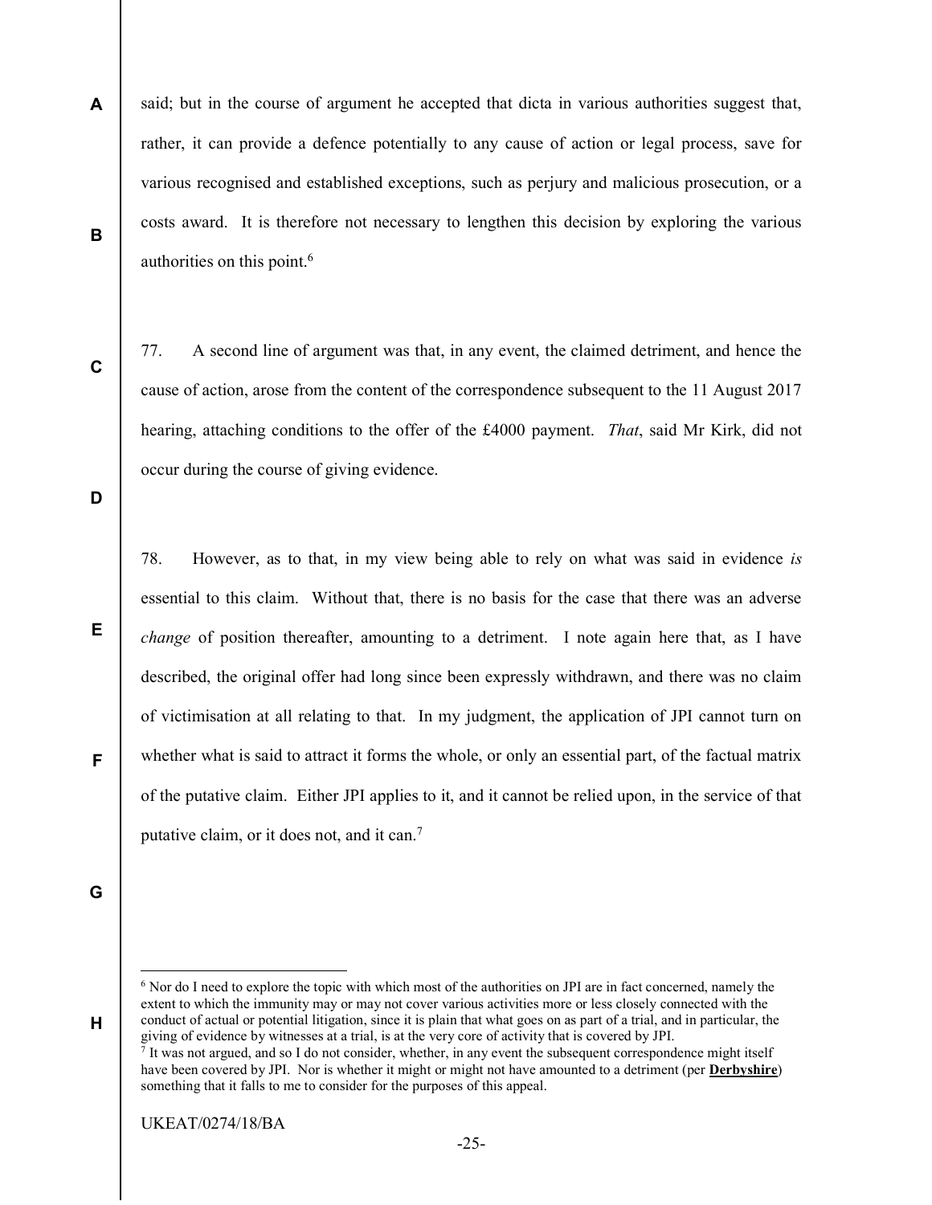said; but in the course of argument he accepted that dicta in various authorities suggest that, rather, it can provide a defence potentially to any cause of action or legal process, save for various recognised and established exceptions, such as perjury and malicious prosecution, or a costs award. It is therefore not necessary to lengthen this decision by exploring the various authorities on this point.[6]

77. A second line of argument was that, in any event, the claimed detriment, and hence the cause of action, arose from the content of the correspondence subsequent to the 11 August 2017 hearing, attaching conditions to the offer of the £4000 payment. *That*, said Mr Kirk, did not occur during the course of giving evidence.

78. However, as to that, in my view being able to rely on what was said in evidence *is* essential to this claim. Without that, there is no basis for the case that there was an adverse *change* of position thereafter, amounting to a detriment. I note again here that, as I have described, the original offer had long since been expressly withdrawn, and there was no claim of victimisation at all relating to that. In my judgment, the application of JPI cannot turn on whether what is said to attract it forms the whole, or only an essential part, of the factual matrix of the putative claim. Either JPI applies to it, and it cannot be relied upon, in the service of that putative claim, or it does not, and it can.[7]

---

[6] Nor do I need to explore the topic with which most of the authorities on JPI are in fact concerned, namely the extent to which the immunity may or may not cover various activities more or less closely connected with the conduct of actual or potential litigation, since it is plain that what goes on as part of a trial, and in particular, the giving of evidence by witnesses at a trial, is at the very core of activity that is covered by JPI.

[7] It was not argued, and so I do not consider, whether, in any event the subsequent correspondence might itself have been covered by JPI. Nor is whether it might or might not have amounted to a detriment (per **Derbyshire**) something that it falls to me to consider for the purposes of this appeal.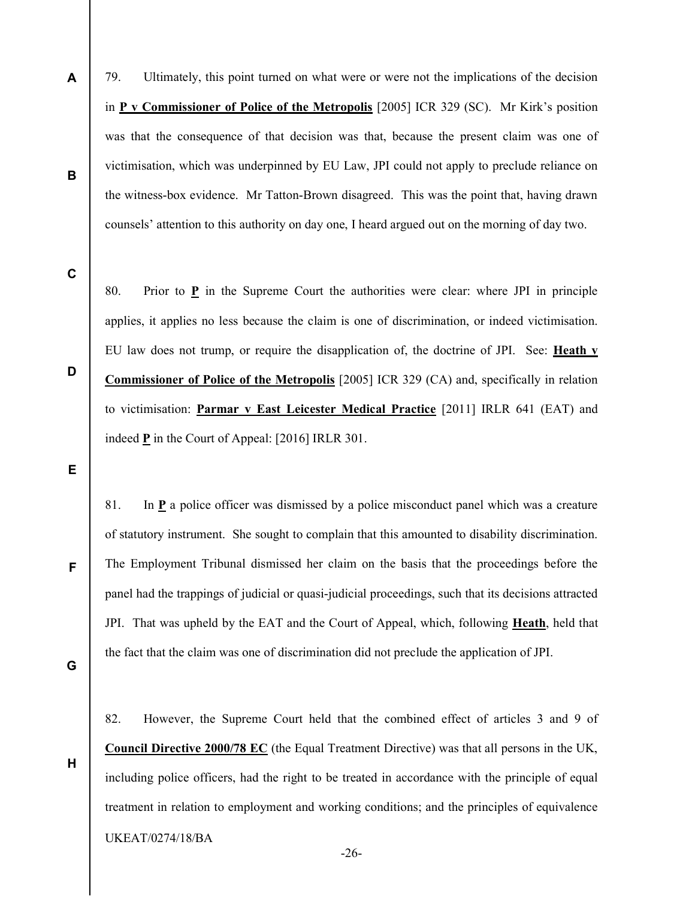79. Ultimately, this point turned on what were or were not the implications of the decision in **P v Commissioner of Police of the Metropolis** [2005] ICR 329 (SC). Mr Kirk's position was that the consequence of that decision was that, because the present claim was one of victimisation, which was underpinned by EU Law, JPI could not apply to preclude reliance on the witness-box evidence. Mr Tatton-Brown disagreed. This was the point that, having drawn counsels' attention to this authority on day one, I heard argued out on the morning of day two.

80. Prior to **P** in the Supreme Court the authorities were clear: where JPI in principle applies, it applies no less because the claim is one of discrimination, or indeed victimisation. EU law does not trump, or require the disapplication of, the doctrine of JPI. See: **Heath v Commissioner of Police of the Metropolis** [2005] ICR 329 (CA) and, specifically in relation to victimisation: **Parmar v East Leicester Medical Practice** [2011] IRLR 641 (EAT) and indeed **P** in the Court of Appeal: [2016] IRLR 301.

81. In **P** a police officer was dismissed by a police misconduct panel which was a creature of statutory instrument. She sought to complain that this amounted to disability discrimination. The Employment Tribunal dismissed her claim on the basis that the proceedings before the panel had the trappings of judicial or quasi-judicial proceedings, such that its decisions attracted JPI. That was upheld by the EAT and the Court of Appeal, which, following **Heath**, held that the fact that the claim was one of discrimination did not preclude the application of JPI.

82. However, the Supreme Court held that the combined effect of articles 3 and 9 of **Council Directive 2000/78 EC** (the Equal Treatment Directive) was that all persons in the UK, including police officers, had the right to be treated in accordance with the principle of equal treatment in relation to employment and working conditions; and the principles of equivalence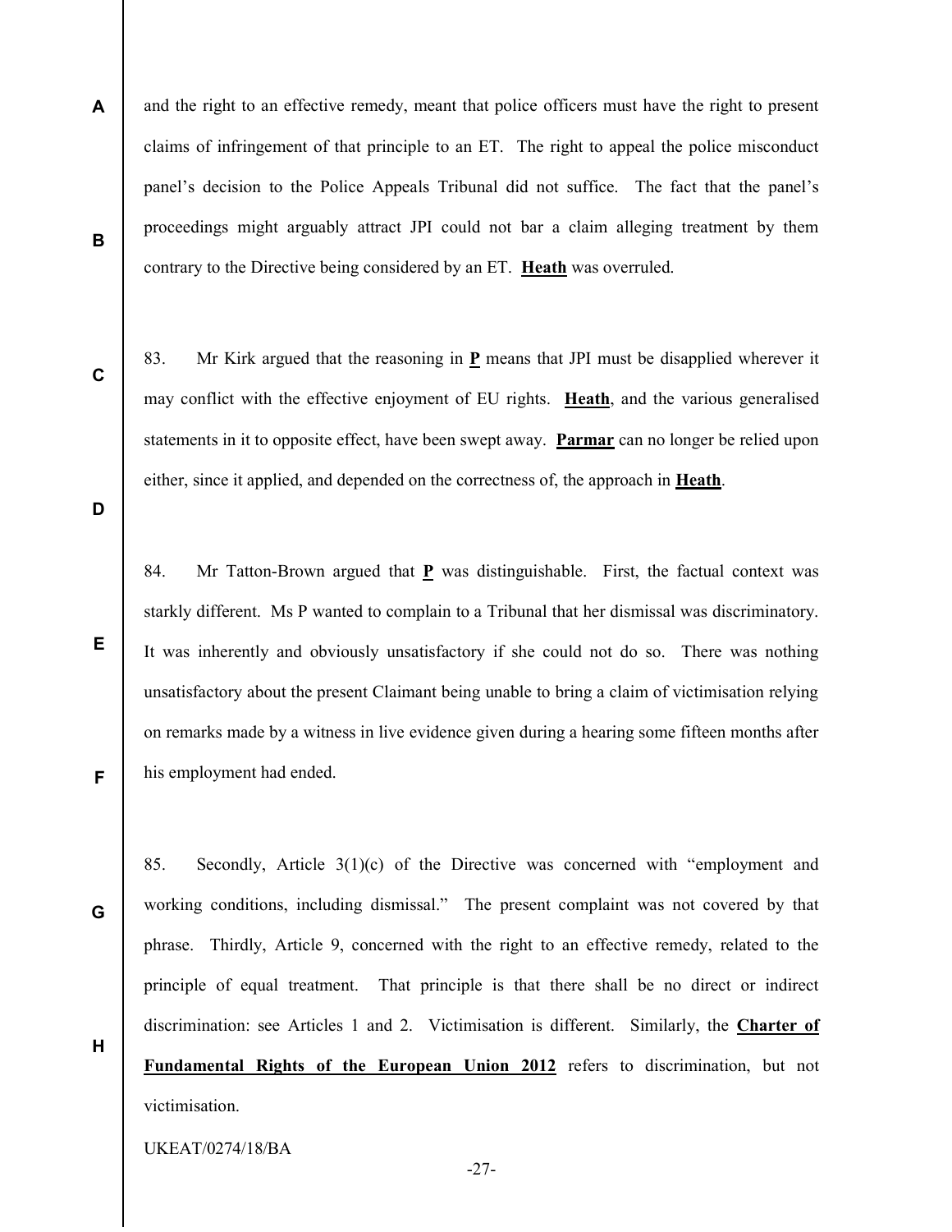and the right to an effective remedy, meant that police officers must have the right to present claims of infringement of that principle to an ET. The right to appeal the police misconduct panel's decision to the Police Appeals Tribunal did not suffice. The fact that the panel's proceedings might arguably attract JPI could not bar a claim alleging treatment by them contrary to the Directive being considered by an ET. **Heath** was overruled.

83. Mr Kirk argued that the reasoning in **P** means that JPI must be disapplied wherever it may conflict with the effective enjoyment of EU rights. **Heath**, and the various generalised statements in it to opposite effect, have been swept away. **Parmar** can no longer be relied upon either, since it applied, and depended on the correctness of, the approach in **Heath**.

84. Mr Tatton-Brown argued that **P** was distinguishable. First, the factual context was starkly different. Ms P wanted to complain to a Tribunal that her dismissal was discriminatory. It was inherently and obviously unsatisfactory if she could not do so. There was nothing unsatisfactory about the present Claimant being unable to bring a claim of victimisation relying on remarks made by a witness in live evidence given during a hearing some fifteen months after his employment had ended.

85. Secondly, Article 3(1)(c) of the Directive was concerned with "employment and working conditions, including dismissal." The present complaint was not covered by that phrase. Thirdly, Article 9, concerned with the right to an effective remedy, related to the principle of equal treatment. That principle is that there shall be no direct or indirect discrimination: see Articles 1 and 2. Victimisation is different. Similarly, the **Charter of Fundamental Rights of the European Union 2012** refers to discrimination, but not victimisation.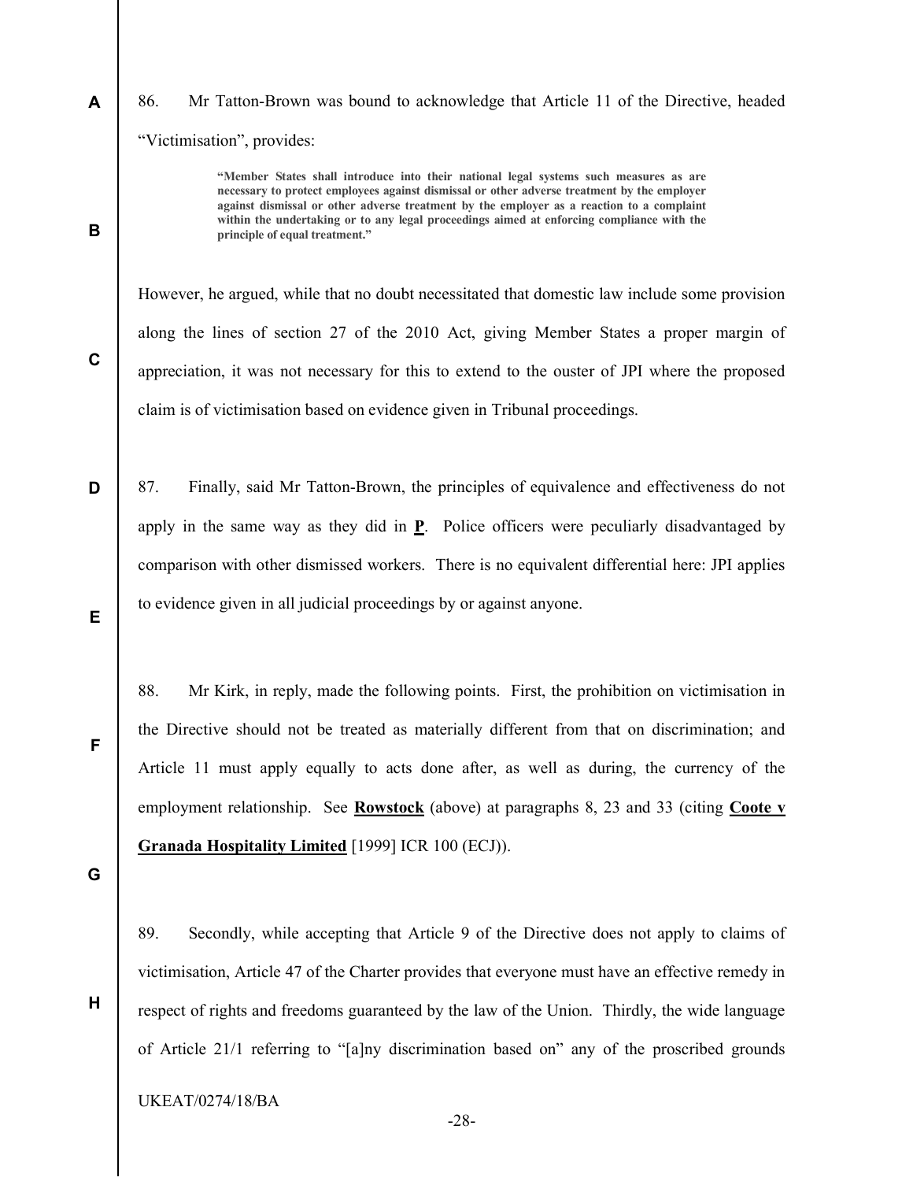86. Mr Tatton-Brown was bound to acknowledge that Article 11 of the Directive, headed "Victimisation", provides:

> **"Member States shall introduce into their national legal systems such measures as are necessary to protect employees against dismissal or other adverse treatment by the employer against dismissal or other adverse treatment by the employer as a reaction to a complaint within the undertaking or to any legal proceedings aimed at enforcing compliance with the principle of equal treatment."**

However, he argued, while that no doubt necessitated that domestic law include some provision along the lines of section 27 of the 2010 Act, giving Member States a proper margin of appreciation, it was not necessary for this to extend to the ouster of JPI where the proposed claim is of victimisation based on evidence given in Tribunal proceedings.

87. Finally, said Mr Tatton-Brown, the principles of equivalence and effectiveness do not apply in the same way as they did in **P**. Police officers were peculiarly disadvantaged by comparison with other dismissed workers. There is no equivalent differential here: JPI applies to evidence given in all judicial proceedings by or against anyone.

88. Mr Kirk, in reply, made the following points. First, the prohibition on victimisation in the Directive should not be treated as materially different from that on discrimination; and Article 11 must apply equally to acts done after, as well as during, the currency of the employment relationship. See **Rowstock** (above) at paragraphs 8, 23 and 33 (citing **Coote v Granada Hospitality Limited** [1999] ICR 100 (ECJ)).

89. Secondly, while accepting that Article 9 of the Directive does not apply to claims of victimisation, Article 47 of the Charter provides that everyone must have an effective remedy in respect of rights and freedoms guaranteed by the law of the Union. Thirdly, the wide language of Article 21/1 referring to "[a]ny discrimination based on" any of the proscribed grounds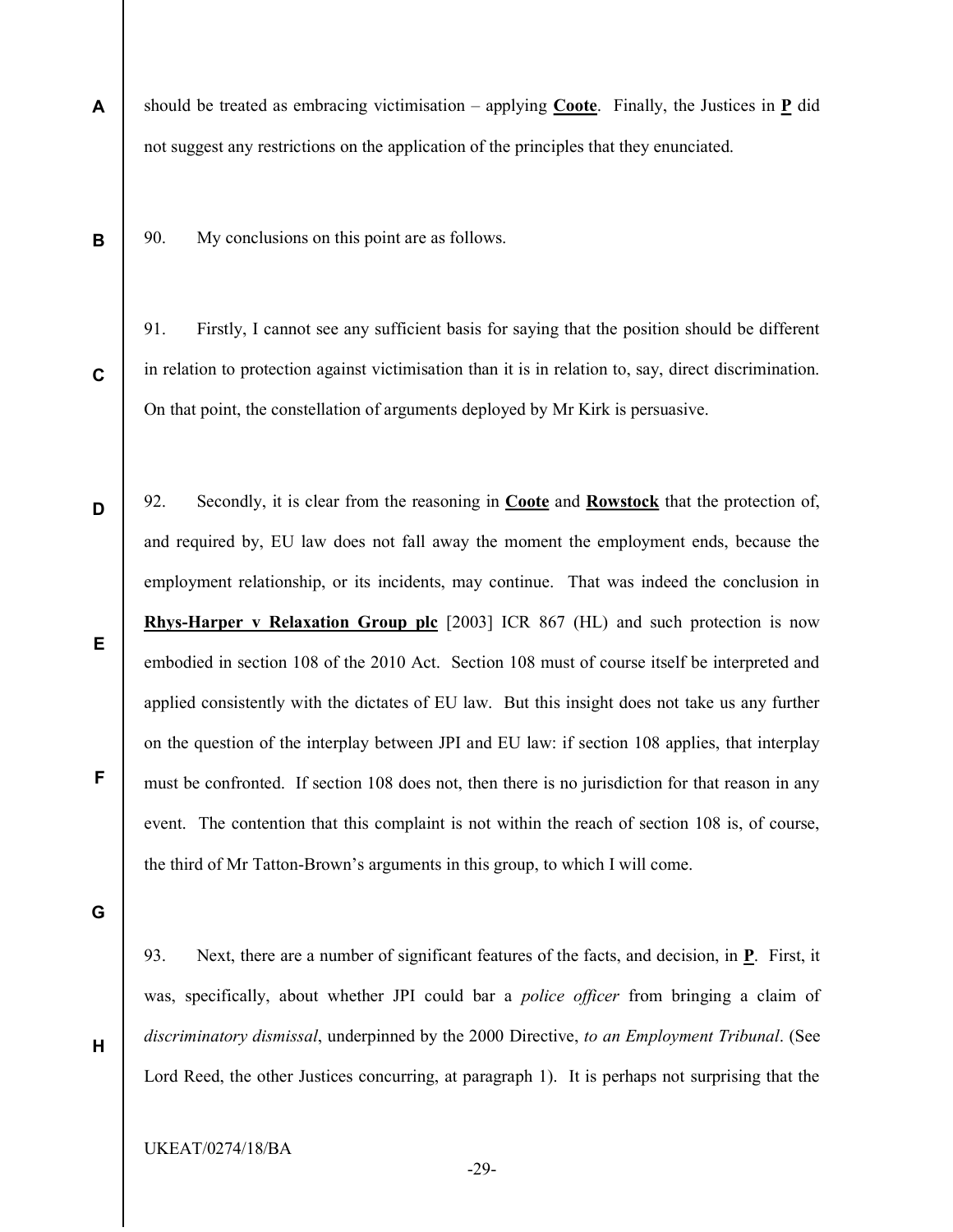should be treated as embracing victimisation – applying **Coote**. Finally, the Justices in **P** did not suggest any restrictions on the application of the principles that they enunciated.

90. My conclusions on this point are as follows.

91. Firstly, I cannot see any sufficient basis for saying that the position should be different in relation to protection against victimisation than it is in relation to, say, direct discrimination. On that point, the constellation of arguments deployed by Mr Kirk is persuasive.

92. Secondly, it is clear from the reasoning in **Coote** and **Rowstock** that the protection of, and required by, EU law does not fall away the moment the employment ends, because the employment relationship, or its incidents, may continue. That was indeed the conclusion in **Rhys-Harper v Relaxation Group plc** [2003] ICR 867 (HL) and such protection is now embodied in section 108 of the 2010 Act. Section 108 must of course itself be interpreted and applied consistently with the dictates of EU law. But this insight does not take us any further on the question of the interplay between JPI and EU law: if section 108 applies, that interplay must be confronted. If section 108 does not, then there is no jurisdiction for that reason in any event. The contention that this complaint is not within the reach of section 108 is, of course, the third of Mr Tatton-Brown's arguments in this group, to which I will come.

93. Next, there are a number of significant features of the facts, and decision, in **P**. First, it was, specifically, about whether JPI could bar a *police officer* from bringing a claim of *discriminatory dismissal*, underpinned by the 2000 Directive, *to an Employment Tribunal*. (See Lord Reed, the other Justices concurring, at paragraph 1). It is perhaps not surprising that the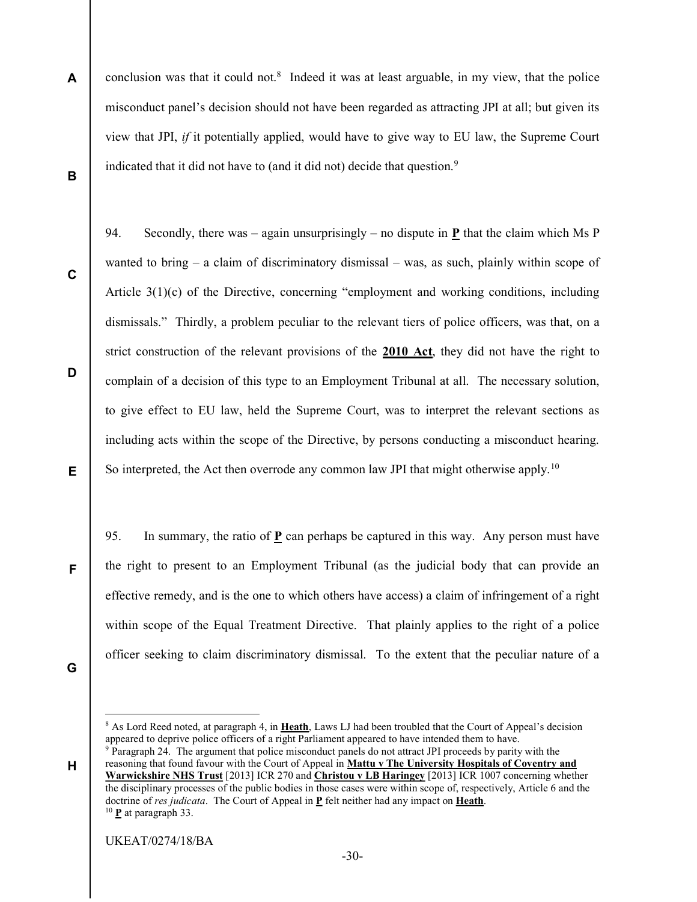conclusion was that it could not.[8] Indeed it was at least arguable, in my view, that the police misconduct panel's decision should not have been regarded as attracting JPI at all; but given its view that JPI, *if* it potentially applied, would have to give way to EU law, the Supreme Court indicated that it did not have to (and it did not) decide that question.[9]

94. Secondly, there was – again unsurprisingly – no dispute in **P** that the claim which Ms P wanted to bring – a claim of discriminatory dismissal – was, as such, plainly within scope of Article 3(1)(c) of the Directive, concerning "employment and working conditions, including dismissals." Thirdly, a problem peculiar to the relevant tiers of police officers, was that, on a strict construction of the relevant provisions of the **2010 Act**, they did not have the right to complain of a decision of this type to an Employment Tribunal at all. The necessary solution, to give effect to EU law, held the Supreme Court, was to interpret the relevant sections as including acts within the scope of the Directive, by persons conducting a misconduct hearing. So interpreted, the Act then overrode any common law JPI that might otherwise apply.[10]

95. In summary, the ratio of **P** can perhaps be captured in this way. Any person must have the right to present to an Employment Tribunal (as the judicial body that can provide an effective remedy, and is the one to which others have access) a claim of infringement of a right within scope of the Equal Treatment Directive. That plainly applies to the right of a police officer seeking to claim discriminatory dismissal. To the extent that the peculiar nature of a

---

[8] As Lord Reed noted, at paragraph 4, in **Heath**, Laws LJ had been troubled that the Court of Appeal's decision appeared to deprive police officers of a right Parliament appeared to have intended them to have.

[9] Paragraph 24. The argument that police misconduct panels do not attract JPI proceeds by parity with the reasoning that found favour with the Court of Appeal in **Mattu v The University Hospitals of Coventry and Warwickshire NHS Trust** [2013] ICR 270 and **Christou v LB Haringey** [2013] ICR 1007 concerning whether the disciplinary processes of the public bodies in those cases were within scope of, respectively, Article 6 and the doctrine of *res judicata*. The Court of Appeal in **P** felt neither had any impact on **Heath**.

[10] **P** at paragraph 33.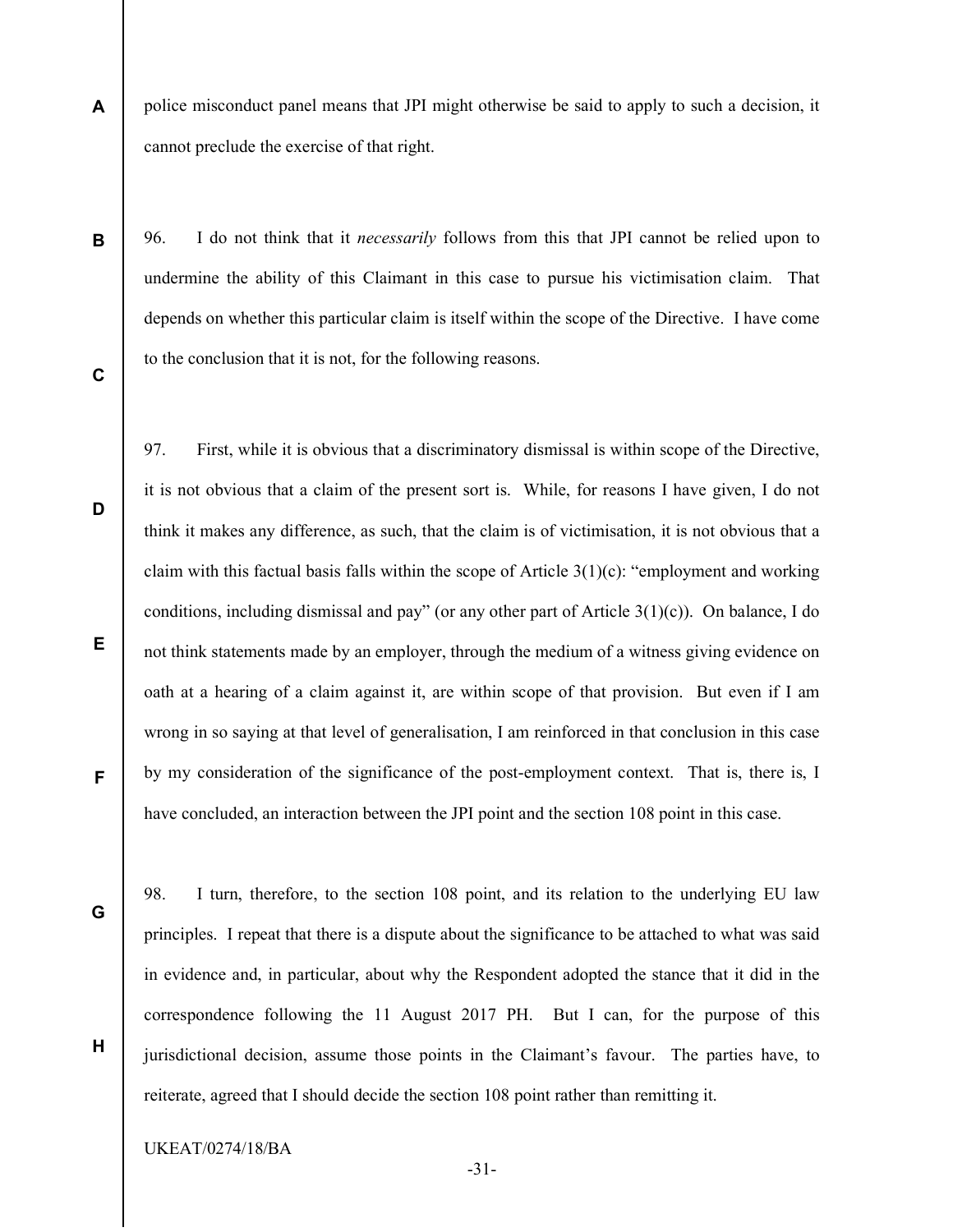police misconduct panel means that JPI might otherwise be said to apply to such a decision, it cannot preclude the exercise of that right.

96. I do not think that it *necessarily* follows from this that JPI cannot be relied upon to undermine the ability of this Claimant in this case to pursue his victimisation claim. That depends on whether this particular claim is itself within the scope of the Directive. I have come to the conclusion that it is not, for the following reasons.

97. First, while it is obvious that a discriminatory dismissal is within scope of the Directive, it is not obvious that a claim of the present sort is. While, for reasons I have given, I do not think it makes any difference, as such, that the claim is of victimisation, it is not obvious that a claim with this factual basis falls within the scope of Article 3(1)(c): "employment and working conditions, including dismissal and pay" (or any other part of Article 3(1)(c)). On balance, I do not think statements made by an employer, through the medium of a witness giving evidence on oath at a hearing of a claim against it, are within scope of that provision. But even if I am wrong in so saying at that level of generalisation, I am reinforced in that conclusion in this case by my consideration of the significance of the post-employment context. That is, there is, I have concluded, an interaction between the JPI point and the section 108 point in this case.

98. I turn, therefore, to the section 108 point, and its relation to the underlying EU law principles. I repeat that there is a dispute about the significance to be attached to what was said in evidence and, in particular, about why the Respondent adopted the stance that it did in the correspondence following the 11 August 2017 PH. But I can, for the purpose of this jurisdictional decision, assume those points in the Claimant's favour. The parties have, to reiterate, agreed that I should decide the section 108 point rather than remitting it.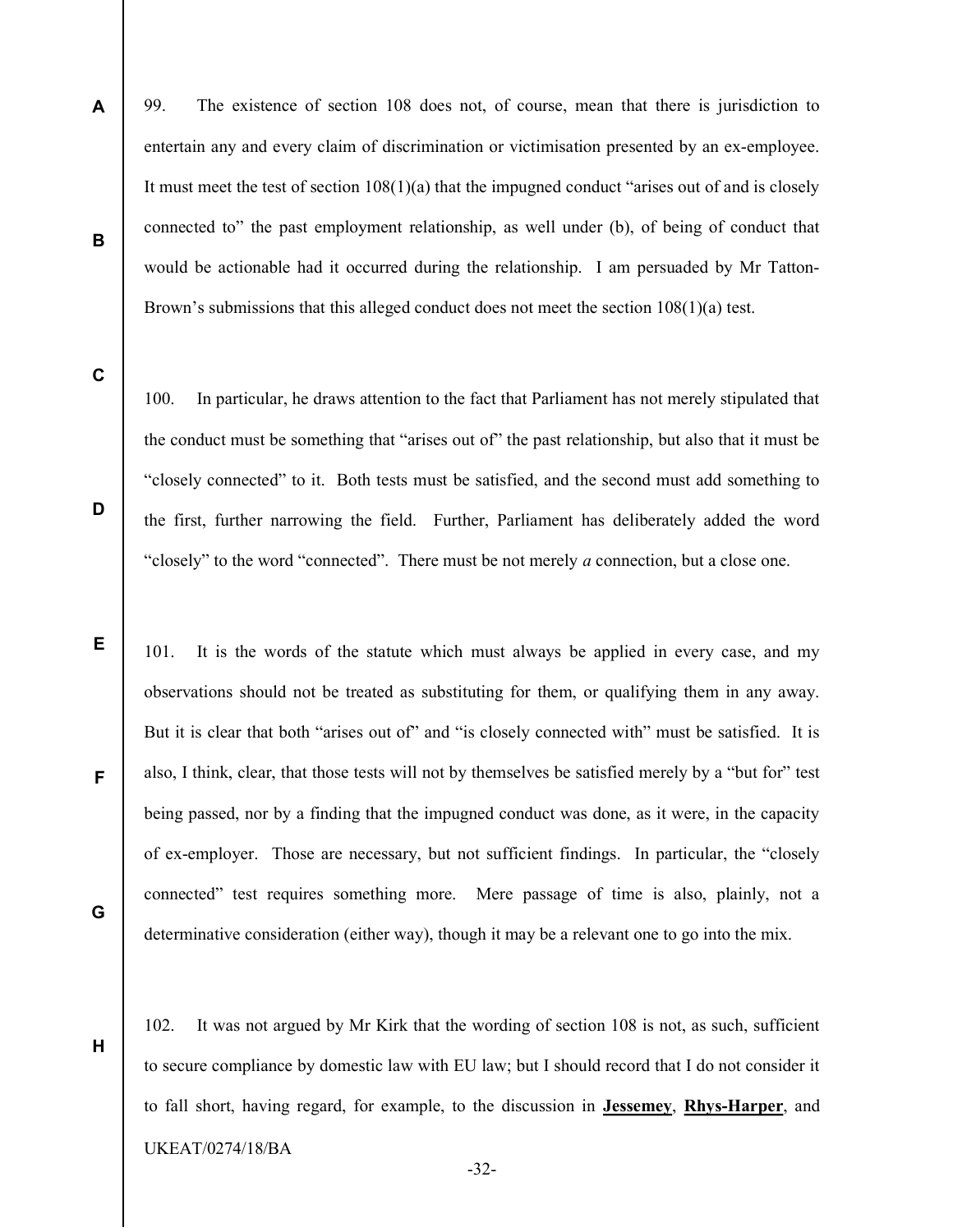99. The existence of section 108 does not, of course, mean that there is jurisdiction to entertain any and every claim of discrimination or victimisation presented by an ex-employee. It must meet the test of section 108(1)(a) that the impugned conduct "arises out of and is closely connected to" the past employment relationship, as well under (b), of being of conduct that would be actionable had it occurred during the relationship. I am persuaded by Mr Tatton-Brown's submissions that this alleged conduct does not meet the section 108(1)(a) test.

100. In particular, he draws attention to the fact that Parliament has not merely stipulated that the conduct must be something that "arises out of" the past relationship, but also that it must be "closely connected" to it. Both tests must be satisfied, and the second must add something to the first, further narrowing the field. Further, Parliament has deliberately added the word "closely" to the word "connected". There must be not merely *a* connection, but a close one.

101. It is the words of the statute which must always be applied in every case, and my observations should not be treated as substituting for them, or qualifying them in any away. But it is clear that both "arises out of" and "is closely connected with" must be satisfied. It is also, I think, clear, that those tests will not by themselves be satisfied merely by a "but for" test being passed, nor by a finding that the impugned conduct was done, as it were, in the capacity of ex-employer. Those are necessary, but not sufficient findings. In particular, the "closely connected" test requires something more. Mere passage of time is also, plainly, not a determinative consideration (either way), though it may be a relevant one to go into the mix.

102. It was not argued by Mr Kirk that the wording of section 108 is not, as such, sufficient to secure compliance by domestic law with EU law; but I should record that I do not consider it to fall short, having regard, for example, to the discussion in **Jessemey**, **Rhys-Harper**, and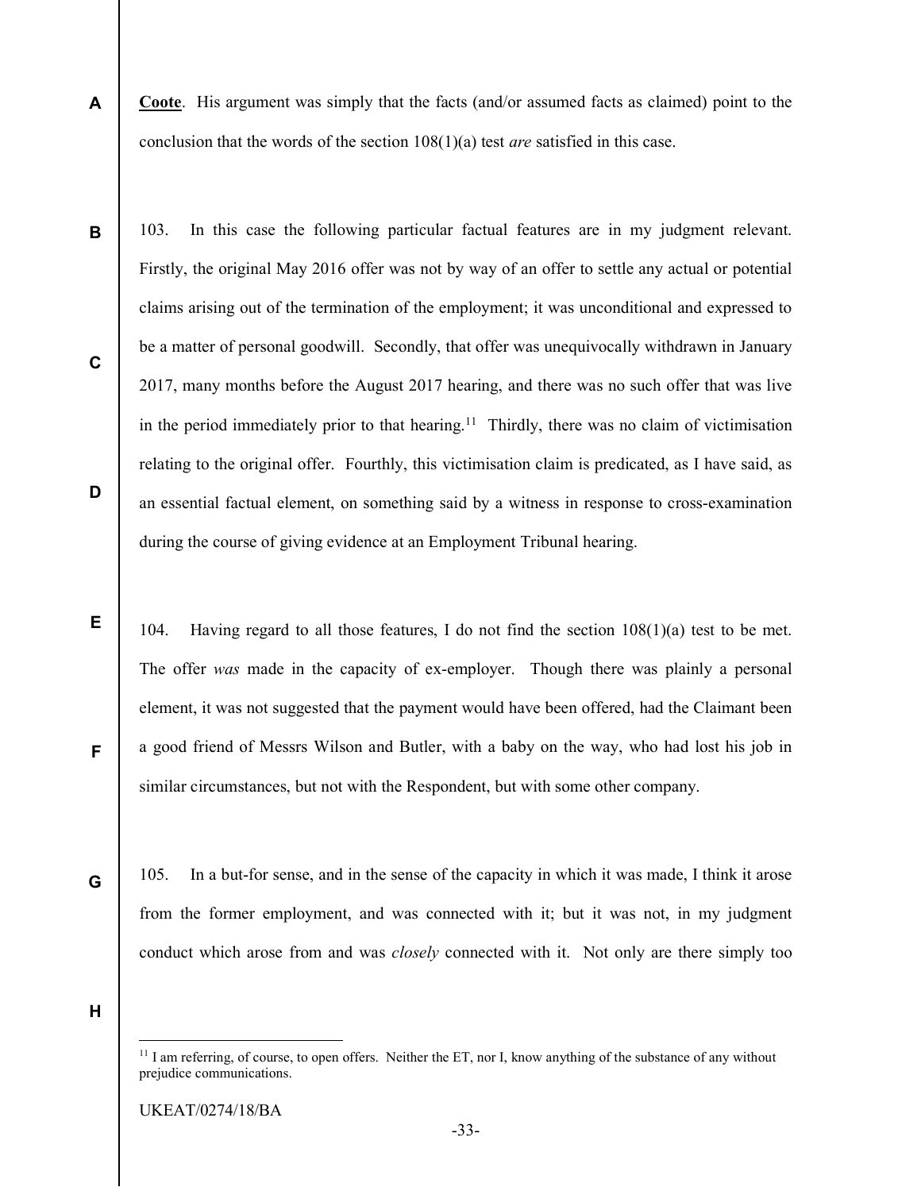**Coote**. His argument was simply that the facts (and/or assumed facts as claimed) point to the conclusion that the words of the section 108(1)(a) test *are* satisfied in this case.

103. In this case the following particular factual features are in my judgment relevant. Firstly, the original May 2016 offer was not by way of an offer to settle any actual or potential claims arising out of the termination of the employment; it was unconditional and expressed to be a matter of personal goodwill. Secondly, that offer was unequivocally withdrawn in January 2017, many months before the August 2017 hearing, and there was no such offer that was live in the period immediately prior to that hearing.[11] Thirdly, there was no claim of victimisation relating to the original offer. Fourthly, this victimisation claim is predicated, as I have said, as an essential factual element, on something said by a witness in response to cross-examination during the course of giving evidence at an Employment Tribunal hearing.

104. Having regard to all those features, I do not find the section 108(1)(a) test to be met. The offer *was* made in the capacity of ex-employer. Though there was plainly a personal element, it was not suggested that the payment would have been offered, had the Claimant been a good friend of Messrs Wilson and Butler, with a baby on the way, who had lost his job in similar circumstances, but not with the Respondent, but with some other company.

105. In a but-for sense, and in the sense of the capacity in which it was made, I think it arose from the former employment, and was connected with it; but it was not, in my judgment conduct which arose from and was *closely* connected with it. Not only are there simply too

[11] I am referring, of course, to open offers. Neither the ET, nor I, know anything of the substance of any without prejudice communications.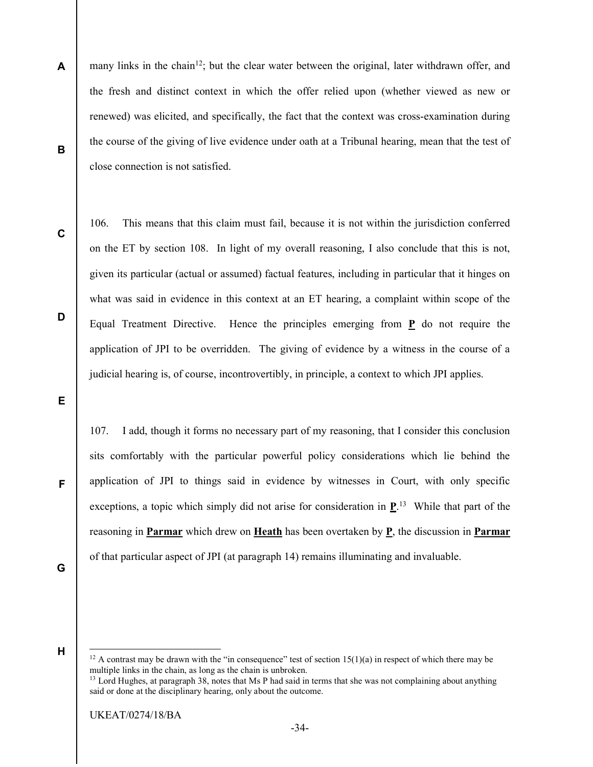many links in the chain[12]; but the clear water between the original, later withdrawn offer, and the fresh and distinct context in which the offer relied upon (whether viewed as new or renewed) was elicited, and specifically, the fact that the context was cross-examination during the course of the giving of live evidence under oath at a Tribunal hearing, mean that the test of close connection is not satisfied.

106. This means that this claim must fail, because it is not within the jurisdiction conferred on the ET by section 108. In light of my overall reasoning, I also conclude that this is not, given its particular (actual or assumed) factual features, including in particular that it hinges on what was said in evidence in this context at an ET hearing, a complaint within scope of the Equal Treatment Directive. Hence the principles emerging from **P** do not require the application of JPI to be overridden. The giving of evidence by a witness in the course of a judicial hearing is, of course, incontrovertibly, in principle, a context to which JPI applies.

107. I add, though it forms no necessary part of my reasoning, that I consider this conclusion sits comfortably with the particular powerful policy considerations which lie behind the application of JPI to things said in evidence by witnesses in Court, with only specific exceptions, a topic which simply did not arise for consideration in **P**.[13] While that part of the reasoning in **Parmar** which drew on **Heath** has been overtaken by **P**, the discussion in **Parmar** of that particular aspect of JPI (at paragraph 14) remains illuminating and invaluable.

---

[12] A contrast may be drawn with the "in consequence" test of section 15(1)(a) in respect of which there may be multiple links in the chain, as long as the chain is unbroken.

[13] Lord Hughes, at paragraph 38, notes that Ms P had said in terms that she was not complaining about anything said or done at the disciplinary hearing, only about the outcome.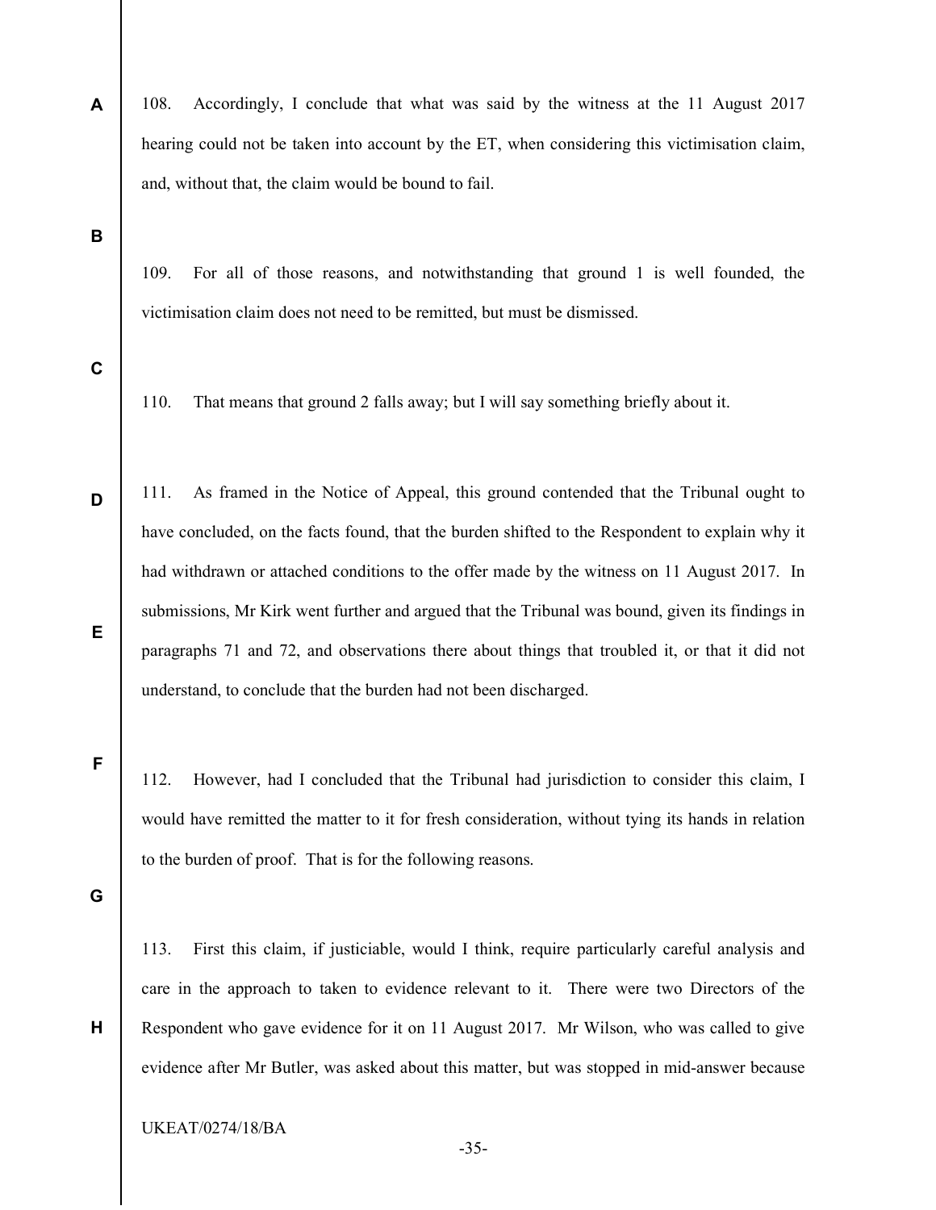108. Accordingly, I conclude that what was said by the witness at the 11 August 2017 hearing could not be taken into account by the ET, when considering this victimisation claim, and, without that, the claim would be bound to fail.

109. For all of those reasons, and notwithstanding that ground 1 is well founded, the victimisation claim does not need to be remitted, but must be dismissed.

110. That means that ground 2 falls away; but I will say something briefly about it.

111. As framed in the Notice of Appeal, this ground contended that the Tribunal ought to have concluded, on the facts found, that the burden shifted to the Respondent to explain why it had withdrawn or attached conditions to the offer made by the witness on 11 August 2017. In submissions, Mr Kirk went further and argued that the Tribunal was bound, given its findings in paragraphs 71 and 72, and observations there about things that troubled it, or that it did not understand, to conclude that the burden had not been discharged.

112. However, had I concluded that the Tribunal had jurisdiction to consider this claim, I would have remitted the matter to it for fresh consideration, without tying its hands in relation to the burden of proof. That is for the following reasons.

113. First this claim, if justiciable, would I think, require particularly careful analysis and care in the approach to taken to evidence relevant to it. There were two Directors of the Respondent who gave evidence for it on 11 August 2017. Mr Wilson, who was called to give evidence after Mr Butler, was asked about this matter, but was stopped in mid-answer because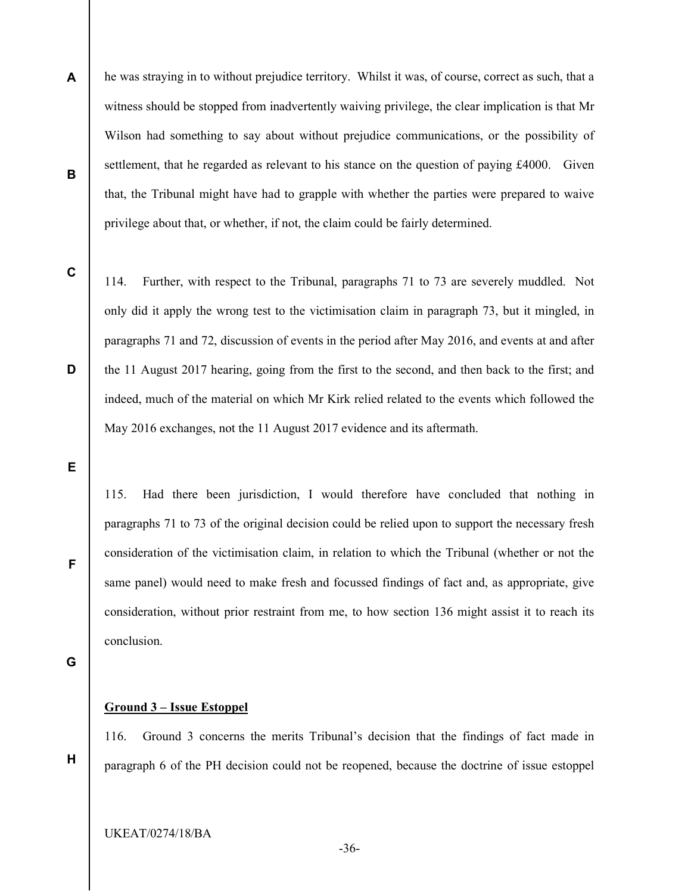he was straying in to without prejudice territory. Whilst it was, of course, correct as such, that a witness should be stopped from inadvertently waiving privilege, the clear implication is that Mr Wilson had something to say about without prejudice communications, or the possibility of settlement, that he regarded as relevant to his stance on the question of paying £4000. Given that, the Tribunal might have had to grapple with whether the parties were prepared to waive privilege about that, or whether, if not, the claim could be fairly determined.

114. Further, with respect to the Tribunal, paragraphs 71 to 73 are severely muddled. Not only did it apply the wrong test to the victimisation claim in paragraph 73, but it mingled, in paragraphs 71 and 72, discussion of events in the period after May 2016, and events at and after the 11 August 2017 hearing, going from the first to the second, and then back to the first; and indeed, much of the material on which Mr Kirk relied related to the events which followed the May 2016 exchanges, not the 11 August 2017 evidence and its aftermath.

115. Had there been jurisdiction, I would therefore have concluded that nothing in paragraphs 71 to 73 of the original decision could be relied upon to support the necessary fresh consideration of the victimisation claim, in relation to which the Tribunal (whether or not the same panel) would need to make fresh and focussed findings of fact and, as appropriate, give consideration, without prior restraint from me, to how section 136 might assist it to reach its conclusion.

**Ground 3 – Issue Estoppel**

116. Ground 3 concerns the merits Tribunal's decision that the findings of fact made in paragraph 6 of the PH decision could not be reopened, because the doctrine of issue estoppel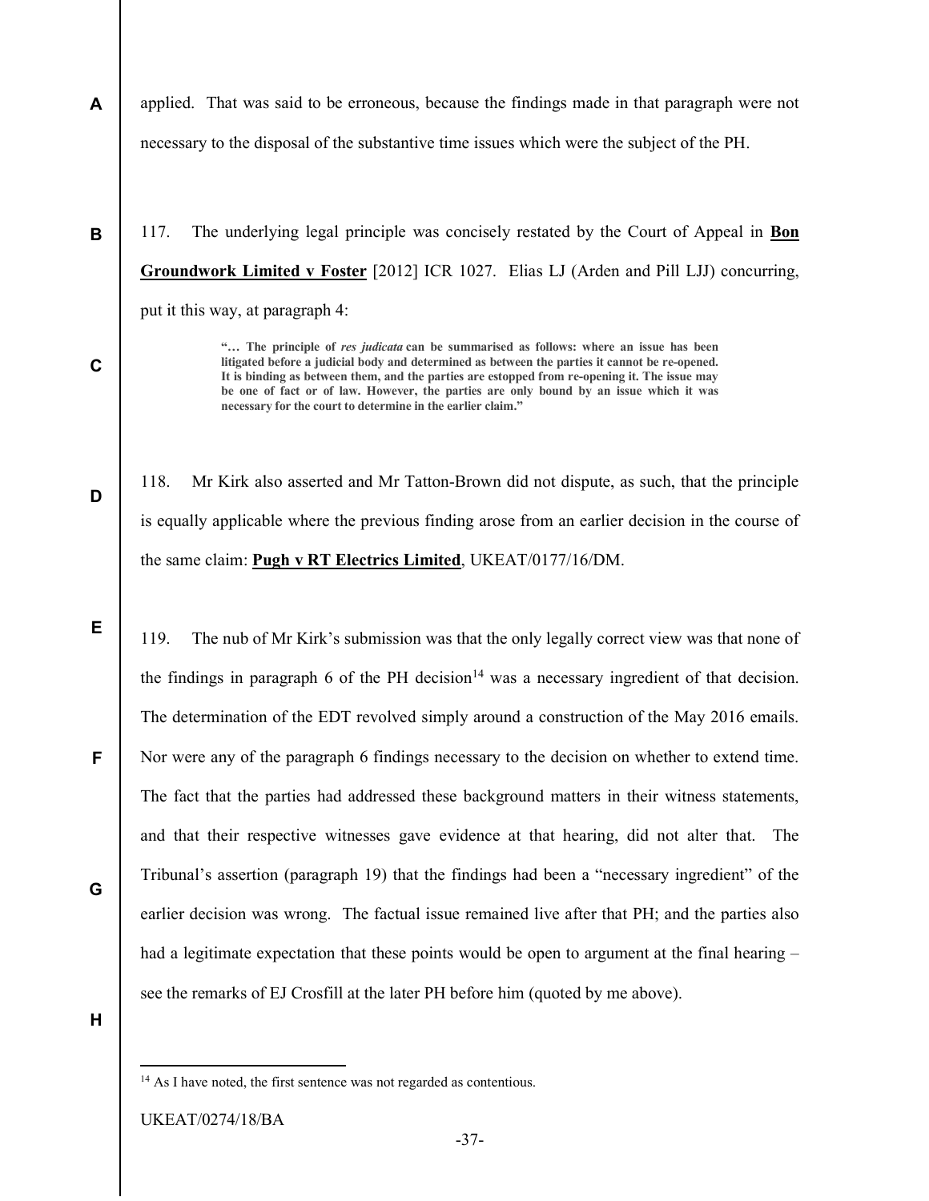applied. That was said to be erroneous, because the findings made in that paragraph were not necessary to the disposal of the substantive time issues which were the subject of the PH.

117. The underlying legal principle was concisely restated by the Court of Appeal in **Bon Groundwork Limited v Foster** [2012] ICR 1027. Elias LJ (Arden and Pill LJJ) concurring, put it this way, at paragraph 4:

> **"… The principle of *res judicata* can be summarised as follows: where an issue has been litigated before a judicial body and determined as between the parties it cannot be re-opened. It is binding as between them, and the parties are estopped from re-opening it. The issue may be one of fact or of law. However, the parties are only bound by an issue which it was necessary for the court to determine in the earlier claim."**

118. Mr Kirk also asserted and Mr Tatton-Brown did not dispute, as such, that the principle is equally applicable where the previous finding arose from an earlier decision in the course of the same claim: **Pugh v RT Electrics Limited**, UKEAT/0177/16/DM.

119. The nub of Mr Kirk's submission was that the only legally correct view was that none of the findings in paragraph 6 of the PH decision[14] was a necessary ingredient of that decision. The determination of the EDT revolved simply around a construction of the May 2016 emails. Nor were any of the paragraph 6 findings necessary to the decision on whether to extend time. The fact that the parties had addressed these background matters in their witness statements, and that their respective witnesses gave evidence at that hearing, did not alter that. The Tribunal's assertion (paragraph 19) that the findings had been a "necessary ingredient" of the earlier decision was wrong. The factual issue remained live after that PH; and the parties also had a legitimate expectation that these points would be open to argument at the final hearing – see the remarks of EJ Crosfill at the later PH before him (quoted by me above).

[14] As I have noted, the first sentence was not regarded as contentious.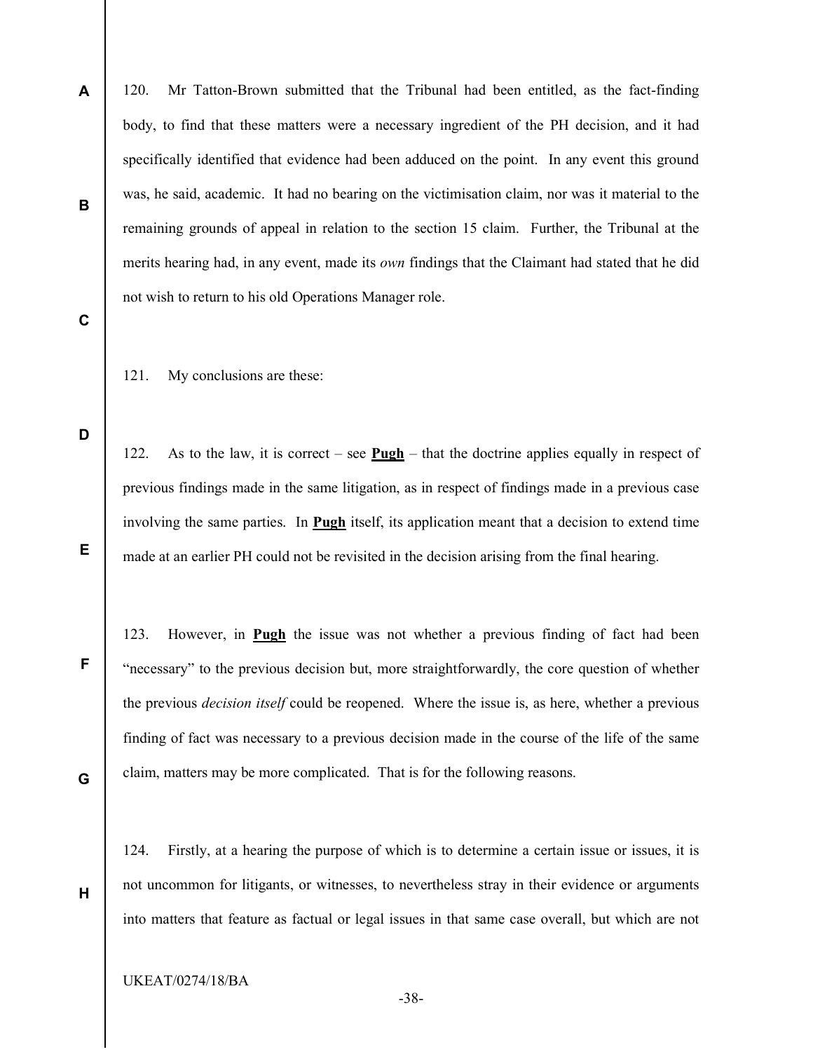120. Mr Tatton-Brown submitted that the Tribunal had been entitled, as the fact-finding body, to find that these matters were a necessary ingredient of the PH decision, and it had specifically identified that evidence had been adduced on the point. In any event this ground was, he said, academic. It had no bearing on the victimisation claim, nor was it material to the remaining grounds of appeal in relation to the section 15 claim. Further, the Tribunal at the merits hearing had, in any event, made its *own* findings that the Claimant had stated that he did not wish to return to his old Operations Manager role.

121. My conclusions are these:

122. As to the law, it is correct – see **Pugh** – that the doctrine applies equally in respect of previous findings made in the same litigation, as in respect of findings made in a previous case involving the same parties. In **Pugh** itself, its application meant that a decision to extend time made at an earlier PH could not be revisited in the decision arising from the final hearing.

123. However, in **Pugh** the issue was not whether a previous finding of fact had been "necessary" to the previous decision but, more straightforwardly, the core question of whether the previous *decision itself* could be reopened. Where the issue is, as here, whether a previous finding of fact was necessary to a previous decision made in the course of the life of the same claim, matters may be more complicated. That is for the following reasons.

124. Firstly, at a hearing the purpose of which is to determine a certain issue or issues, it is not uncommon for litigants, or witnesses, to nevertheless stray in their evidence or arguments into matters that feature as factual or legal issues in that same case overall, but which are not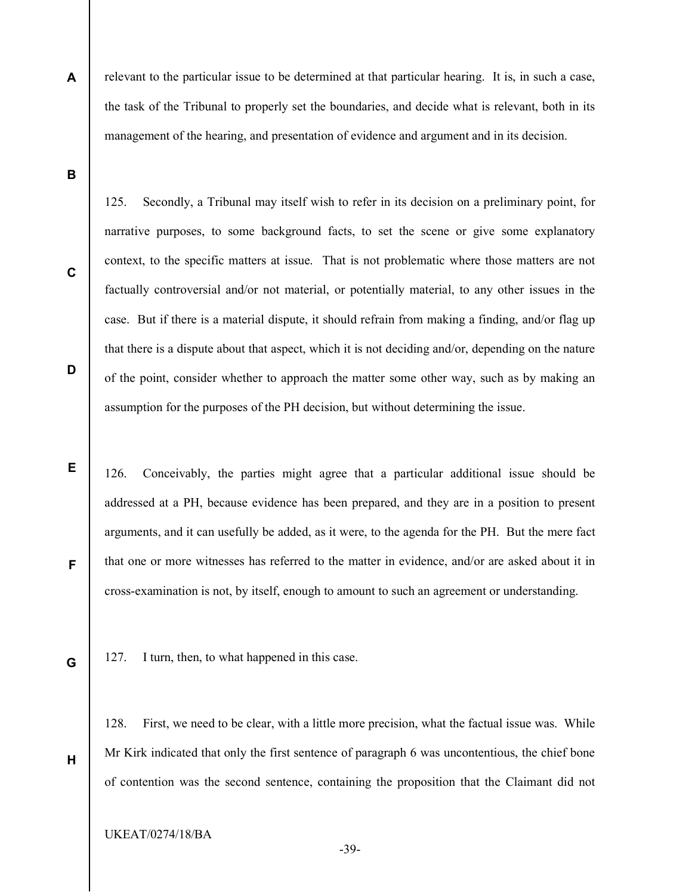relevant to the particular issue to be determined at that particular hearing. It is, in such a case, the task of the Tribunal to properly set the boundaries, and decide what is relevant, both in its management of the hearing, and presentation of evidence and argument and in its decision.

125. Secondly, a Tribunal may itself wish to refer in its decision on a preliminary point, for narrative purposes, to some background facts, to set the scene or give some explanatory context, to the specific matters at issue. That is not problematic where those matters are not factually controversial and/or not material, or potentially material, to any other issues in the case. But if there is a material dispute, it should refrain from making a finding, and/or flag up that there is a dispute about that aspect, which it is not deciding and/or, depending on the nature of the point, consider whether to approach the matter some other way, such as by making an assumption for the purposes of the PH decision, but without determining the issue.

126. Conceivably, the parties might agree that a particular additional issue should be addressed at a PH, because evidence has been prepared, and they are in a position to present arguments, and it can usefully be added, as it were, to the agenda for the PH. But the mere fact that one or more witnesses has referred to the matter in evidence, and/or are asked about it in cross-examination is not, by itself, enough to amount to such an agreement or understanding.

127. I turn, then, to what happened in this case.

128. First, we need to be clear, with a little more precision, what the factual issue was. While Mr Kirk indicated that only the first sentence of paragraph 6 was uncontentious, the chief bone of contention was the second sentence, containing the proposition that the Claimant did not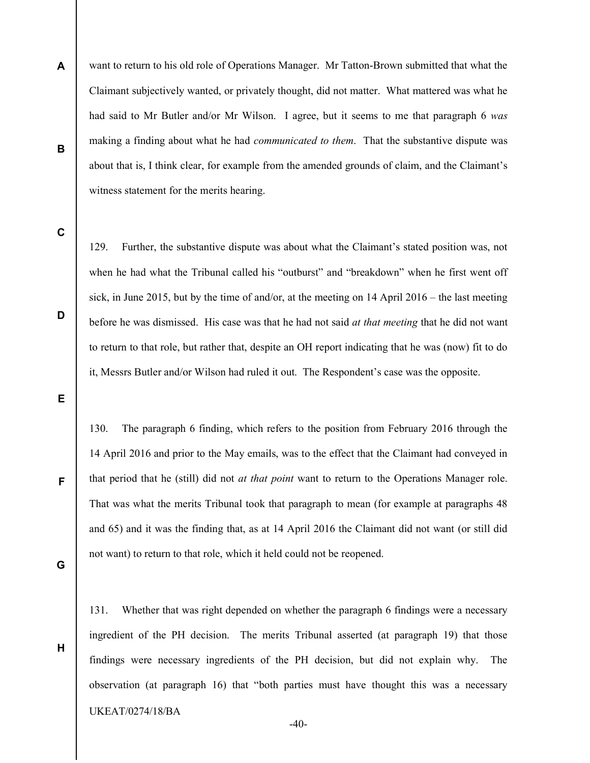want to return to his old role of Operations Manager. Mr Tatton-Brown submitted that what the Claimant subjectively wanted, or privately thought, did not matter. What mattered was what he had said to Mr Butler and/or Mr Wilson. I agree, but it seems to me that paragraph 6 *was* making a finding about what he had *communicated to them*. That the substantive dispute was about that is, I think clear, for example from the amended grounds of claim, and the Claimant's witness statement for the merits hearing.

129. Further, the substantive dispute was about what the Claimant's stated position was, not when he had what the Tribunal called his "outburst" and "breakdown" when he first went off sick, in June 2015, but by the time of and/or, at the meeting on 14 April 2016 – the last meeting before he was dismissed. His case was that he had not said *at that meeting* that he did not want to return to that role, but rather that, despite an OH report indicating that he was (now) fit to do it, Messrs Butler and/or Wilson had ruled it out. The Respondent's case was the opposite.

130. The paragraph 6 finding, which refers to the position from February 2016 through the 14 April 2016 and prior to the May emails, was to the effect that the Claimant had conveyed in that period that he (still) did not *at that point* want to return to the Operations Manager role. That was what the merits Tribunal took that paragraph to mean (for example at paragraphs 48 and 65) and it was the finding that, as at 14 April 2016 the Claimant did not want (or still did not want) to return to that role, which it held could not be reopened.

131. Whether that was right depended on whether the paragraph 6 findings were a necessary ingredient of the PH decision. The merits Tribunal asserted (at paragraph 19) that those findings were necessary ingredients of the PH decision, but did not explain why. The observation (at paragraph 16) that "both parties must have thought this was a necessary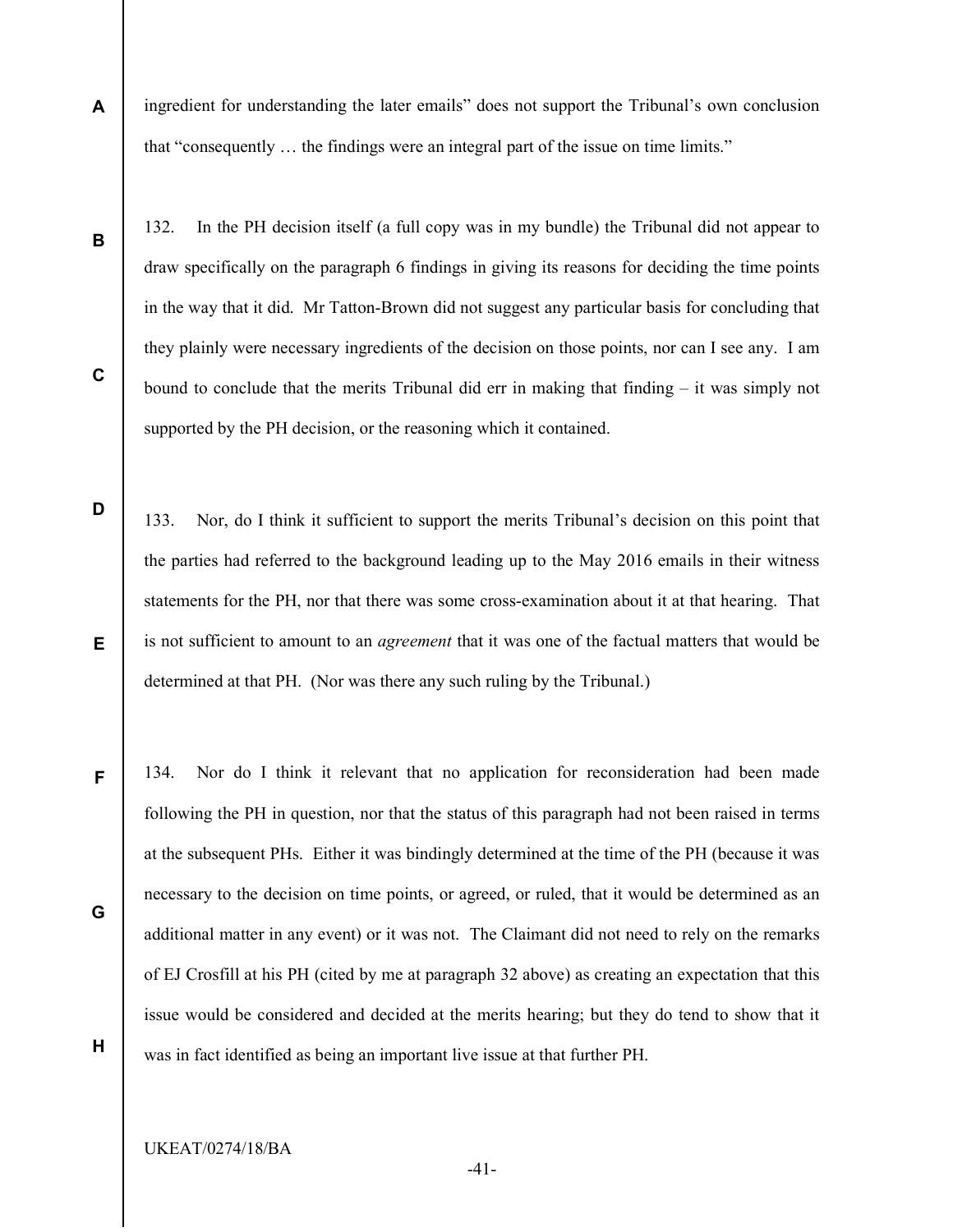ingredient for understanding the later emails" does not support the Tribunal's own conclusion that "consequently … the findings were an integral part of the issue on time limits."

132. In the PH decision itself (a full copy was in my bundle) the Tribunal did not appear to draw specifically on the paragraph 6 findings in giving its reasons for deciding the time points in the way that it did. Mr Tatton-Brown did not suggest any particular basis for concluding that they plainly were necessary ingredients of the decision on those points, nor can I see any. I am bound to conclude that the merits Tribunal did err in making that finding – it was simply not supported by the PH decision, or the reasoning which it contained.

133. Nor, do I think it sufficient to support the merits Tribunal's decision on this point that the parties had referred to the background leading up to the May 2016 emails in their witness statements for the PH, nor that there was some cross-examination about it at that hearing. That is not sufficient to amount to an *agreement* that it was one of the factual matters that would be determined at that PH. (Nor was there any such ruling by the Tribunal.)

134. Nor do I think it relevant that no application for reconsideration had been made following the PH in question, nor that the status of this paragraph had not been raised in terms at the subsequent PHs. Either it was bindingly determined at the time of the PH (because it was necessary to the decision on time points, or agreed, or ruled, that it would be determined as an additional matter in any event) or it was not. The Claimant did not need to rely on the remarks of EJ Crosfill at his PH (cited by me at paragraph 32 above) as creating an expectation that this issue would be considered and decided at the merits hearing; but they do tend to show that it was in fact identified as being an important live issue at that further PH.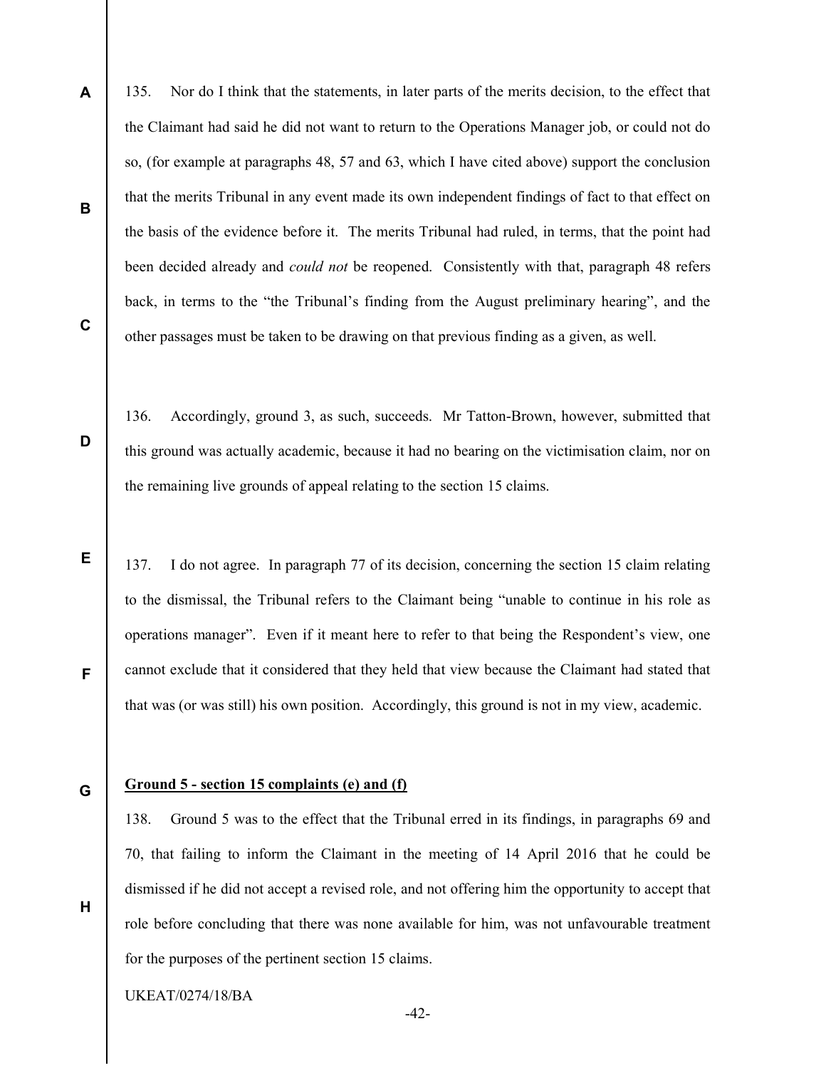135. Nor do I think that the statements, in later parts of the merits decision, to the effect that the Claimant had said he did not want to return to the Operations Manager job, or could not do so, (for example at paragraphs 48, 57 and 63, which I have cited above) support the conclusion that the merits Tribunal in any event made its own independent findings of fact to that effect on the basis of the evidence before it. The merits Tribunal had ruled, in terms, that the point had been decided already and *could not* be reopened. Consistently with that, paragraph 48 refers back, in terms to the "the Tribunal's finding from the August preliminary hearing", and the other passages must be taken to be drawing on that previous finding as a given, as well.

136. Accordingly, ground 3, as such, succeeds. Mr Tatton-Brown, however, submitted that this ground was actually academic, because it had no bearing on the victimisation claim, nor on the remaining live grounds of appeal relating to the section 15 claims.

137. I do not agree. In paragraph 77 of its decision, concerning the section 15 claim relating to the dismissal, the Tribunal refers to the Claimant being "unable to continue in his role as operations manager". Even if it meant here to refer to that being the Respondent's view, one cannot exclude that it considered that they held that view because the Claimant had stated that that was (or was still) his own position. Accordingly, this ground is not in my view, academic.

**Ground 5 - section 15 complaints (e) and (f)**

138. Ground 5 was to the effect that the Tribunal erred in its findings, in paragraphs 69 and 70, that failing to inform the Claimant in the meeting of 14 April 2016 that he could be dismissed if he did not accept a revised role, and not offering him the opportunity to accept that role before concluding that there was none available for him, was not unfavourable treatment for the purposes of the pertinent section 15 claims.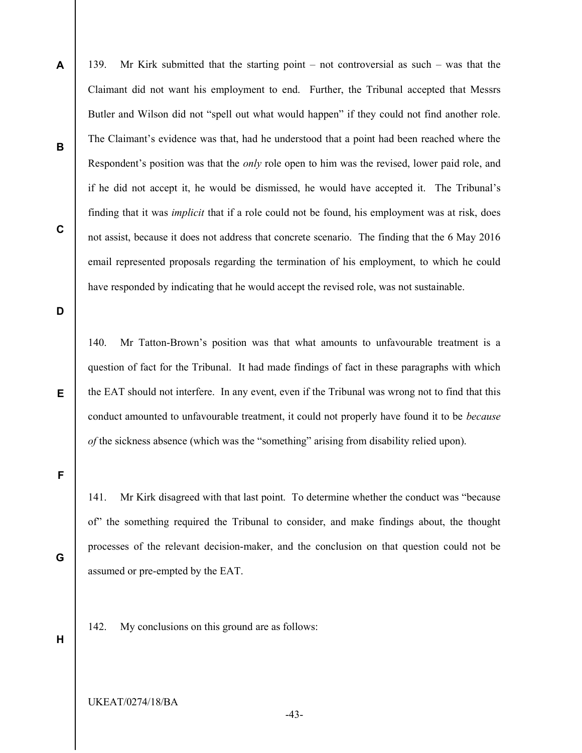139. Mr Kirk submitted that the starting point – not controversial as such – was that the Claimant did not want his employment to end. Further, the Tribunal accepted that Messrs Butler and Wilson did not "spell out what would happen" if they could not find another role. The Claimant's evidence was that, had he understood that a point had been reached where the Respondent's position was that the *only* role open to him was the revised, lower paid role, and if he did not accept it, he would be dismissed, he would have accepted it. The Tribunal's finding that it was *implicit* that if a role could not be found, his employment was at risk, does not assist, because it does not address that concrete scenario. The finding that the 6 May 2016 email represented proposals regarding the termination of his employment, to which he could have responded by indicating that he would accept the revised role, was not sustainable.

140. Mr Tatton-Brown's position was that what amounts to unfavourable treatment is a question of fact for the Tribunal. It had made findings of fact in these paragraphs with which the EAT should not interfere. In any event, even if the Tribunal was wrong not to find that this conduct amounted to unfavourable treatment, it could not properly have found it to be *because of* the sickness absence (which was the "something" arising from disability relied upon).

141. Mr Kirk disagreed with that last point. To determine whether the conduct was "because of" the something required the Tribunal to consider, and make findings about, the thought processes of the relevant decision-maker, and the conclusion on that question could not be assumed or pre-empted by the EAT.

142. My conclusions on this ground are as follows: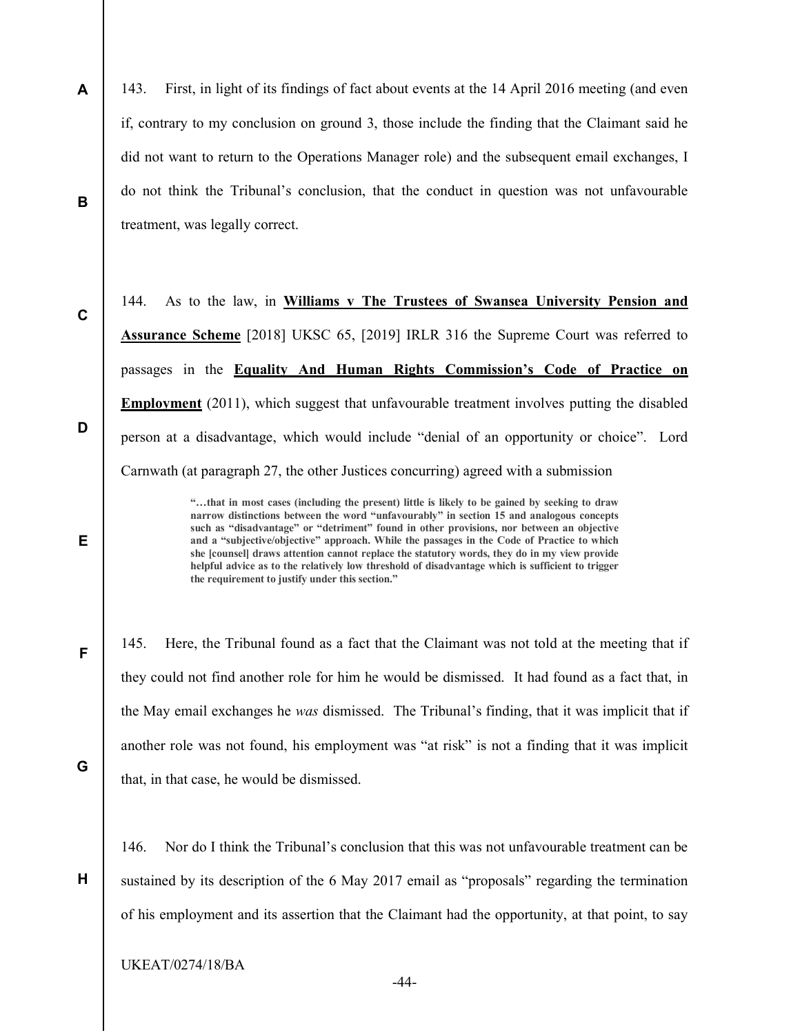143. First, in light of its findings of fact about events at the 14 April 2016 meeting (and even if, contrary to my conclusion on ground 3, those include the finding that the Claimant said he did not want to return to the Operations Manager role) and the subsequent email exchanges, I do not think the Tribunal's conclusion, that the conduct in question was not unfavourable treatment, was legally correct.

144. As to the law, in **Williams v The Trustees of Swansea University Pension and Assurance Scheme** [2018] UKSC 65, [2019] IRLR 316 the Supreme Court was referred to passages in the **Equality And Human Rights Commission's Code of Practice on Employment** (2011), which suggest that unfavourable treatment involves putting the disabled person at a disadvantage, which would include "denial of an opportunity or choice". Lord Carnwath (at paragraph 27, the other Justices concurring) agreed with a submission

> **"…that in most cases (including the present) little is likely to be gained by seeking to draw narrow distinctions between the word "unfavourably" in section 15 and analogous concepts such as "disadvantage" or "detriment" found in other provisions, nor between an objective and a "subjective/objective" approach. While the passages in the Code of Practice to which she [counsel] draws attention cannot replace the statutory words, they do in my view provide helpful advice as to the relatively low threshold of disadvantage which is sufficient to trigger the requirement to justify under this section."**

145. Here, the Tribunal found as a fact that the Claimant was not told at the meeting that if they could not find another role for him he would be dismissed. It had found as a fact that, in the May email exchanges he *was* dismissed. The Tribunal's finding, that it was implicit that if another role was not found, his employment was "at risk" is not a finding that it was implicit that, in that case, he would be dismissed.

146. Nor do I think the Tribunal's conclusion that this was not unfavourable treatment can be sustained by its description of the 6 May 2017 email as "proposals" regarding the termination of his employment and its assertion that the Claimant had the opportunity, at that point, to say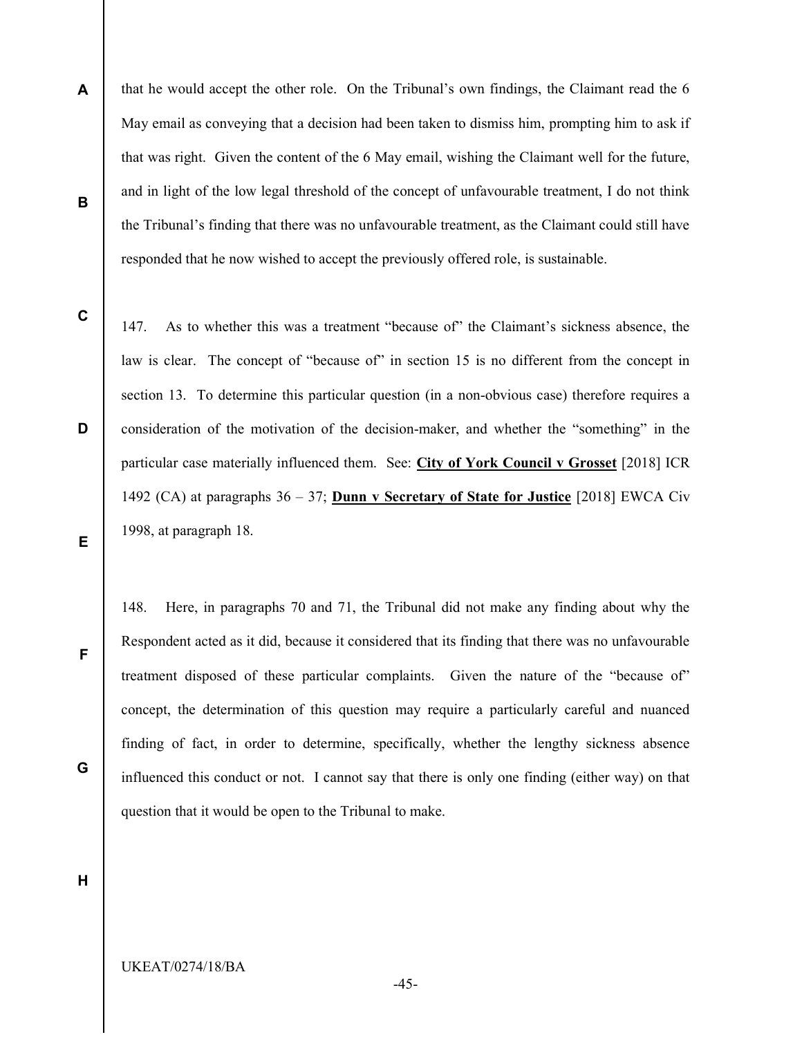that he would accept the other role. On the Tribunal's own findings, the Claimant read the 6 May email as conveying that a decision had been taken to dismiss him, prompting him to ask if that was right. Given the content of the 6 May email, wishing the Claimant well for the future, and in light of the low legal threshold of the concept of unfavourable treatment, I do not think the Tribunal's finding that there was no unfavourable treatment, as the Claimant could still have responded that he now wished to accept the previously offered role, is sustainable.

147. As to whether this was a treatment "because of" the Claimant's sickness absence, the law is clear. The concept of "because of" in section 15 is no different from the concept in section 13. To determine this particular question (in a non-obvious case) therefore requires a consideration of the motivation of the decision-maker, and whether the "something" in the particular case materially influenced them. See: **City of York Council v Grosset** [2018] ICR 1492 (CA) at paragraphs 36 – 37; **Dunn v Secretary of State for Justice** [2018] EWCA Civ 1998, at paragraph 18.

148. Here, in paragraphs 70 and 71, the Tribunal did not make any finding about why the Respondent acted as it did, because it considered that its finding that there was no unfavourable treatment disposed of these particular complaints. Given the nature of the "because of" concept, the determination of this question may require a particularly careful and nuanced finding of fact, in order to determine, specifically, whether the lengthy sickness absence influenced this conduct or not. I cannot say that there is only one finding (either way) on that question that it would be open to the Tribunal to make.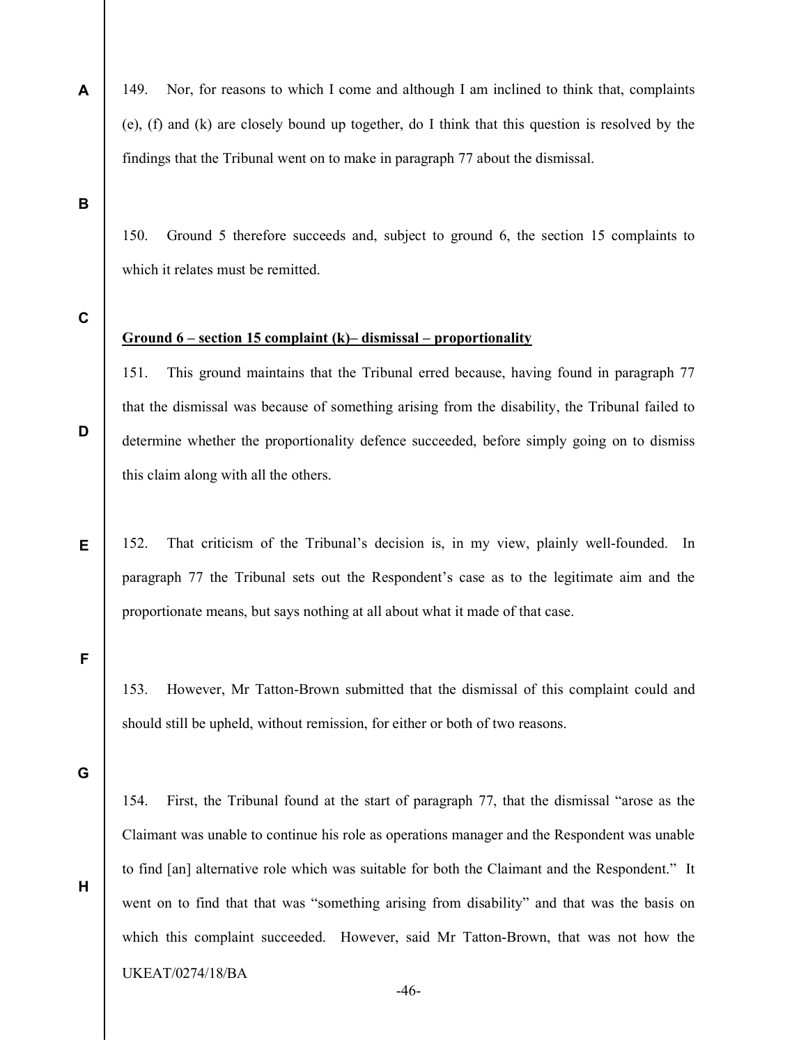149. Nor, for reasons to which I come and although I am inclined to think that, complaints (e), (f) and (k) are closely bound up together, do I think that this question is resolved by the findings that the Tribunal went on to make in paragraph 77 about the dismissal.

150. Ground 5 therefore succeeds and, subject to ground 6, the section 15 complaints to which it relates must be remitted.

**Ground 6 – section 15 complaint (k)– dismissal – proportionality**

151. This ground maintains that the Tribunal erred because, having found in paragraph 77 that the dismissal was because of something arising from the disability, the Tribunal failed to determine whether the proportionality defence succeeded, before simply going on to dismiss this claim along with all the others.

152. That criticism of the Tribunal's decision is, in my view, plainly well-founded. In paragraph 77 the Tribunal sets out the Respondent's case as to the legitimate aim and the proportionate means, but says nothing at all about what it made of that case.

153. However, Mr Tatton-Brown submitted that the dismissal of this complaint could and should still be upheld, without remission, for either or both of two reasons.

154. First, the Tribunal found at the start of paragraph 77, that the dismissal "arose as the Claimant was unable to continue his role as operations manager and the Respondent was unable to find [an] alternative role which was suitable for both the Claimant and the Respondent." It went on to find that that was "something arising from disability" and that was the basis on which this complaint succeeded. However, said Mr Tatton-Brown, that was not how the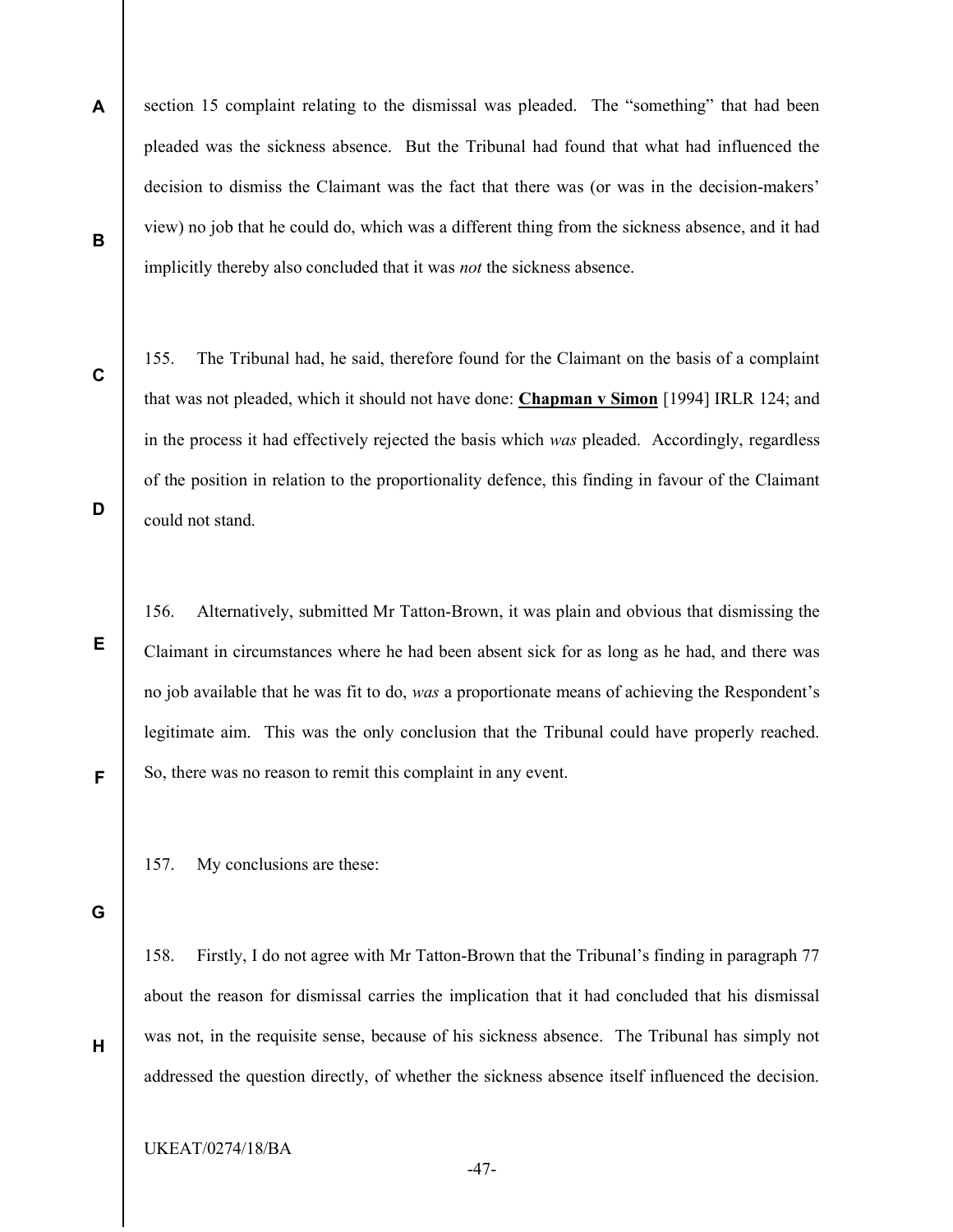section 15 complaint relating to the dismissal was pleaded. The "something" that had been pleaded was the sickness absence. But the Tribunal had found that what had influenced the decision to dismiss the Claimant was the fact that there was (or was in the decision-makers' view) no job that he could do, which was a different thing from the sickness absence, and it had implicitly thereby also concluded that it was *not* the sickness absence.

155. The Tribunal had, he said, therefore found for the Claimant on the basis of a complaint that was not pleaded, which it should not have done: **Chapman v Simon** [1994] IRLR 124; and in the process it had effectively rejected the basis which *was* pleaded. Accordingly, regardless of the position in relation to the proportionality defence, this finding in favour of the Claimant could not stand.

156. Alternatively, submitted Mr Tatton-Brown, it was plain and obvious that dismissing the Claimant in circumstances where he had been absent sick for as long as he had, and there was no job available that he was fit to do, *was* a proportionate means of achieving the Respondent's legitimate aim. This was the only conclusion that the Tribunal could have properly reached. So, there was no reason to remit this complaint in any event.

157. My conclusions are these:

158. Firstly, I do not agree with Mr Tatton-Brown that the Tribunal's finding in paragraph 77 about the reason for dismissal carries the implication that it had concluded that his dismissal was not, in the requisite sense, because of his sickness absence. The Tribunal has simply not addressed the question directly, of whether the sickness absence itself influenced the decision.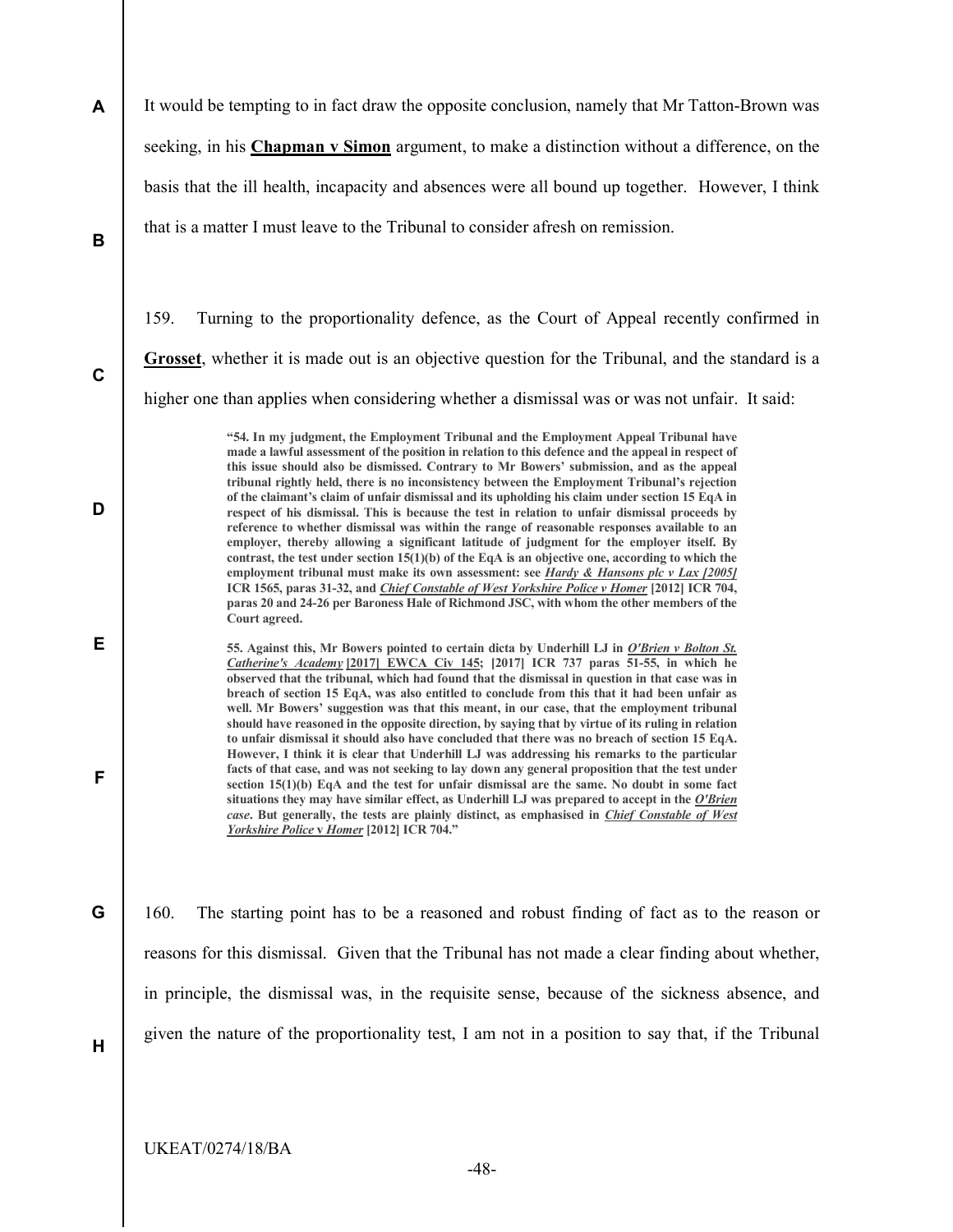It would be tempting to in fact draw the opposite conclusion, namely that Mr Tatton-Brown was seeking, in his **Chapman v Simon** argument, to make a distinction without a difference, on the basis that the ill health, incapacity and absences were all bound up together. However, I think that is a matter I must leave to the Tribunal to consider afresh on remission.

159. Turning to the proportionality defence, as the Court of Appeal recently confirmed in **Grosset**, whether it is made out is an objective question for the Tribunal, and the standard is a higher one than applies when considering whether a dismissal was or was not unfair. It said:

> **"54. In my judgment, the Employment Tribunal and the Employment Appeal Tribunal have made a lawful assessment of the position in relation to this defence and the appeal in respect of this issue should also be dismissed. Contrary to Mr Bowers' submission, and as the appeal tribunal rightly held, there is no inconsistency between the Employment Tribunal's rejection of the claimant's claim of unfair dismissal and its upholding his claim under section 15 EqA in respect of his dismissal. This is because the test in relation to unfair dismissal proceeds by reference to whether dismissal was within the range of reasonable responses available to an employer, thereby allowing a significant latitude of judgment for the employer itself. By contrast, the test under section 15(1)(b) of the EqA is an objective one, according to which the employment tribunal must make its own assessment: see *Hardy & Hansons plc v Lax [2005]* ICR 1565, paras 31-32, and *Chief Constable of West Yorkshire Police v Homer* [2012] ICR 704, paras 20 and 24-26 per Baroness Hale of Richmond JSC, with whom the other members of the Court agreed.**
>
> **55. Against this, Mr Bowers pointed to certain dicta by Underhill LJ in *O'Brien v Bolton St. Catherine's Academy* [2017] EWCA Civ 145; [2017] ICR 737 paras 51-55, in which he observed that the tribunal, which had found that the dismissal in question in that case was in breach of section 15 EqA, was also entitled to conclude from this that it had been unfair as well. Mr Bowers' suggestion was that this meant, in our case, that the employment tribunal should have reasoned in the opposite direction, by saying that by virtue of its ruling in relation to unfair dismissal it should also have concluded that there was no breach of section 15 EqA. However, I think it is clear that Underhill LJ was addressing his remarks to the particular facts of that case, and was not seeking to lay down any general proposition that the test under section 15(1)(b) EqA and the test for unfair dismissal are the same. No doubt in some fact situations they may have similar effect, as Underhill LJ was prepared to accept in the *O'Brien case*. But generally, the tests are plainly distinct, as emphasised in *Chief Constable of West Yorkshire Police v Homer* [2012] ICR 704."**

160. The starting point has to be a reasoned and robust finding of fact as to the reason or reasons for this dismissal. Given that the Tribunal has not made a clear finding about whether, in principle, the dismissal was, in the requisite sense, because of the sickness absence, and given the nature of the proportionality test, I am not in a position to say that, if the Tribunal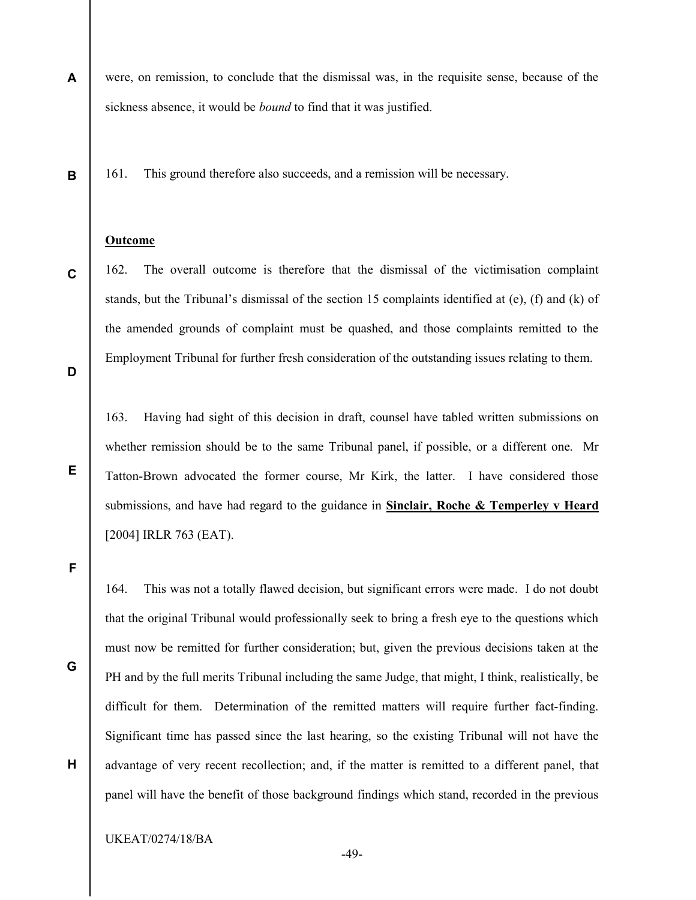were, on remission, to conclude that the dismissal was, in the requisite sense, because of the sickness absence, it would be *bound* to find that it was justified.

161. This ground therefore also succeeds, and a remission will be necessary.

**Outcome**

162. The overall outcome is therefore that the dismissal of the victimisation complaint stands, but the Tribunal's dismissal of the section 15 complaints identified at (e), (f) and (k) of the amended grounds of complaint must be quashed, and those complaints remitted to the Employment Tribunal for further fresh consideration of the outstanding issues relating to them.

163. Having had sight of this decision in draft, counsel have tabled written submissions on whether remission should be to the same Tribunal panel, if possible, or a different one. Mr Tatton-Brown advocated the former course, Mr Kirk, the latter. I have considered those submissions, and have had regard to the guidance in **Sinclair, Roche & Temperley v Heard** [2004] IRLR 763 (EAT).

164. This was not a totally flawed decision, but significant errors were made. I do not doubt that the original Tribunal would professionally seek to bring a fresh eye to the questions which must now be remitted for further consideration; but, given the previous decisions taken at the PH and by the full merits Tribunal including the same Judge, that might, I think, realistically, be difficult for them. Determination of the remitted matters will require further fact-finding. Significant time has passed since the last hearing, so the existing Tribunal will not have the advantage of very recent recollection; and, if the matter is remitted to a different panel, that panel will have the benefit of those background findings which stand, recorded in the previous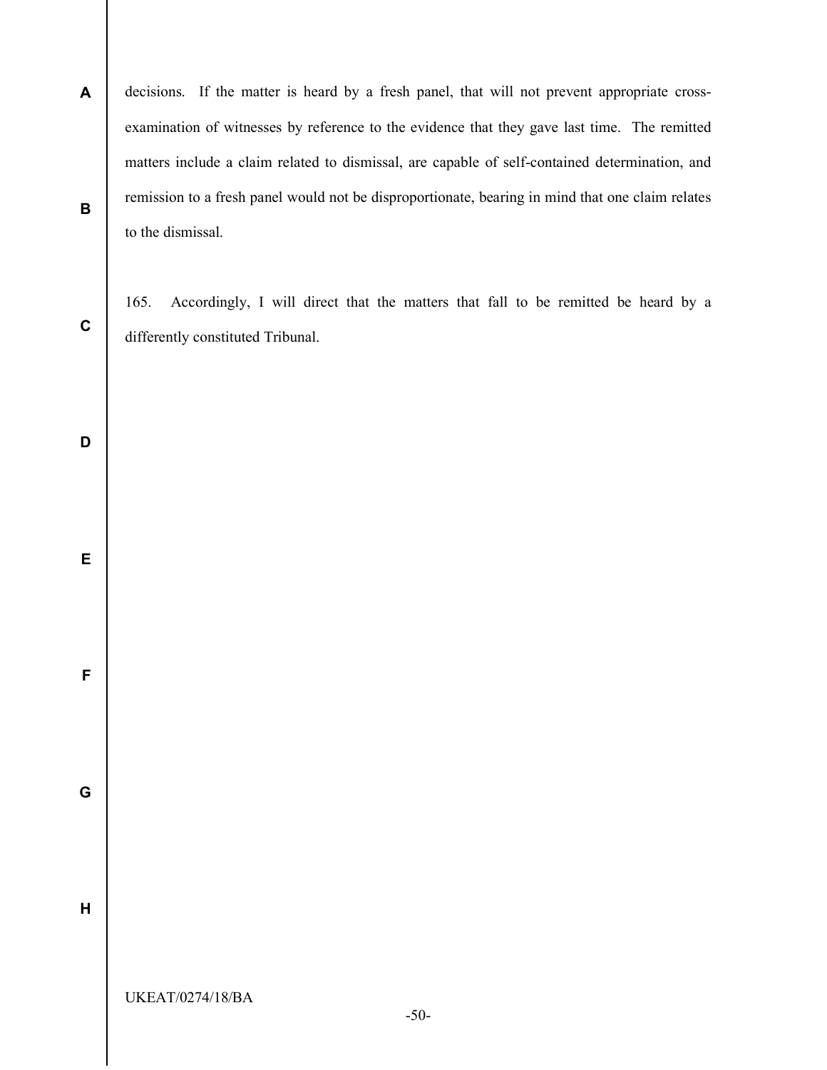decisions. If the matter is heard by a fresh panel, that will not prevent appropriate cross-examination of witnesses by reference to the evidence that they gave last time. The remitted matters include a claim related to dismissal, are capable of self-contained determination, and remission to a fresh panel would not be disproportionate, bearing in mind that one claim relates to the dismissal.

165. Accordingly, I will direct that the matters that fall to be remitted be heard by a differently constituted Tribunal.